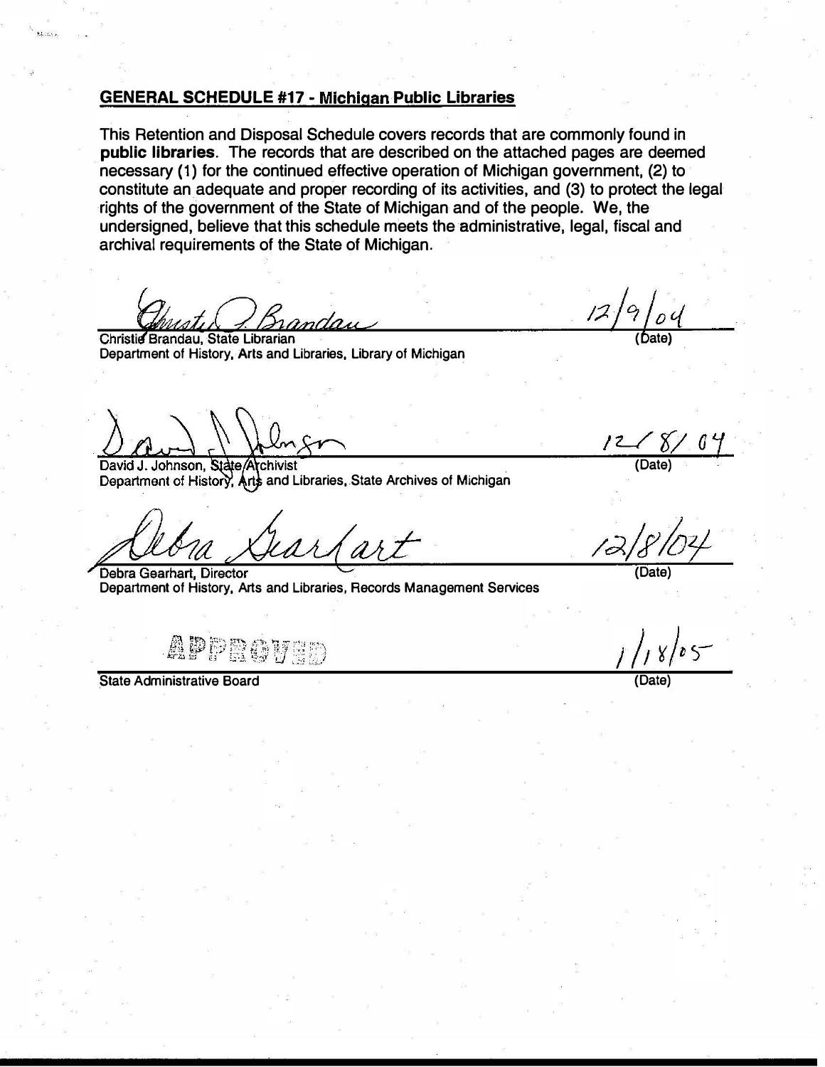## GENERAL SCHEDULE #17 - Michigan Public Libraries

This Retention and Disposal Schedule covers records that are commonly found in **public libraries**. The records that are described on the attached pages are deemed necessary (1) for the continued effective operation of Michigan government, (2) to constitute an adequate and proper recording of its activities, and (3) to protect the legal rights of the government of the State of Michigan and of the people. We, the undersigned, believe that this schedule meets the administrative, legal, fiscal and archival requirements of the State of Michigan.

Christie Brandau, State Librarian
Department of History, Arts and Libraries, Library of Michigan

12/9/04
(Date)

David J. Johnson, State Archivist
Department of History, Arts and Libraries, State Archives of Michigan

12/8/04
(Date)

Debra Gearhart, Director
Department of History, Arts and Libraries, Records Management Services

12/8/04
(Date)

APPROVED
State Administrative Board

1/18/05
(Date)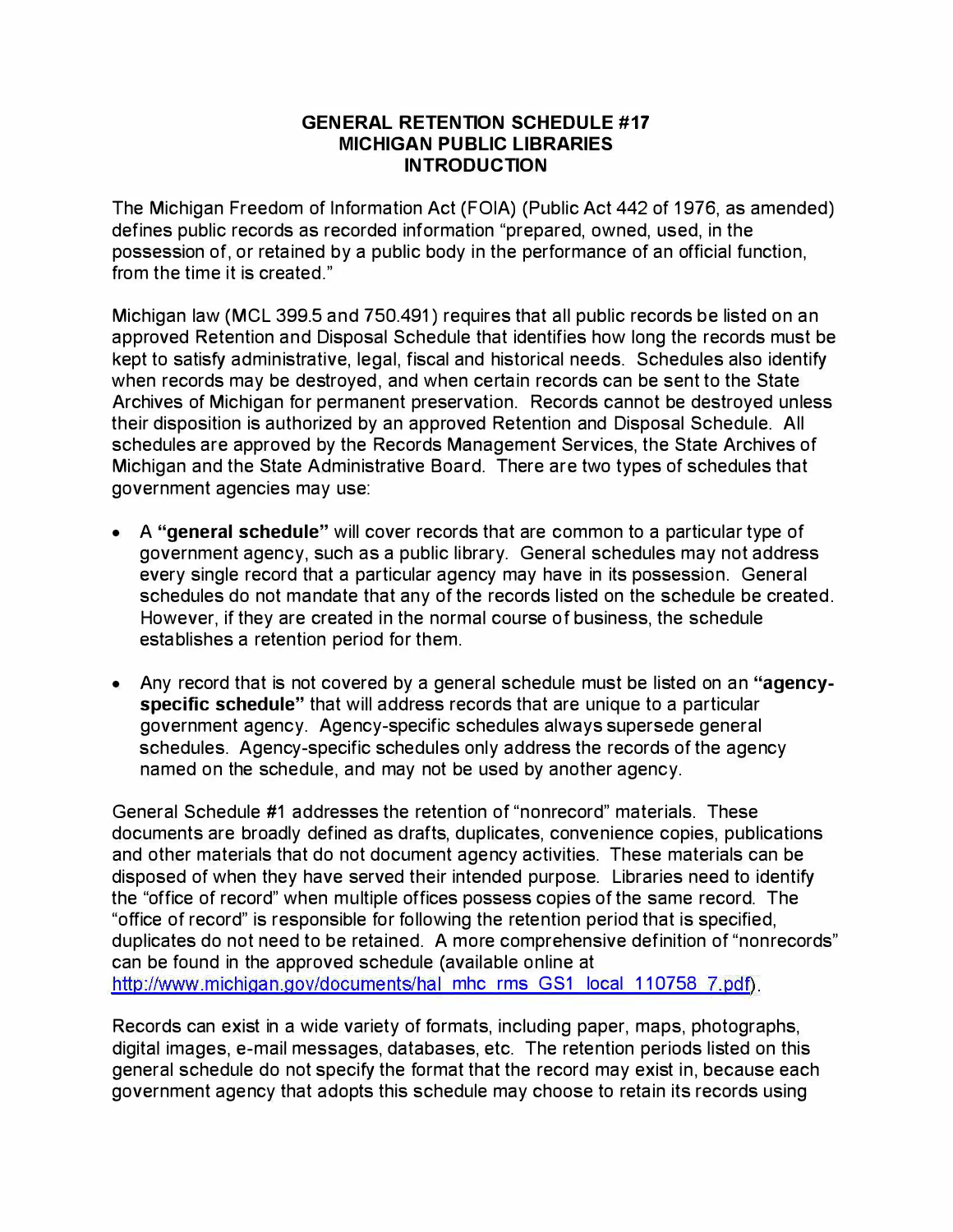# GENERAL RETENTION SCHEDULE #17
# MICHIGAN PUBLIC LIBRARIES
# INTRODUCTION

The Michigan Freedom of Information Act (FOIA) (Public Act 442 of 1976, as amended) defines public records as recorded information "prepared, owned, used, in the possession of, or retained by a public body in the performance of an official function, from the time it is created."

Michigan law (MCL 399.5 and 750.491) requires that all public records be listed on an approved Retention and Disposal Schedule that identifies how long the records must be kept to satisfy administrative, legal, fiscal and historical needs. Schedules also identify when records may be destroyed, and when certain records can be sent to the State Archives of Michigan for permanent preservation. Records cannot be destroyed unless their disposition is authorized by an approved Retention and Disposal Schedule. All schedules are approved by the Records Management Services, the State Archives of Michigan and the State Administrative Board. There are two types of schedules that government agencies may use:

- A **"general schedule"** will cover records that are common to a particular type of government agency, such as a public library. General schedules may not address every single record that a particular agency may have in its possession. General schedules do not mandate that any of the records listed on the schedule be created. However, if they are created in the normal course of business, the schedule establishes a retention period for them.

- Any record that is not covered by a general schedule must be listed on an **"agency-specific schedule"** that will address records that are unique to a particular government agency. Agency-specific schedules always supersede general schedules. Agency-specific schedules only address the records of the agency named on the schedule, and may not be used by another agency.

General Schedule #1 addresses the retention of "nonrecord" materials. These documents are broadly defined as drafts, duplicates, convenience copies, publications and other materials that do not document agency activities. These materials can be disposed of when they have served their intended purpose. Libraries need to identify the "office of record" when multiple offices possess copies of the same record. The "office of record" is responsible for following the retention period that is specified, duplicates do not need to be retained. A more comprehensive definition of "nonrecords" can be found in the approved schedule (available online at http://www.michigan.gov/documents/hal_mhc_rms_GS1_local_110758_7.pdf).

Records can exist in a wide variety of formats, including paper, maps, photographs, digital images, e-mail messages, databases, etc. The retention periods listed on this general schedule do not specify the format that the record may exist in, because each government agency that adopts this schedule may choose to retain its records using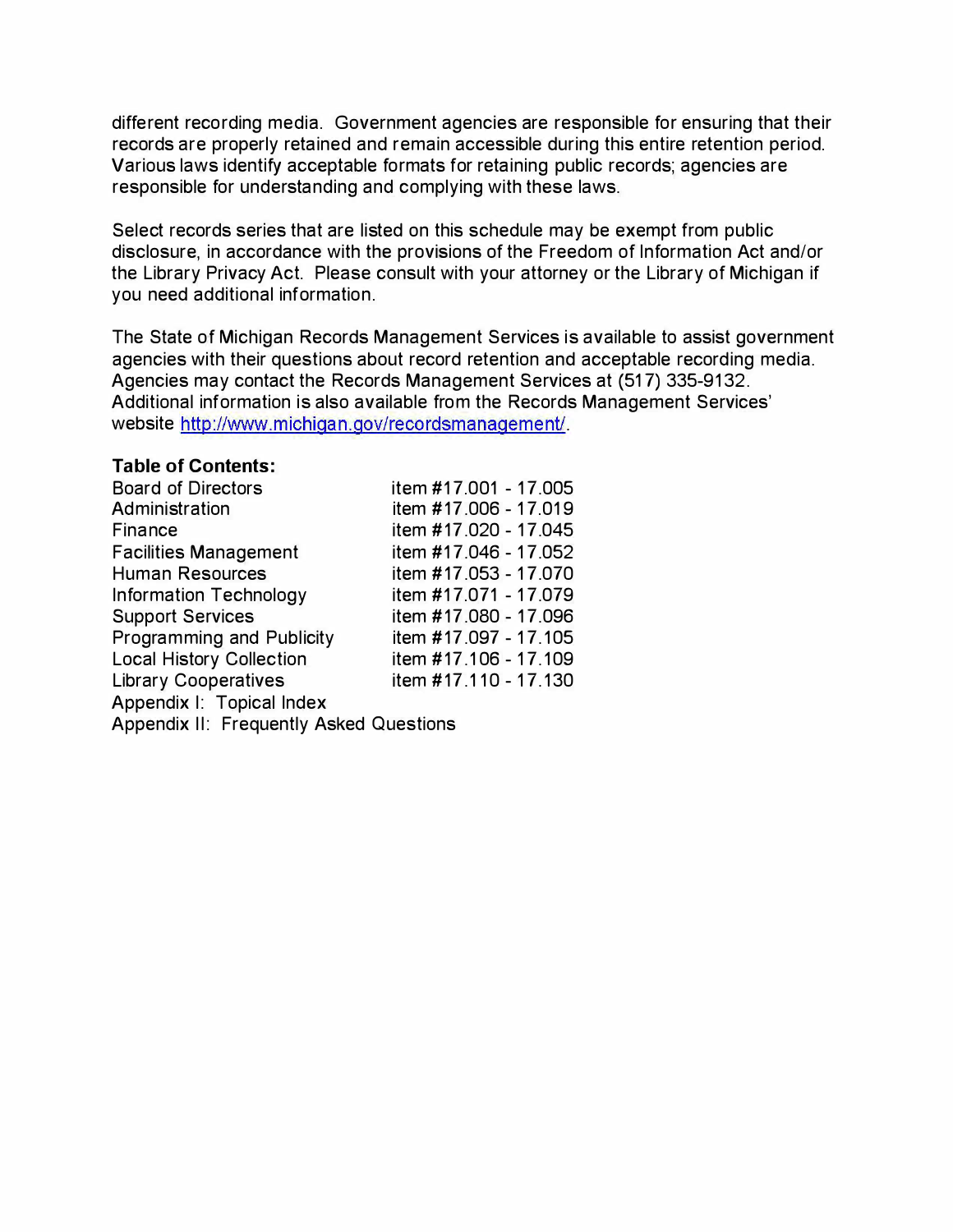different recording media. Government agencies are responsible for ensuring that their records are properly retained and remain accessible during this entire retention period. Various laws identify acceptable formats for retaining public records; agencies are responsible for understanding and complying with these laws.

Select records series that are listed on this schedule may be exempt from public disclosure, in accordance with the provisions of the Freedom of Information Act and/or the Library Privacy Act. Please consult with your attorney or the Library of Michigan if you need additional information.

The State of Michigan Records Management Services is available to assist government agencies with their questions about record retention and acceptable recording media. Agencies may contact the Records Management Services at (517) 335-9132. Additional information is also available from the Records Management Services' website [http://www.michigan.gov/recordsmanagement/](http://www.michigan.gov/recordsmanagement/).

**Table of Contents:**

| | |
|---|---|
| Board of Directors | item #17.001 - 17.005 |
| Administration | item #17.006 - 17.019 |
| Finance | item #17.020 - 17.045 |
| Facilities Management | item #17.046 - 17.052 |
| Human Resources | item #17.053 - 17.070 |
| Information Technology | item #17.071 - 17.079 |
| Support Services | item #17.080 - 17.096 |
| Programming and Publicity | item #17.097 - 17.105 |
| Local History Collection | item #17.106 - 17.109 |
| Library Cooperatives | item #17.110 - 17.130 |
| Appendix I: Topical Index | |
| Appendix II: Frequently Asked Questions | |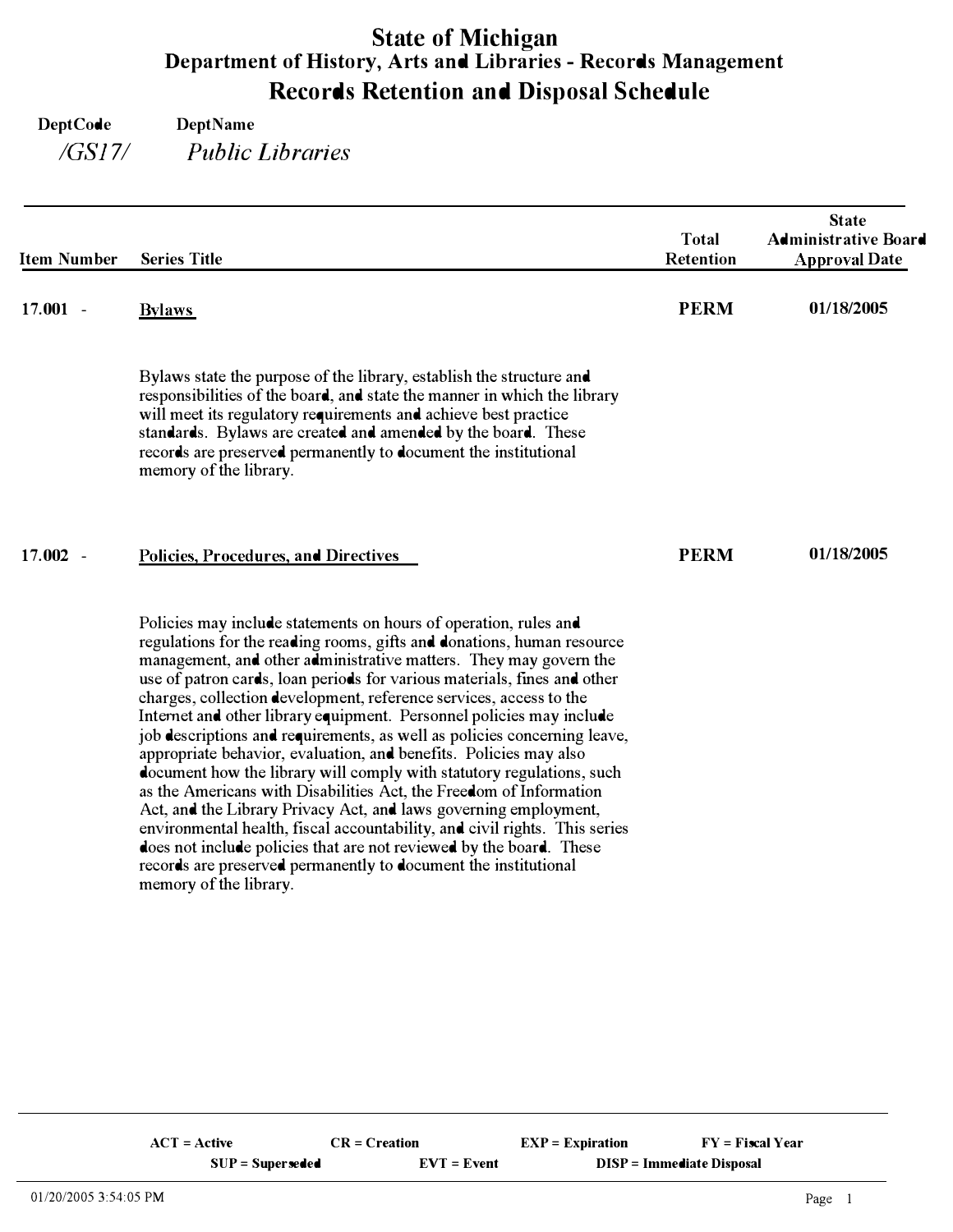# State of Michigan
## Department of History, Arts and Libraries - Records Management
## Records Retention and Disposal Schedule

**DeptCode** /GS17/ **DeptName** *Public Libraries*

| Item Number | Series Title | Total Retention | State Administrative Board Approval Date |
|---|---|---|---|
| 17.001 - | **Bylaws** | **PERM** | **01/18/2005** |
| | Bylaws state the purpose of the library, establish the structure and responsibilities of the board, and state the manner in which the library will meet its regulatory requirements and achieve best practice standards. Bylaws are created and amended by the board. These records are preserved permanently to document the institutional memory of the library. | | |
| 17.002 - | **Policies, Procedures, and Directives** | **PERM** | **01/18/2005** |
| | Policies may include statements on hours of operation, rules and regulations for the reading rooms, gifts and donations, human resource management, and other administrative matters. They may govern the use of patron cards, loan periods for various materials, fines and other charges, collection development, reference services, access to the Internet and other library equipment. Personnel policies may include job descriptions and requirements, as well as policies concerning leave, appropriate behavior, evaluation, and benefits. Policies may also document how the library will comply with statutory regulations, such as the Americans with Disabilities Act, the Freedom of Information Act, and the Library Privacy Act, and laws governing employment, environmental health, fiscal accountability, and civil rights. This series does not include policies that are not reviewed by the board. These records are preserved permanently to document the institutional memory of the library. | | |

ACT = Active    CR = Creation    EXP = Expiration    FY = Fiscal Year
SUP = Superseded    EVT = Event    DISP = Immediate Disposal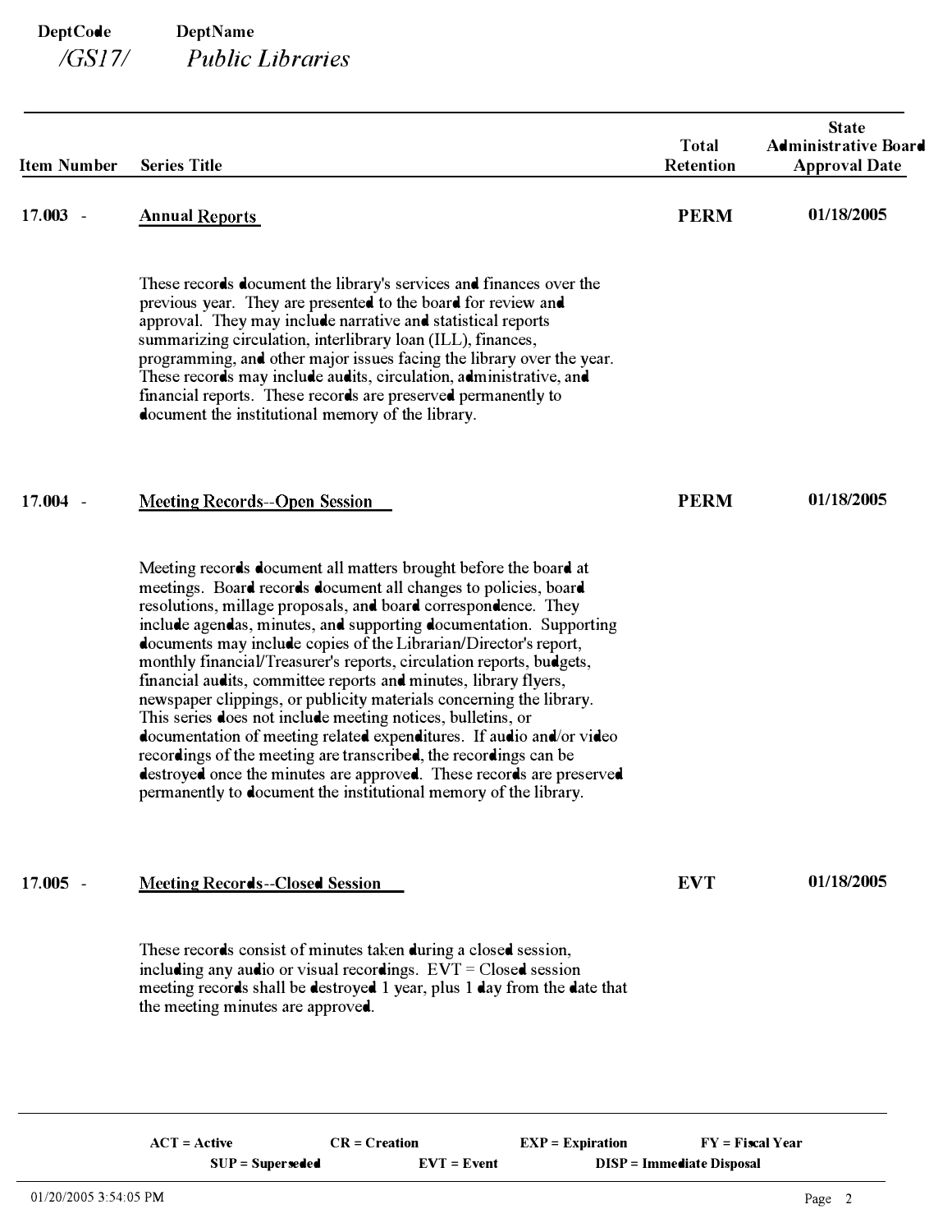DeptCode /GS17/ DeptName *Public Libraries*

| Item Number | Series Title | Total Retention | State Administrative Board Approval Date |
|---|---|---|---|
| 17.003 - | Annual Reports | PERM | 01/18/2005 |
| | These records document the library's services and finances over the previous year. They are presented to the board for review and approval. They may include narrative and statistical reports summarizing circulation, interlibrary loan (ILL), finances, programming, and other major issues facing the library over the year. These records may include audits, circulation, administrative, and financial reports. These records are preserved permanently to document the institutional memory of the library. | | |
| 17.004 - | Meeting Records--Open Session | PERM | 01/18/2005 |
| | Meeting records document all matters brought before the board at meetings. Board records document all changes to policies, board resolutions, millage proposals, and board correspondence. They include agendas, minutes, and supporting documentation. Supporting documents may include copies of the Librarian/Director's report, monthly financial/Treasurer's reports, circulation reports, budgets, financial audits, committee reports and minutes, library flyers, newspaper clippings, or publicity materials concerning the library. This series does not include meeting notices, bulletins, or documentation of meeting related expenditures. If audio and/or video recordings of the meeting are transcribed, the recordings can be destroyed once the minutes are approved. These records are preserved permanently to document the institutional memory of the library. | | |
| 17.005 - | Meeting Records--Closed Session | EVT | 01/18/2005 |
| | These records consist of minutes taken during a closed session, including any audio or visual recordings. EVT = Closed session meeting records shall be destroyed 1 year, plus 1 day from the date that the meeting minutes are approved. | | |

ACT = Active    CR = Creation    EXP = Expiration    FY = Fiscal Year
SUP = Superseded    EVT = Event    DISP = Immediate Disposal

01/20/2005 3:54:05 PM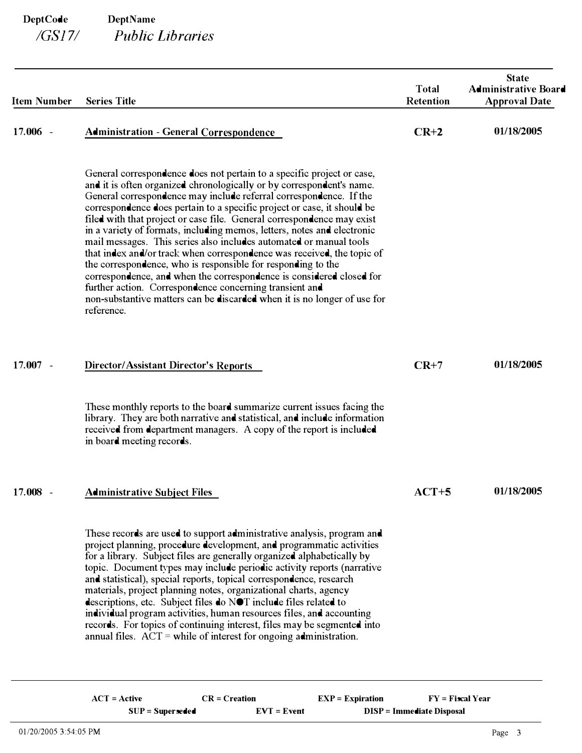**DeptCode** /GS17/ **DeptName** *Public Libraries*

| Item Number | Series Title | Total Retention | State Administrative Board Approval Date |
|---|---|---|---|
| 17.006 - | **Administration - General Correspondence** | **CR+2** | **01/18/2005** |
| | General correspondence does not pertain to a specific project or case, and it is often organized chronologically or by correspondent's name. General correspondence may include referral correspondence. If the correspondence does pertain to a specific project or case, it should be filed with that project or case file. General correspondence may exist in a variety of formats, including memos, letters, notes and electronic mail messages. This series also includes automated or manual tools that index and/or track when correspondence was received, the topic of the correspondence, who is responsible for responding to the correspondence, and when the correspondence is considered closed for further action. Correspondence concerning transient and non-substantive matters can be discarded when it is no longer of use for reference. | | |
| 17.007 - | **Director/Assistant Director's Reports** | **CR+7** | **01/18/2005** |
| | These monthly reports to the board summarize current issues facing the library. They are both narrative and statistical, and include information received from department managers. A copy of the report is included in board meeting records. | | |
| 17.008 - | **Administrative Subject Files** | **ACT+5** | **01/18/2005** |
| | These records are used to support administrative analysis, program and project planning, procedure development, and programmatic activities for a library. Subject files are generally organized alphabetically by topic. Document types may include periodic activity reports (narrative and statistical), special reports, topical correspondence, research materials, project planning notes, organizational charts, agency descriptions, etc. Subject files do NOT include files related to individual program activities, human resources files, and accounting records. For topics of continuing interest, files may be segmented into annual files. ACT = while of interest for ongoing administration. | | |

**ACT = Active** **CR = Creation** **EXP = Expiration** **FY = Fiscal Year**
**SUP = Superseded** **EVT = Event** **DISP = Immediate Disposal**

01/20/2005 3:54:05 PM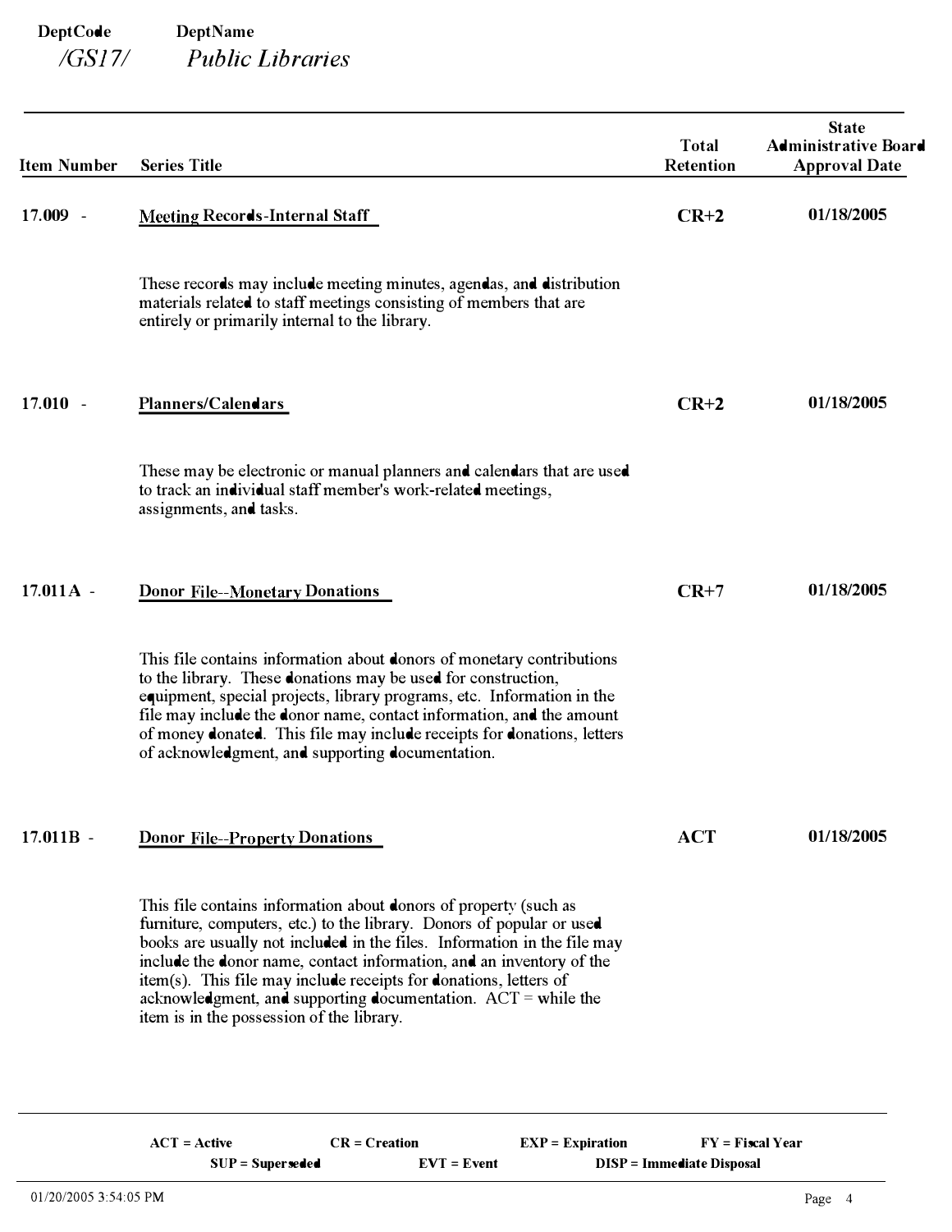**DeptCode** /GS17/ **DeptName** *Public Libraries*

| Item Number | Series Title | Total Retention | State Administrative Board Approval Date |
|---|---|---|---|
| 17.009 - | **Meeting Records-Internal Staff** | **CR+2** | **01/18/2005** |
| | These records may include meeting minutes, agendas, and distribution materials related to staff meetings consisting of members that are entirely or primarily internal to the library. | | |
| 17.010 - | **Planners/Calendars** | **CR+2** | **01/18/2005** |
| | These may be electronic or manual planners and calendars that are used to track an individual staff member's work-related meetings, assignments, and tasks. | | |
| 17.011A - | **Donor File--Monetary Donations** | **CR+7** | **01/18/2005** |
| | This file contains information about donors of monetary contributions to the library. These donations may be used for construction, equipment, special projects, library programs, etc. Information in the file may include the donor name, contact information, and the amount of money donated. This file may include receipts for donations, letters of acknowledgment, and supporting documentation. | | |
| 17.011B - | **Donor File--Property Donations** | **ACT** | **01/18/2005** |
| | This file contains information about donors of property (such as furniture, computers, etc.) to the library. Donors of popular or used books are usually not included in the files. Information in the file may include the donor name, contact information, and an inventory of the item(s). This file may include receipts for donations, letters of acknowledgment, and supporting documentation. ACT = while the item is in the possession of the library. | | |

**ACT = Active** **CR = Creation** **EXP = Expiration** **FY = Fiscal Year**
**SUP = Superseded** **EVT = Event** **DISP = Immediate Disposal**

01/20/2005 3:54:05 PM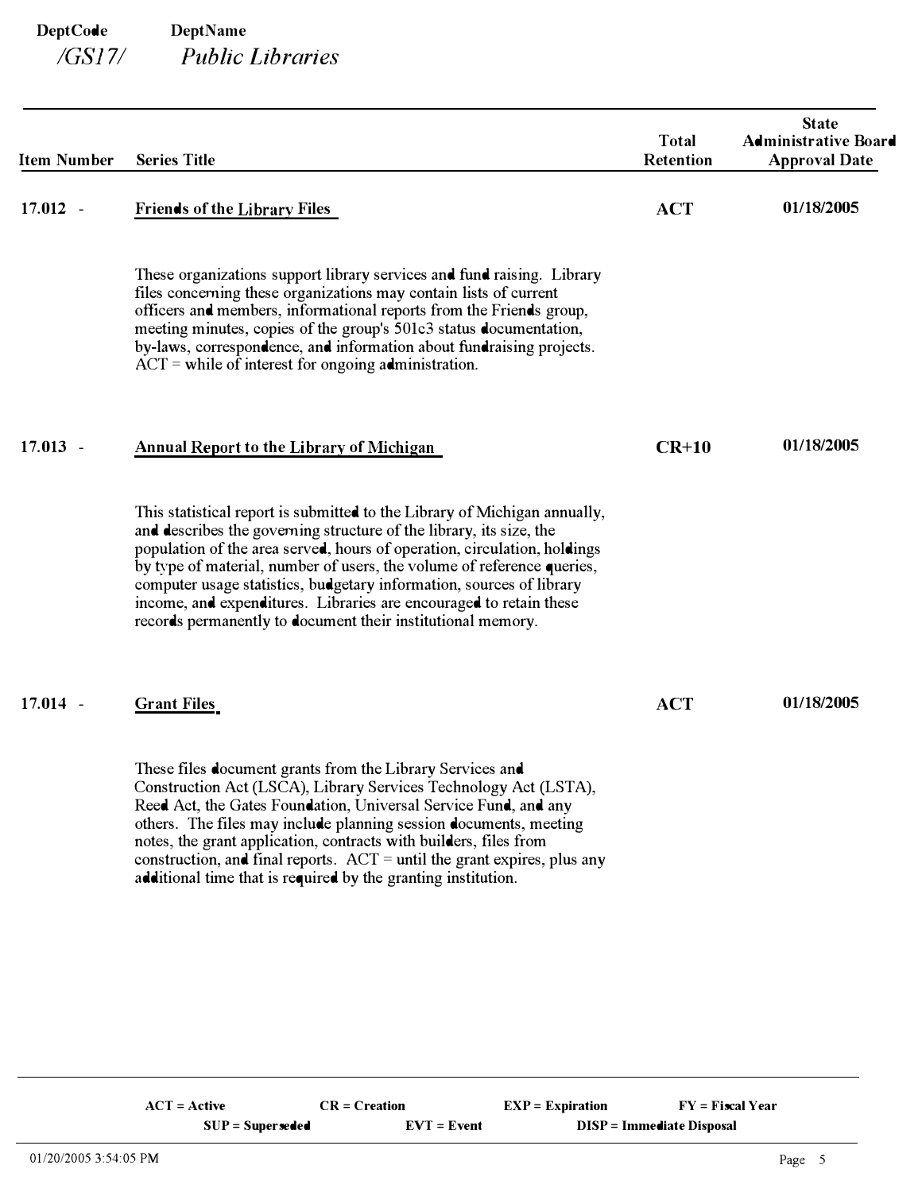**DeptCode** /GS17/ **DeptName** *Public Libraries*

| Item Number | Series Title | Total Retention | State Administrative Board Approval Date |
|---|---|---|---|
| 17.012 - | **Friends of the Library Files** | **ACT** | **01/18/2005** |
| | These organizations support library services and fund raising. Library files concerning these organizations may contain lists of current officers and members, informational reports from the Friends group, meeting minutes, copies of the group's 501c3 status documentation, by-laws, correspondence, and information about fundraising projects. ACT = while of interest for ongoing administration. | | |
| 17.013 - | **Annual Report to the Library of Michigan** | **CR+10** | **01/18/2005** |
| | This statistical report is submitted to the Library of Michigan annually, and describes the governing structure of the library, its size, the population of the area served, hours of operation, circulation, holdings by type of material, number of users, the volume of reference queries, computer usage statistics, budgetary information, sources of library income, and expenditures. Libraries are encouraged to retain these records permanently to document their institutional memory. | | |
| 17.014 - | **Grant Files** | **ACT** | **01/18/2005** |
| | These files document grants from the Library Services and Construction Act (LSCA), Library Services Technology Act (LSTA), Reed Act, the Gates Foundation, Universal Service Fund, and any others. The files may include planning session documents, meeting notes, the grant application, contracts with builders, files from construction, and final reports. ACT = until the grant expires, plus any additional time that is required by the granting institution. | | |

**ACT = Active** **CR = Creation** **EXP = Expiration** **FY = Fiscal Year**
**SUP = Superseded** **EVT = Event** **DISP = Immediate Disposal**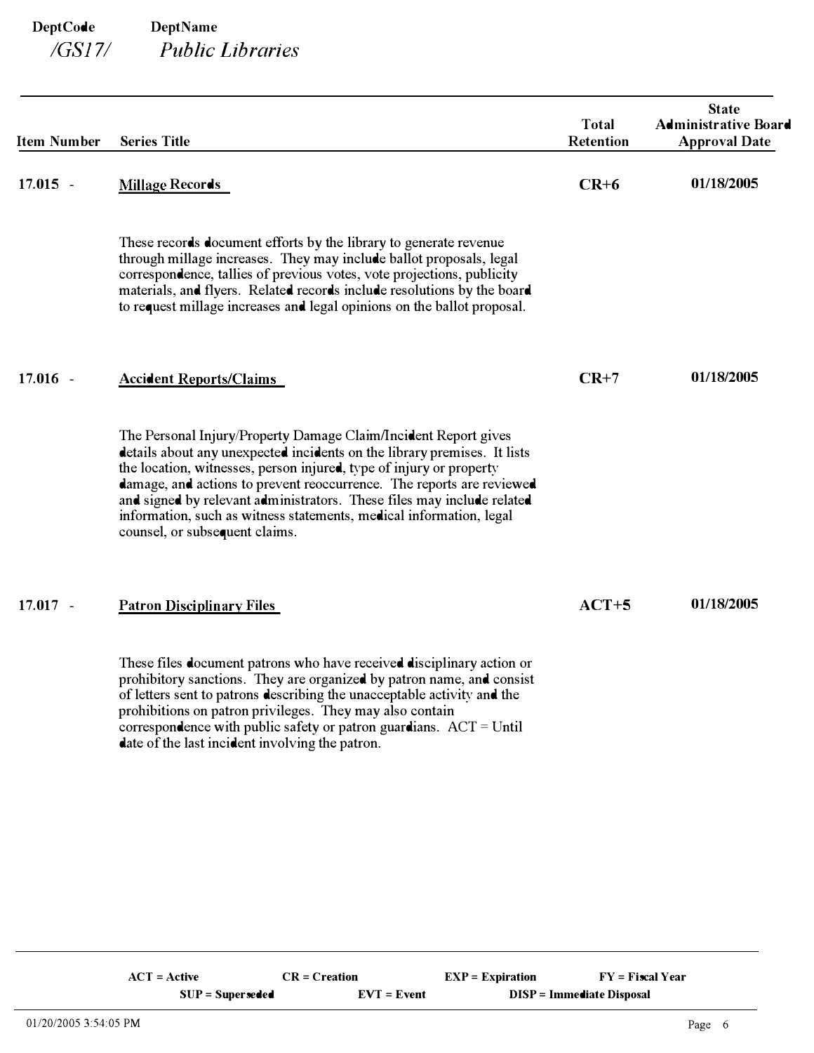**DeptCode** **DeptName**

*/GS17/* *Public Libraries*

| Item Number | Series Title | Total Retention | State Administrative Board Approval Date |
|---|---|---|---|
| 17.015 - | **Millage Records** | **CR+6** | **01/18/2005** |
| | These records document efforts by the library to generate revenue through millage increases. They may include ballot proposals, legal correspondence, tallies of previous votes, vote projections, publicity materials, and flyers. Related records include resolutions by the board to request millage increases and legal opinions on the ballot proposal. | | |
| 17.016 - | **Accident Reports/Claims** | **CR+7** | **01/18/2005** |
| | The Personal Injury/Property Damage Claim/Incident Report gives details about any unexpected incidents on the library premises. It lists the location, witnesses, person injured, type of injury or property damage, and actions to prevent reoccurrence. The reports are reviewed and signed by relevant administrators. These files may include related information, such as witness statements, medical information, legal counsel, or subsequent claims. | | |
| 17.017 - | **Patron Disciplinary Files** | **ACT+5** | **01/18/2005** |
| | These files document patrons who have received disciplinary action or prohibitory sanctions. They are organized by patron name, and consist of letters sent to patrons describing the unacceptable activity and the prohibitions on patron privileges. They may also contain correspondence with public safety or patron guardians. ACT = Until date of the last incident involving the patron. | | |

**ACT = Active** **CR = Creation** **EXP = Expiration** **FY = Fiscal Year**
**SUP = Superseded** **EVT = Event** **DISP = Immediate Disposal**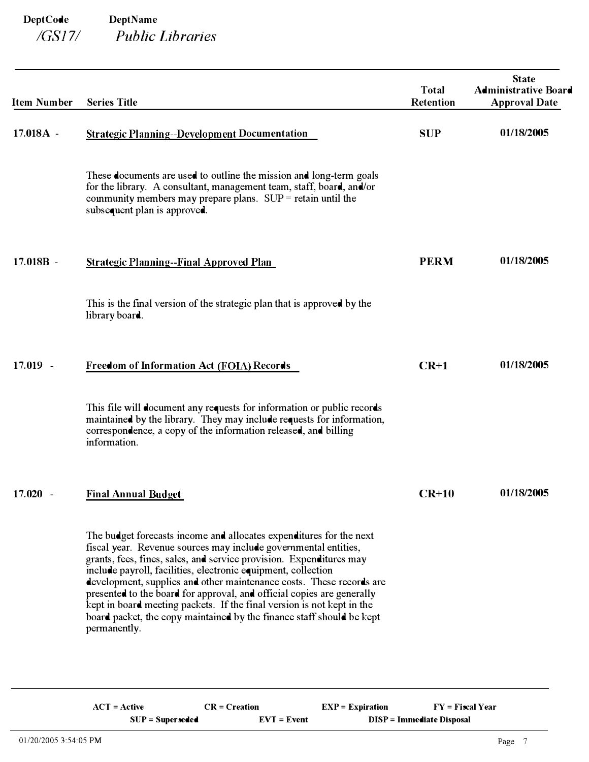**DeptCode** /GS17/ **DeptName** *Public Libraries*

| Item Number | Series Title | Total Retention | State Administrative Board Approval Date |
|---|---|---|---|
| 17.018A - | **Strategic Planning--Development Documentation** | **SUP** | **01/18/2005** |
| | These documents are used to outline the mission and long-term goals for the library. A consultant, management team, staff, board, and/or community members may prepare plans. SUP = retain until the subsequent plan is approved. | | |
| 17.018B - | **Strategic Planning--Final Approved Plan** | **PERM** | **01/18/2005** |
| | This is the final version of the strategic plan that is approved by the library board. | | |
| 17.019 - | **Freedom of Information Act (FOIA) Records** | **CR+1** | **01/18/2005** |
| | This file will document any requests for information or public records maintained by the library. They may include requests for information, correspondence, a copy of the information released, and billing information. | | |
| 17.020 - | **Final Annual Budget** | **CR+10** | **01/18/2005** |
| | The budget forecasts income and allocates expenditures for the next fiscal year. Revenue sources may include governmental entities, grants, fees, fines, sales, and service provision. Expenditures may include payroll, facilities, electronic equipment, collection development, supplies and other maintenance costs. These records are presented to the board for approval, and official copies are generally kept in board meeting packets. If the final version is not kept in the board packet, the copy maintained by the finance staff should be kept permanently. | | |

**ACT = Active** **CR = Creation** **EXP = Expiration** **FY = Fiscal Year**
**SUP = Superseded** **EVT = Event** **DISP = Immediate Disposal**

01/20/2005 3:54:05 PM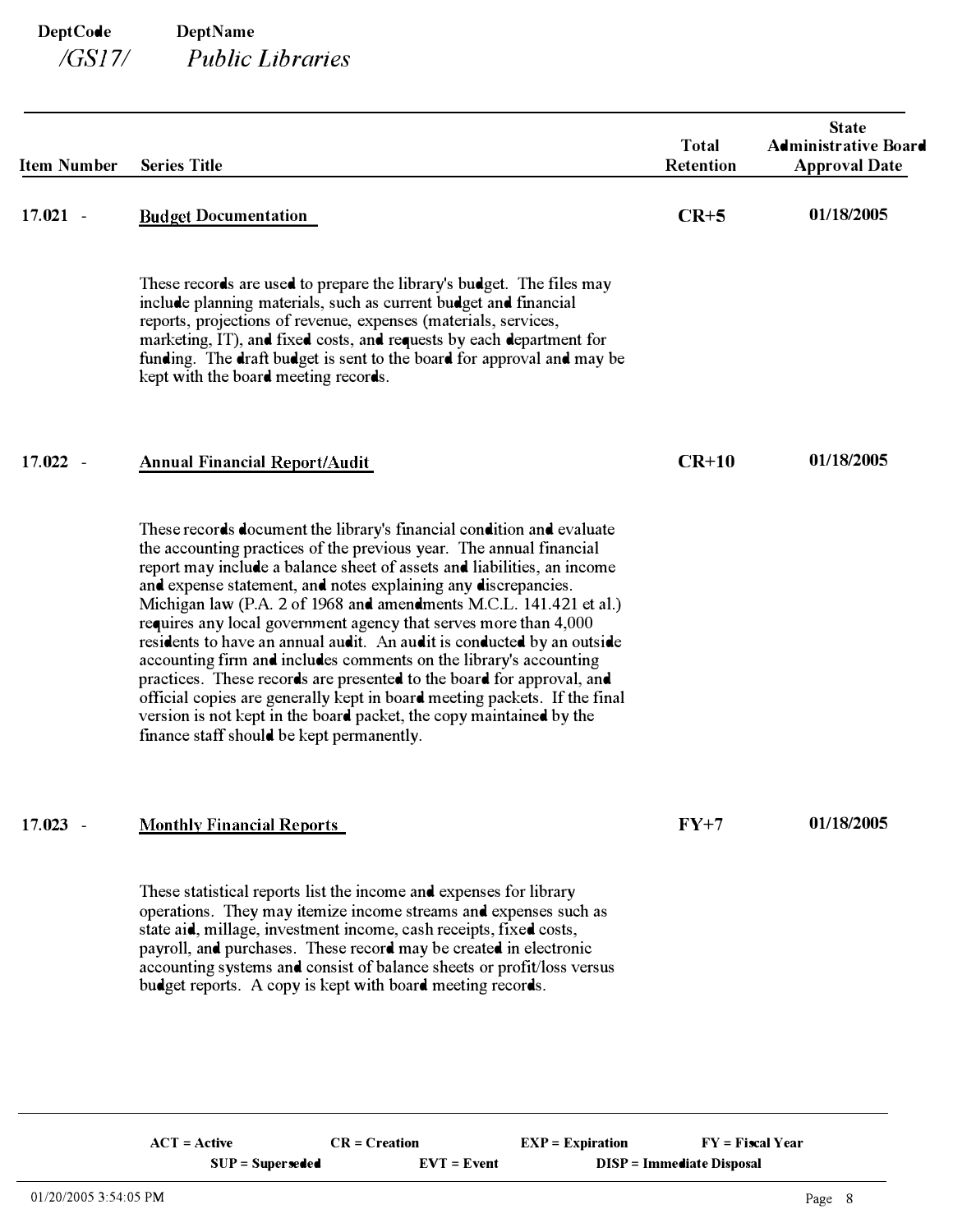**DeptCode** /GS17/ **DeptName** *Public Libraries*

| Item Number | Series Title | Total Retention | State Administrative Board Approval Date |
|---|---|---|---|
| 17.021 - | **Budget Documentation** | **CR+5** | **01/18/2005** |
| | These records are used to prepare the library's budget. The files may include planning materials, such as current budget and financial reports, projections of revenue, expenses (materials, services, marketing, IT), and fixed costs, and requests by each department for funding. The draft budget is sent to the board for approval and may be kept with the board meeting records. | | |
| 17.022 - | **Annual Financial Report/Audit** | **CR+10** | **01/18/2005** |
| | These records document the library's financial condition and evaluate the accounting practices of the previous year. The annual financial report may include a balance sheet of assets and liabilities, an income and expense statement, and notes explaining any discrepancies. Michigan law (P.A. 2 of 1968 and amendments M.C.L. 141.421 et al.) requires any local government agency that serves more than 4,000 residents to have an annual audit. An audit is conducted by an outside accounting firm and includes comments on the library's accounting practices. These records are presented to the board for approval, and official copies are generally kept in board meeting packets. If the final version is not kept in the board packet, the copy maintained by the finance staff should be kept permanently. | | |
| 17.023 - | **Monthly Financial Reports** | **FY+7** | **01/18/2005** |
| | These statistical reports list the income and expenses for library operations. They may itemize income streams and expenses such as state aid, millage, investment income, cash receipts, fixed costs, payroll, and purchases. These record may be created in electronic accounting systems and consist of balance sheets or profit/loss versus budget reports. A copy is kept with board meeting records. | | |

**ACT = Active** **CR = Creation** **EXP = Expiration** **FY = Fiscal Year**
**SUP = Superseded** **EVT = Event** **DISP = Immediate Disposal**

01/20/2005 3:54:05 PM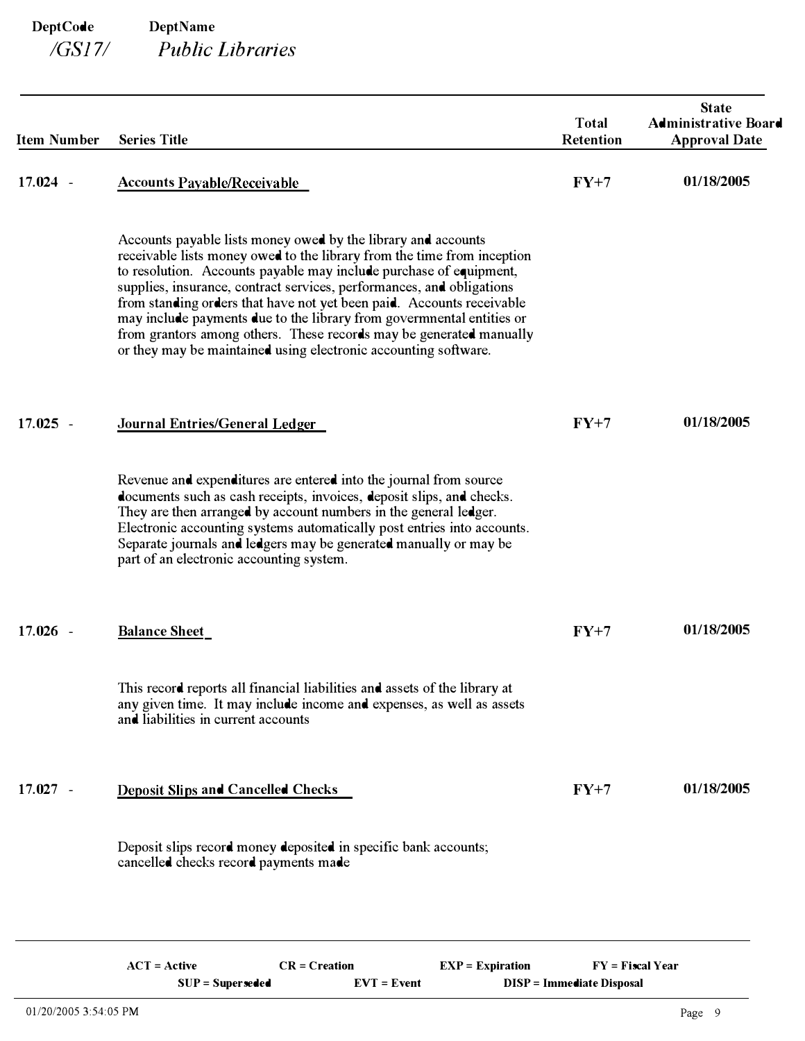**DeptCode** **DeptName**
*/GS17/* *Public Libraries*

| Item Number | Series Title | Total Retention | State Administrative Board Approval Date |
|---|---|---|---|
| 17.024 - | **Accounts Payable/Receivable** | **FY+7** | **01/18/2005** |
| | Accounts payable lists money owed by the library and accounts receivable lists money owed to the library from the time from inception to resolution. Accounts payable may include purchase of equipment, supplies, insurance, contract services, performances, and obligations from standing orders that have not yet been paid. Accounts receivable may include payments due to the library from govermnental entities or from grantors among others. These records may be generated manually or they may be maintained using electronic accounting software. | | |
| 17.025 - | **Journal Entries/General Ledger** | **FY+7** | **01/18/2005** |
| | Revenue and expenditures are entered into the journal from source documents such as cash receipts, invoices, deposit slips, and checks. They are then arranged by account numbers in the general ledger. Electronic accounting systems automatically post entries into accounts. Separate journals and ledgers may be generated manually or may be part of an electronic accounting system. | | |
| 17.026 - | **Balance Sheet** | **FY+7** | **01/18/2005** |
| | This record reports all financial liabilities and assets of the library at any given time. It may include income and expenses, as well as assets and liabilities in current accounts | | |
| 17.027 - | **Deposit Slips and Cancelled Checks** | **FY+7** | **01/18/2005** |
| | Deposit slips record money deposited in specific bank accounts; cancelled checks record payments made | | |

**ACT = Active** **CR = Creation** **EXP = Expiration** **FY = Fiscal Year**
**SUP = Superseded** **EVT = Event** **DISP = Immediate Disposal**

01/20/2005 3:54:05 PM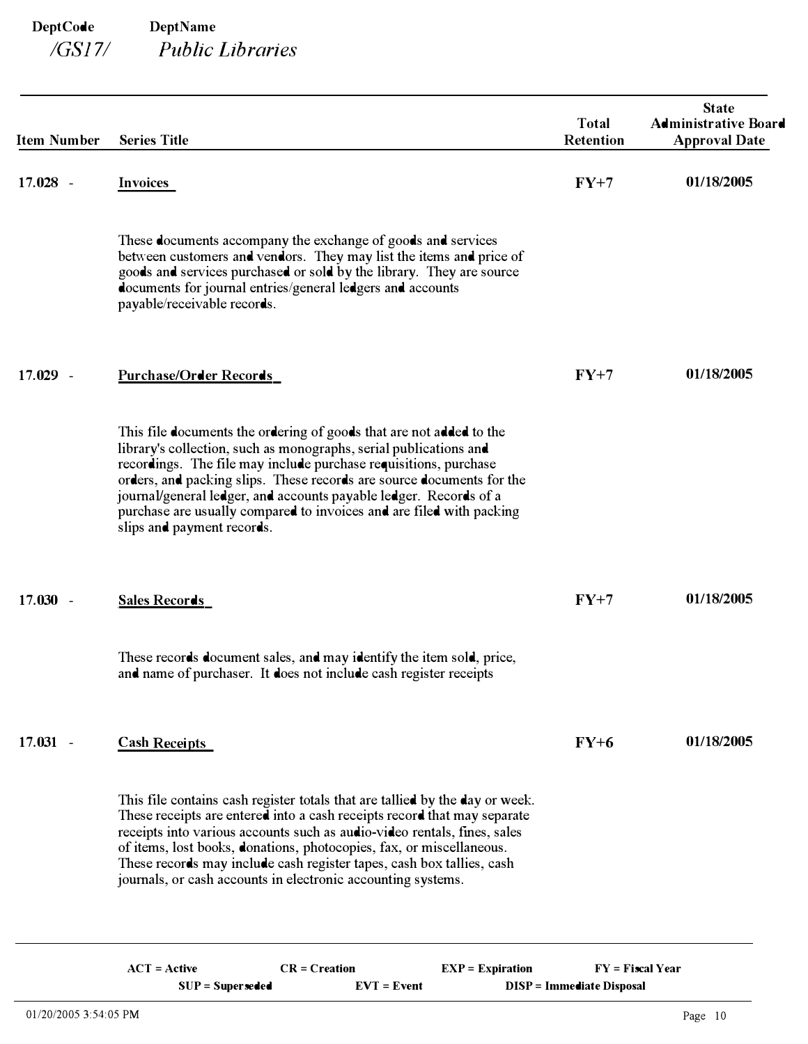**DeptCode** /GS17/ **DeptName** *Public Libraries*

| Item Number | Series Title | Total Retention | State Administrative Board Approval Date |
|---|---|---|---|
| 17.028 - | **Invoices** | **FY+7** | **01/18/2005** |
| | These documents accompany the exchange of goods and services between customers and vendors. They may list the items and price of goods and services purchased or sold by the library. They are source documents for journal entries/general ledgers and accounts payable/receivable records. | | |
| 17.029 - | **Purchase/Order Records** | **FY+7** | **01/18/2005** |
| | This file documents the ordering of goods that are not added to the library's collection, such as monographs, serial publications and recordings. The file may include purchase requisitions, purchase orders, and packing slips. These records are source documents for the journal/general ledger, and accounts payable ledger. Records of a purchase are usually compared to invoices and are filed with packing slips and payment records. | | |
| 17.030 - | **Sales Records** | **FY+7** | **01/18/2005** |
| | These records document sales, and may identify the item sold, price, and name of purchaser. It does not include cash register receipts | | |
| 17.031 - | **Cash Receipts** | **FY+6** | **01/18/2005** |
| | This file contains cash register totals that are tallied by the day or week. These receipts are entered into a cash receipts record that may separate receipts into various accounts such as audio-video rentals, fines, sales of items, lost books, donations, photocopies, fax, or miscellaneous. These records may include cash register tapes, cash box tallies, cash journals, or cash accounts in electronic accounting systems. | | |

**ACT = Active** **CR = Creation** **EXP = Expiration** **FY = Fiscal Year**
**SUP = Superseded** **EVT = Event** **DISP = Immediate Disposal**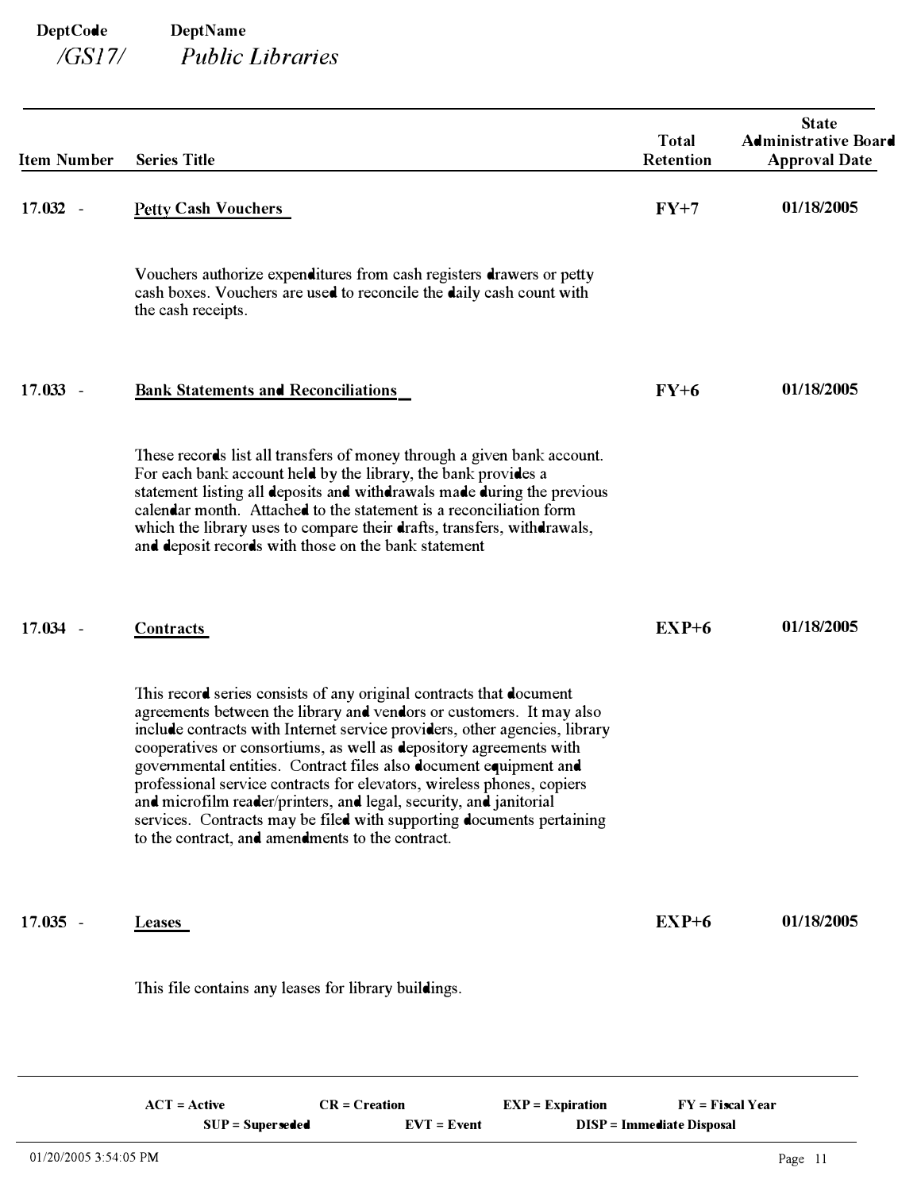**DeptCode** | **DeptName**

*/GS17/* *Public Libraries*

| Item Number | Series Title | Total Retention | State Administrative Board Approval Date |
|---|---|---|---|
| 17.032 - | **Petty Cash Vouchers** | **FY+7** | **01/18/2005** |
| | Vouchers authorize expenditures from cash registers drawers or petty cash boxes. Vouchers are used to reconcile the daily cash count with the cash receipts. | | |
| 17.033 - | **Bank Statements and Reconciliations** | **FY+6** | **01/18/2005** |
| | These records list all transfers of money through a given bank account. For each bank account held by the library, the bank provides a statement listing all deposits and withdrawals made during the previous calendar month. Attached to the statement is a reconciliation form which the library uses to compare their drafts, transfers, withdrawals, and deposit records with those on the bank statement | | |
| 17.034 - | **Contracts** | **EXP+6** | **01/18/2005** |
| | This record series consists of any original contracts that document agreements between the library and vendors or customers. It may also include contracts with Internet service providers, other agencies, library cooperatives or consortiums, as well as depository agreements with governmental entities. Contract files also document equipment and professional service contracts for elevators, wireless phones, copiers and microfilm reader/printers, and legal, security, and janitorial services. Contracts may be filed with supporting documents pertaining to the contract, and amendments to the contract. | | |
| 17.035 - | **Leases** | **EXP+6** | **01/18/2005** |
| | This file contains any leases for library buildings. | | |

**ACT = Active** **CR = Creation** **EXP = Expiration** **FY = Fiscal Year**
**SUP = Superseded** **EVT = Event** **DISP = Immediate Disposal**

01/20/2005 3:54:05 PM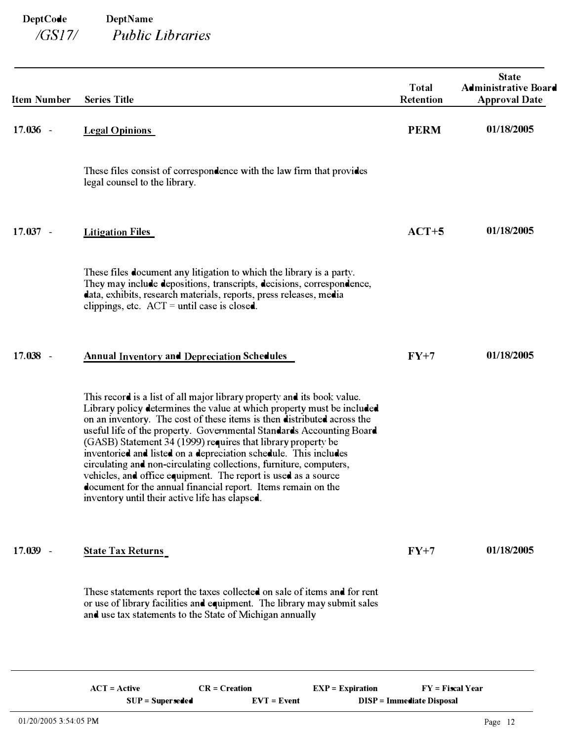| DeptCode | DeptName |
|---|---|
| */GS17/* | *Public Libraries* |

| Item Number | Series Title | Total Retention | State Administrative Board Approval Date |
|---|---|---|---|
| 17.036 - | **Legal Opinions** | **PERM** | **01/18/2005** |
| | These files consist of correspondence with the law firm that provides legal counsel to the library. | | |
| 17.037 - | **Litigation Files** | **ACT+5** | **01/18/2005** |
| | These files document any litigation to which the library is a party. They may include depositions, transcripts, decisions, correspondence, data, exhibits, research materials, reports, press releases, media clippings, etc. ACT = until case is closed. | | |
| 17.038 - | **Annual Inventory and Depreciation Schedules** | **FY+7** | **01/18/2005** |
| | This record is a list of all major library property and its book value. Library policy determines the value at which property must be included on an inventory. The cost of these items is then distributed across the useful life of the property. Governmental Standards Accounting Board (GASB) Statement 34 (1999) requires that library property be inventoried and listed on a depreciation schedule. This includes circulating and non-circulating collections, furniture, computers, vehicles, and office equipment. The report is used as a source document for the annual financial report. Items remain on the inventory until their active life has elapsed. | | |
| 17.039 - | **State Tax Returns** | **FY+7** | **01/18/2005** |
| | These statements report the taxes collected on sale of items and for rent or use of library facilities and equipment. The library may submit sales and use tax statements to the State of Michigan annually | | |

**ACT = Active** **CR = Creation** **EXP = Expiration** **FY = Fiscal Year**
**SUP = Superseded** **EVT = Event** **DISP = Immediate Disposal**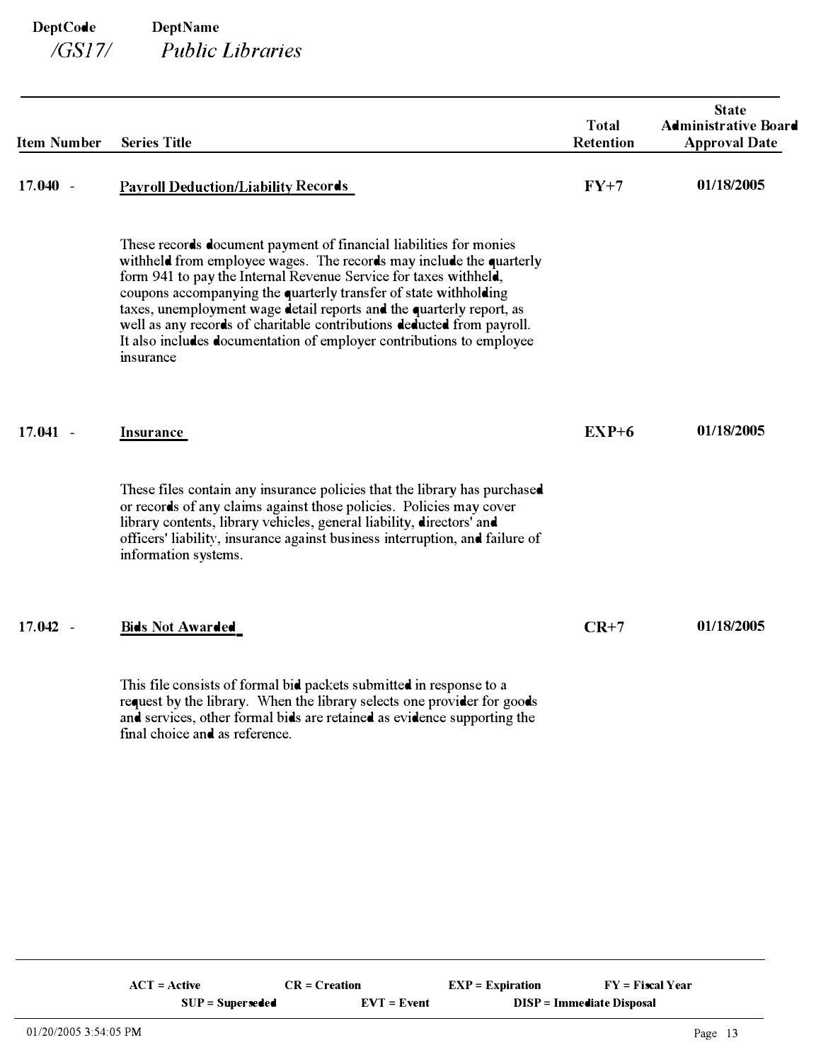DeptCode DeptName
*/GS17/* *Public Libraries*

| Item Number | Series Title | Total Retention | State Administrative Board Approval Date |
|---|---|---|---|
| 17.040 - | **Payroll Deduction/Liability Records** | **FY+7** | **01/18/2005** |
| | These records document payment of financial liabilities for monies withheld from employee wages. The records may include the quarterly form 941 to pay the Internal Revenue Service for taxes withheld, coupons accompanying the quarterly transfer of state withholding taxes, unemployment wage detail reports and the quarterly report, as well as any records of charitable contributions deducted from payroll. It also includes documentation of employer contributions to employee insurance | | |
| 17.041 - | **Insurance** | **EXP+6** | **01/18/2005** |
| | These files contain any insurance policies that the library has purchased or records of any claims against those policies. Policies may cover library contents, library vehicles, general liability, directors' and officers' liability, insurance against business interruption, and failure of information systems. | | |
| 17.042 - | **Bids Not Awarded** | **CR+7** | **01/18/2005** |
| | This file consists of formal bid packets submitted in response to a request by the library. When the library selects one provider for goods and services, other formal bids are retained as evidence supporting the final choice and as reference. | | |

**ACT = Active** **CR = Creation** **EXP = Expiration** **FY = Fiscal Year**
**SUP = Superseded** **EVT = Event** **DISP = Immediate Disposal**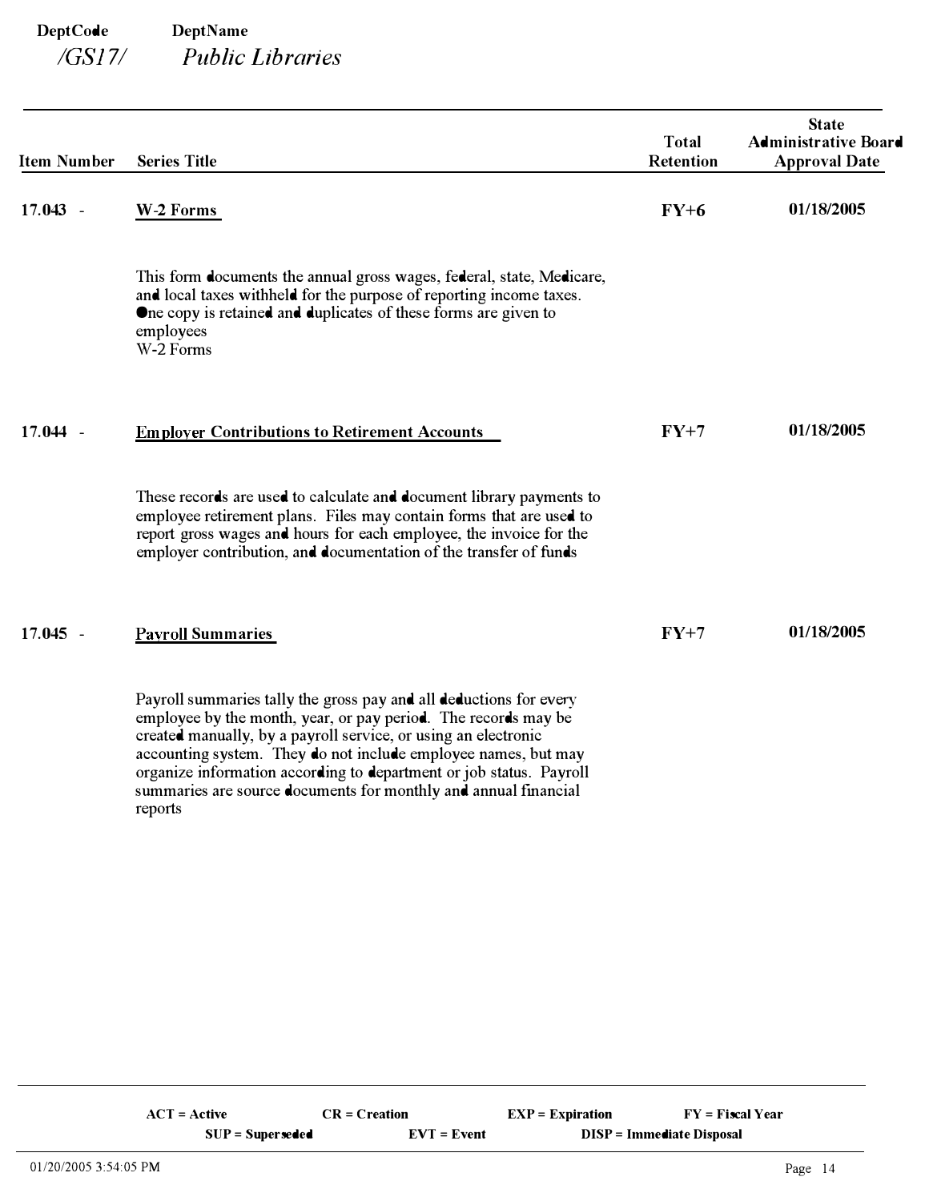| DeptCode | DeptName |
| --- | --- |
| */GS17/* | *Public Libraries* |

| Item Number | Series Title | Total Retention | State Administrative Board Approval Date |
| --- | --- | --- | --- |
| 17.043 - | **W-2 Forms** | **FY+6** | **01/18/2005** |
| | This form documents the annual gross wages, federal, state, Medicare, and local taxes withheld for the purpose of reporting income taxes. One copy is retained and duplicates of these forms are given to employees<br>W-2 Forms | | |
| 17.044 - | **Employer Contributions to Retirement Accounts** | **FY+7** | **01/18/2005** |
| | These records are used to calculate and document library payments to employee retirement plans. Files may contain forms that are used to report gross wages and hours for each employee, the invoice for the employer contribution, and documentation of the transfer of funds | | |
| 17.045 - | **Payroll Summaries** | **FY+7** | **01/18/2005** |
| | Payroll summaries tally the gross pay and all deductions for every employee by the month, year, or pay period. The records may be created manually, by a payroll service, or using an electronic accounting system. They do not include employee names, but may organize information according to department or job status. Payroll summaries are source documents for monthly and annual financial reports | | |

**ACT = Active** **CR = Creation** **EXP = Expiration** **FY = Fiscal Year**
**SUP = Superseded** **EVT = Event** **DISP = Immediate Disposal**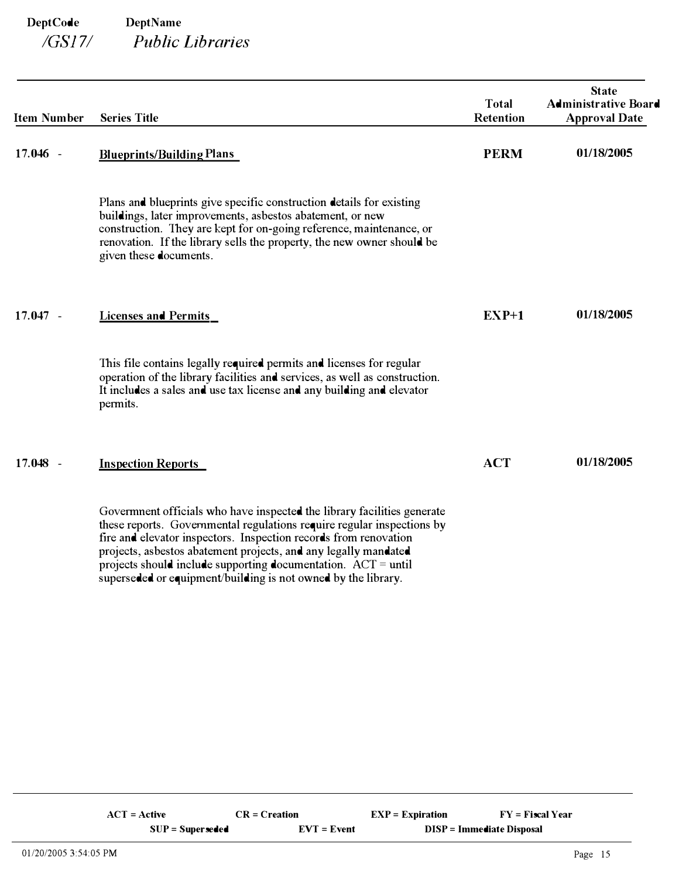**DeptCode** **DeptName**
*/GS17/* *Public Libraries*

| Item Number | Series Title | Total Retention | State Administrative Board Approval Date |
|---|---|---|---|
| 17.046 - | **Blueprints/Building Plans** | **PERM** | **01/18/2005** |
| | Plans and blueprints give specific construction details for existing buildings, later improvements, asbestos abatement, or new construction. They are kept for on-going reference, maintenance, or renovation. If the library sells the property, the new owner should be given these documents. | | |
| 17.047 - | **Licenses and Permits** | **EXP+1** | **01/18/2005** |
| | This file contains legally required permits and licenses for regular operation of the library facilities and services, as well as construction. It includes a sales and use tax license and any building and elevator permits. | | |
| 17.048 - | **Inspection Reports** | **ACT** | **01/18/2005** |
| | Government officials who have inspected the library facilities generate these reports. Governmental regulations require regular inspections by fire and elevator inspectors. Inspection records from renovation projects, asbestos abatement projects, and any legally mandated projects should include supporting documentation. ACT = until superseded or equipment/building is not owned by the library. | | |

**ACT = Active** **CR = Creation** **EXP = Expiration** **FY = Fiscal Year**
**SUP = Superseded** **EVT = Event** **DISP = Immediate Disposal**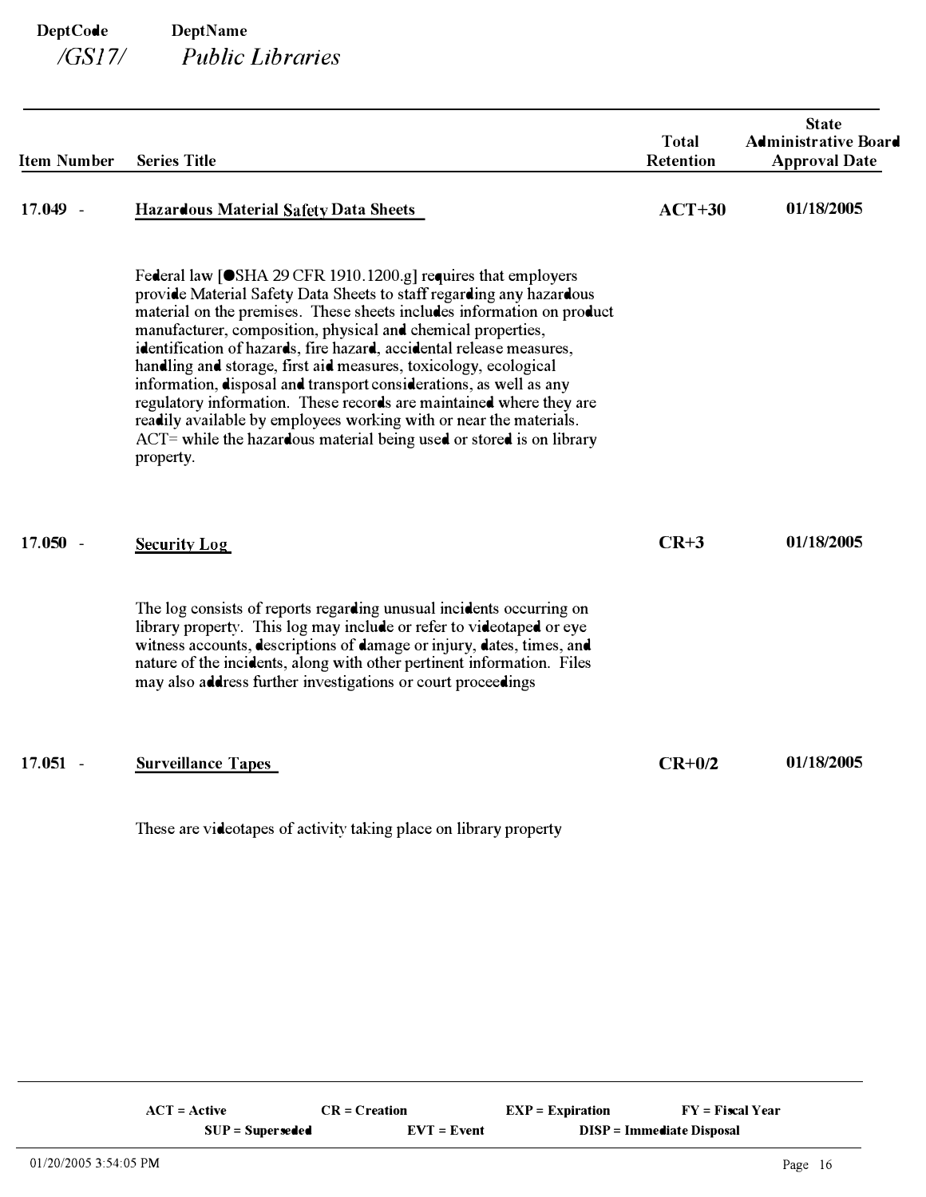**DeptCode** /GS17/ **DeptName** *Public Libraries*

| Item Number | Series Title | Total Retention | State Administrative Board Approval Date |
|---|---|---|---|
| 17.049 - | **Hazardous Material Safety Data Sheets** | **ACT+30** | **01/18/2005** |

Federal law [OSHA 29 CFR 1910.1200.g] requires that employers provide Material Safety Data Sheets to staff regarding any hazardous material on the premises. These sheets includes information on product manufacturer, composition, physical and chemical properties, identification of hazards, fire hazard, accidental release measures, handling and storage, first aid measures, toxicology, ecological information, disposal and transport considerations, as well as any regulatory information. These records are maintained where they are readily available by employees working with or near the materials. ACT= while the hazardous material being used or stored is on library property.

| Item Number | Series Title | Total Retention | State Administrative Board Approval Date |
|---|---|---|---|
| 17.050 - | **Security Log** | **CR+3** | **01/18/2005** |

The log consists of reports regarding unusual incidents occurring on library property. This log may include or refer to videotaped or eye witness accounts, descriptions of damage or injury, dates, times, and nature of the incidents, along with other pertinent information. Files may also address further investigations or court proceedings

| Item Number | Series Title | Total Retention | State Administrative Board Approval Date |
|---|---|---|---|
| 17.051 - | **Surveillance Tapes** | **CR+0/2** | **01/18/2005** |

These are videotapes of activity taking place on library property

**ACT = Active** **CR = Creation** **EXP = Expiration** **FY = Fiscal Year**
**SUP = Superseded** **EVT = Event** **DISP = Immediate Disposal**

01/20/2005 3:54:05 PM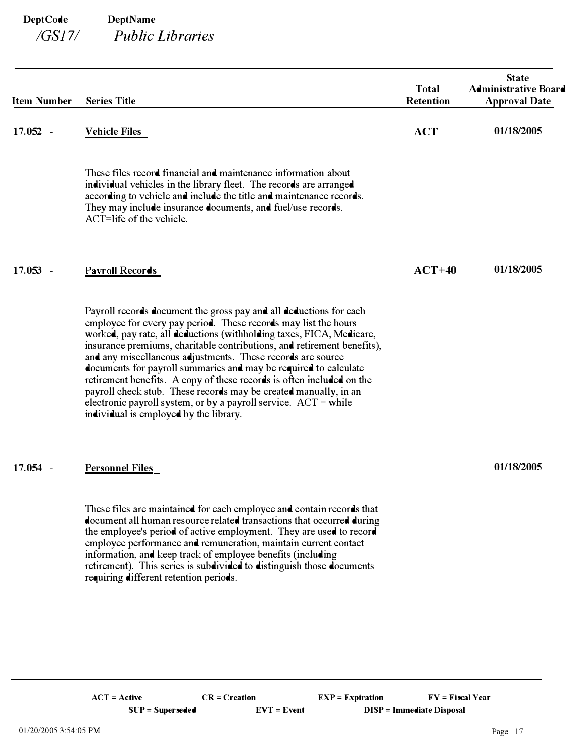**DeptCode** /GS17/ **DeptName** *Public Libraries*

| Item Number | Series Title | Total Retention | State Administrative Board Approval Date |
|---|---|---|---|
| 17.052 - | **Vehicle Files** | **ACT** | 01/18/2005 |
| | These files record financial and maintenance information about individual vehicles in the library fleet. The records are arranged according to vehicle and include the title and maintenance records. They may include insurance documents, and fuel/use records. ACT=life of the vehicle. | | |
| 17.053 - | **Payroll Records** | **ACT+40** | 01/18/2005 |
| | Payroll records document the gross pay and all deductions for each employee for every pay period. These records may list the hours worked, pay rate, all deductions (withholding taxes, FICA, Medicare, insurance premiums, charitable contributions, and retirement benefits), and any miscellaneous adjustments. These records are source documents for payroll summaries and may be required to calculate retirement benefits. A copy of these records is often included on the payroll check stub. These records may be created manually, in an electronic payroll system, or by a payroll service. ACT = while individual is employed by the library. | | |
| 17.054 - | **Personnel Files** | | 01/18/2005 |
| | These files are maintained for each employee and contain records that document all human resource related transactions that occurred during the employee's period of active employment. They are used to record employee performance and remuneration, maintain current contact information, and keep track of employee benefits (including retirement). This series is subdivided to distinguish those documents requiring different retention periods. | | |

**ACT = Active** **CR = Creation** **EXP = Expiration** **FY = Fiscal Year**
**SUP = Superseded** **EVT = Event** **DISP = Immediate Disposal**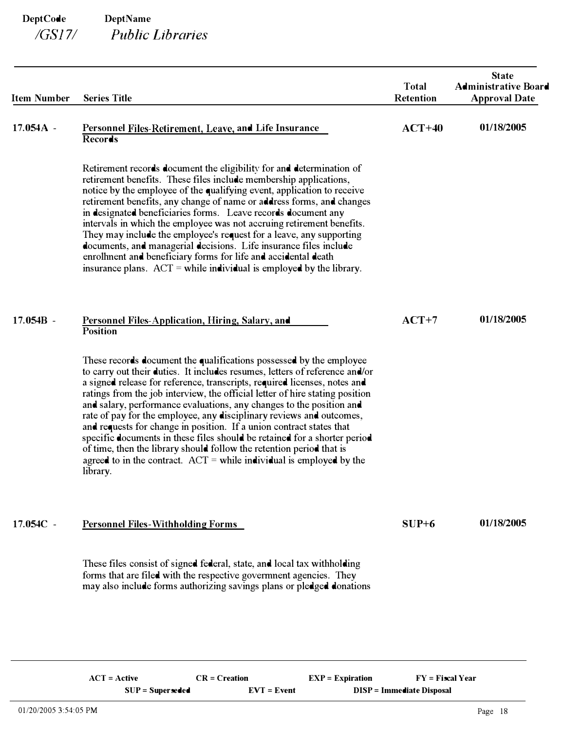| DeptCode | DeptName |
|---|---|
| /GS17/ | Public Libraries |

| Item Number | Series Title | Total Retention | State Administrative Board Approval Date |
|---|---|---|---|
| 17.054A - | **Personnel Files-Retirement, Leave, and Life Insurance Records** | ACT+40 | 01/18/2005 |
| | Retirement records document the eligibility for and determination of retirement benefits. These files include membership applications, notice by the employee of the qualifying event, application to receive retirement benefits, any change of name or address forms, and changes in designated beneficiaries forms. Leave records document any intervals in which the employee was not accruing retirement benefits. They may include the employee's request for a leave, any supporting documents, and managerial decisions. Life insurance files include enrollment and beneficiary forms for life and accidental death insurance plans. ACT = while individual is employed by the library. | | |
| 17.054B - | **Personnel Files-Application, Hiring, Salary, and Position** | ACT+7 | 01/18/2005 |
| | These records document the qualifications possessed by the employee to carry out their duties. It includes resumes, letters of reference and/or a signed release for reference, transcripts, required licenses, notes and ratings from the job interview, the official letter of hire stating position and salary, performance evaluations, any changes to the position and rate of pay for the employee, any disciplinary reviews and outcomes, and requests for change in position. If a union contract states that specific documents in these files should be retained for a shorter period of time, then the library should follow the retention period that is agreed to in the contract. ACT = while individual is employed by the library. | | |
| 17.054C - | **Personnel Files-Withholding Forms** | SUP+6 | 01/18/2005 |
| | These files consist of signed federal, state, and local tax withholding forms that are filed with the respective government agencies. They may also include forms authorizing savings plans or pledged donations | | |

ACT = Active CR = Creation EXP = Expiration FY = Fiscal Year
SUP = Superseded EVT = Event DISP = Immediate Disposal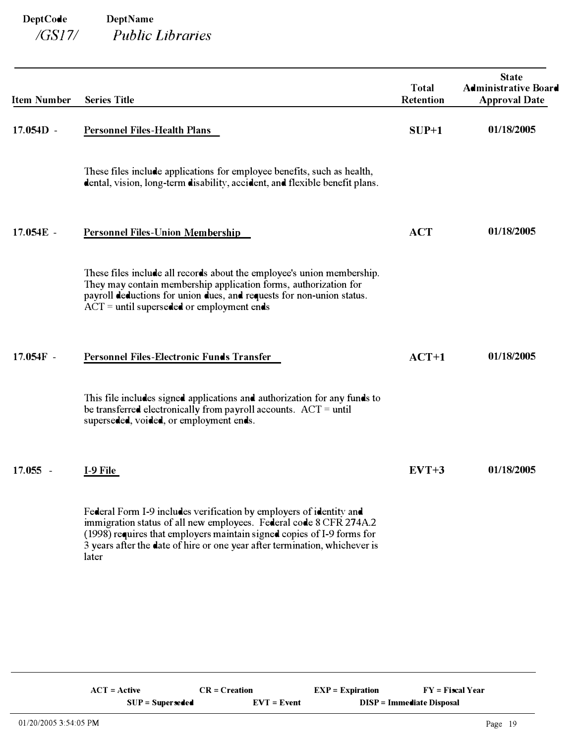| DeptCode | DeptName |
| --- | --- |
| */GS17/* | *Public Libraries* |

| Item Number | Series Title | Total Retention | State Administrative Board Approval Date |
| --- | --- | --- | --- |
| 17.054D - | **Personnel Files-Health Plans** | SUP+1 | 01/18/2005 |
| | These files include applications for employee benefits, such as health, dental, vision, long-term disability, accident, and flexible benefit plans. | | |
| 17.054E - | **Personnel Files-Union Membership** | ACT | 01/18/2005 |
| | These files include all records about the employee's union membership. They may contain membership application forms, authorization for payroll deductions for union dues, and requests for non-union status. ACT = until superseded or employment ends | | |
| 17.054F - | **Personnel Files-Electronic Funds Transfer** | ACT+1 | 01/18/2005 |
| | This file includes signed applications and authorization for any funds to be transferred electronically from payroll accounts. ACT = until superseded, voided, or employment ends. | | |
| 17.055 - | **I-9 File** | EVT+3 | 01/18/2005 |
| | Federal Form I-9 includes verification by employers of identity and immigration status of all new employees. Federal code 8 CFR 274A.2 (1998) requires that employers maintain signed copies of I-9 forms for 3 years after the date of hire or one year after termination, whichever is later | | |

ACT = Active   CR = Creation   EXP = Expiration   FY = Fiscal Year
SUP = Superseded   EVT = Event   DISP = Immediate Disposal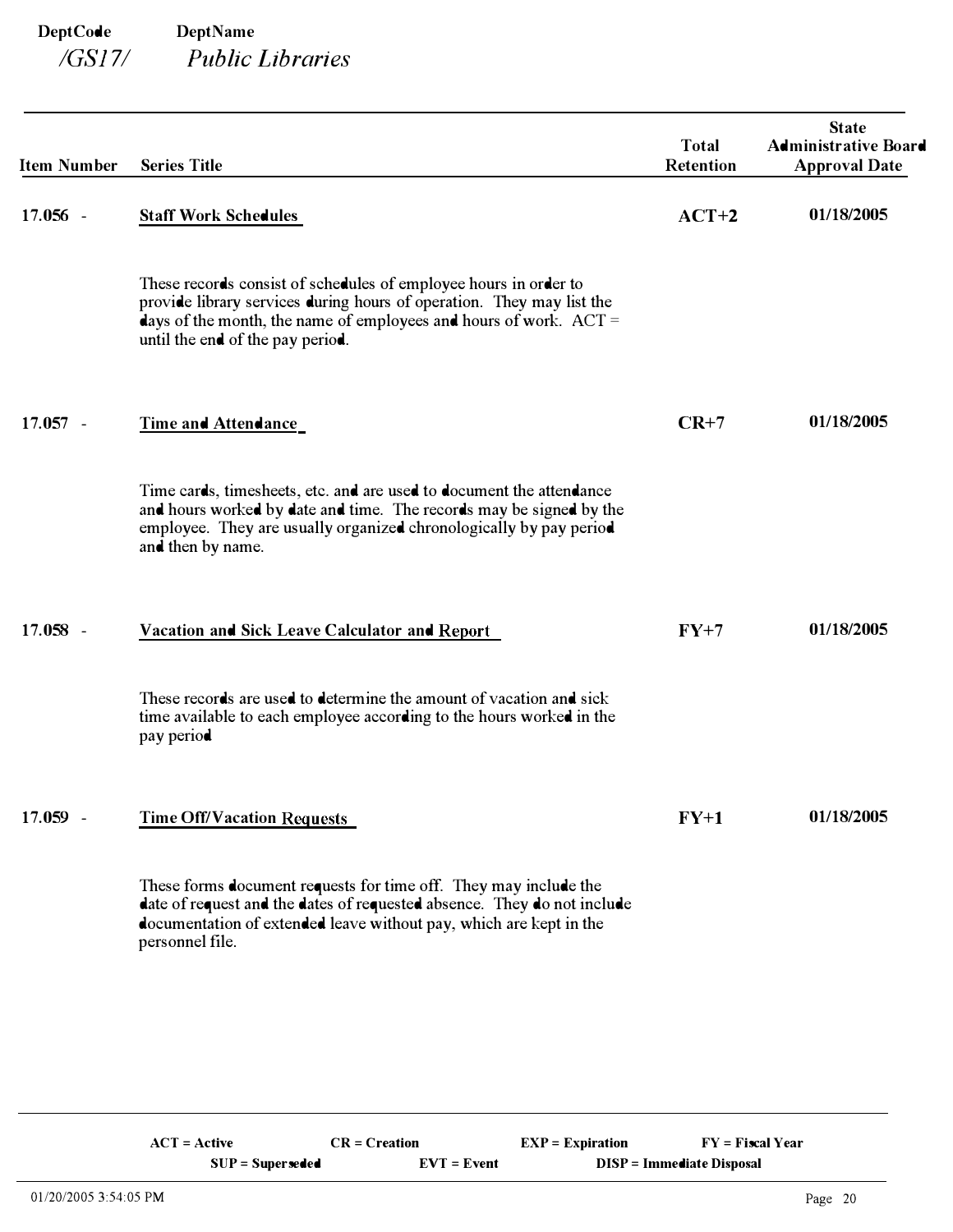**DeptCode** **DeptName**
*/GS17/* *Public Libraries*

| Item Number | Series Title | Total Retention | State Administrative Board Approval Date |
|---|---|---|---|
| 17.056 - | **Staff Work Schedules**<br><br>These records consist of schedules of employee hours in order to provide library services during hours of operation. They may list the days of the month, the name of employees and hours of work. ACT = until the end of the pay period. | **ACT+2** | **01/18/2005** |
| 17.057 - | **Time and Attendance**<br><br>Time cards, timesheets, etc. and are used to document the attendance and hours worked by date and time. The records may be signed by the employee. They are usually organized chronologically by pay period and then by name. | **CR+7** | **01/18/2005** |
| 17.058 - | **Vacation and Sick Leave Calculator and Report**<br><br>These records are used to determine the amount of vacation and sick time available to each employee according to the hours worked in the pay period | **FY+7** | **01/18/2005** |
| 17.059 - | **Time Off/Vacation Requests**<br><br>These forms document requests for time off. They may include the date of request and the dates of requested absence. They do not include documentation of extended leave without pay, which are kept in the personnel file. | **FY+1** | **01/18/2005** |

**ACT = Active** **CR = Creation** **EXP = Expiration** **FY = Fiscal Year**
**SUP = Superseded** **EVT = Event** **DISP = Immediate Disposal**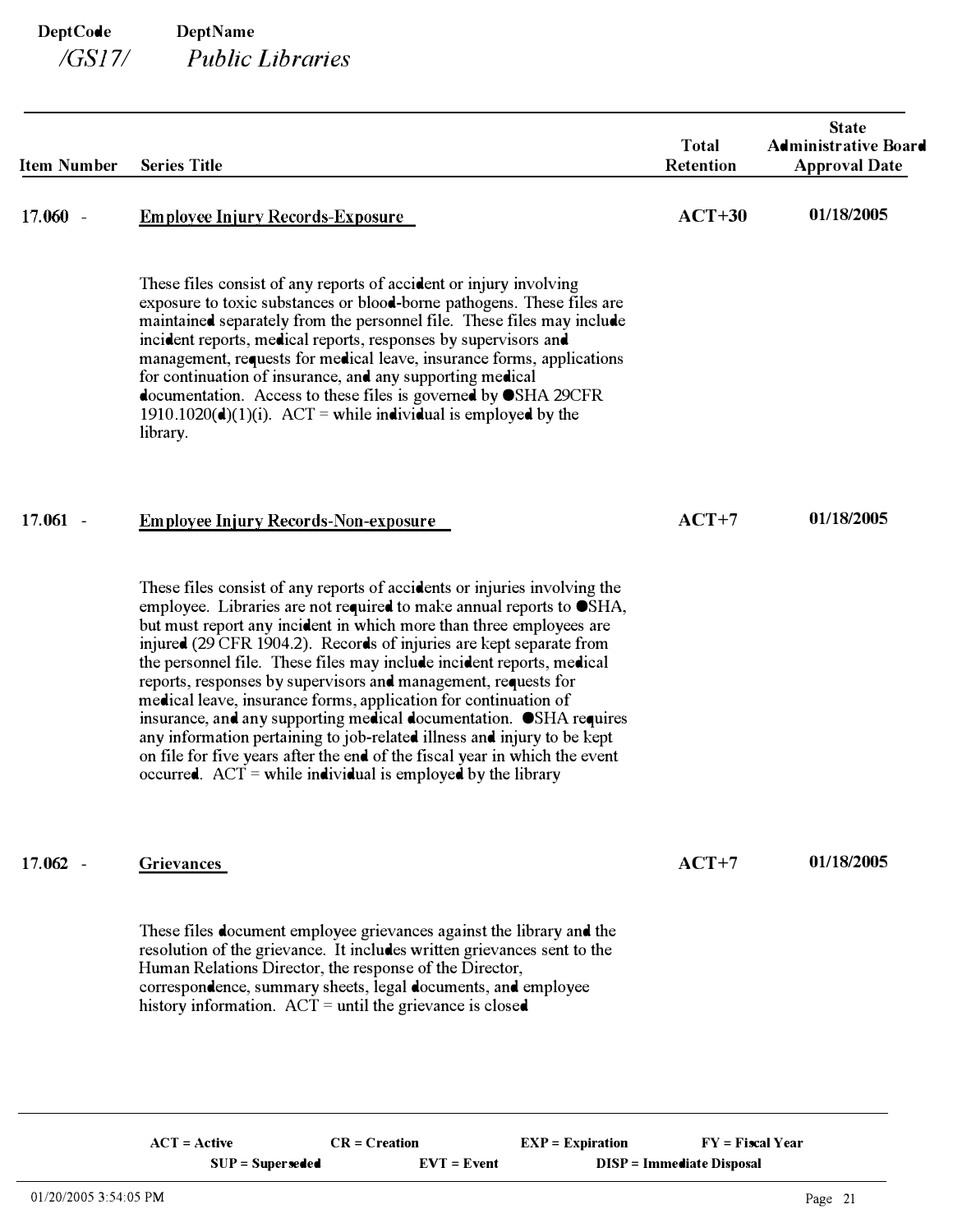**DeptCode** /GS17/ **DeptName** *Public Libraries*

| Item Number | Series Title | Total Retention | State Administrative Board Approval Date |
|---|---|---|---|
| 17.060 - | **Employee Injury Records-Exposure** | **ACT+30** | **01/18/2005** |
| | These files consist of any reports of accident or injury involving exposure to toxic substances or blood-borne pathogens. These files are maintained separately from the personnel file. These files may include incident reports, medical reports, responses by supervisors and management, requests for medical leave, insurance forms, applications for continuation of insurance, and any supporting medical documentation. Access to these files is governed by OSHA 29CFR 1910.1020(d)(1)(i). ACT = while individual is employed by the library. | | |
| 17.061 - | **Employee Injury Records-Non-exposure** | **ACT+7** | **01/18/2005** |
| | These files consist of any reports of accidents or injuries involving the employee. Libraries are not required to make annual reports to OSHA, but must report any incident in which more than three employees are injured (29 CFR 1904.2). Records of injuries are kept separate from the personnel file. These files may include incident reports, medical reports, responses by supervisors and management, requests for medical leave, insurance forms, application for continuation of insurance, and any supporting medical documentation. OSHA requires any information pertaining to job-related illness and injury to be kept on file for five years after the end of the fiscal year in which the event occurred. ACT = while individual is employed by the library | | |
| 17.062 - | **Grievances** | **ACT+7** | **01/18/2005** |
| | These files document employee grievances against the library and the resolution of the grievance. It includes written grievances sent to the Human Relations Director, the response of the Director, correspondence, summary sheets, legal documents, and employee history information. ACT = until the grievance is closed | | |

**ACT = Active** **CR = Creation** **EXP = Expiration** **FY = Fiscal Year**
**SUP = Superseded** **EVT = Event** **DISP = Immediate Disposal**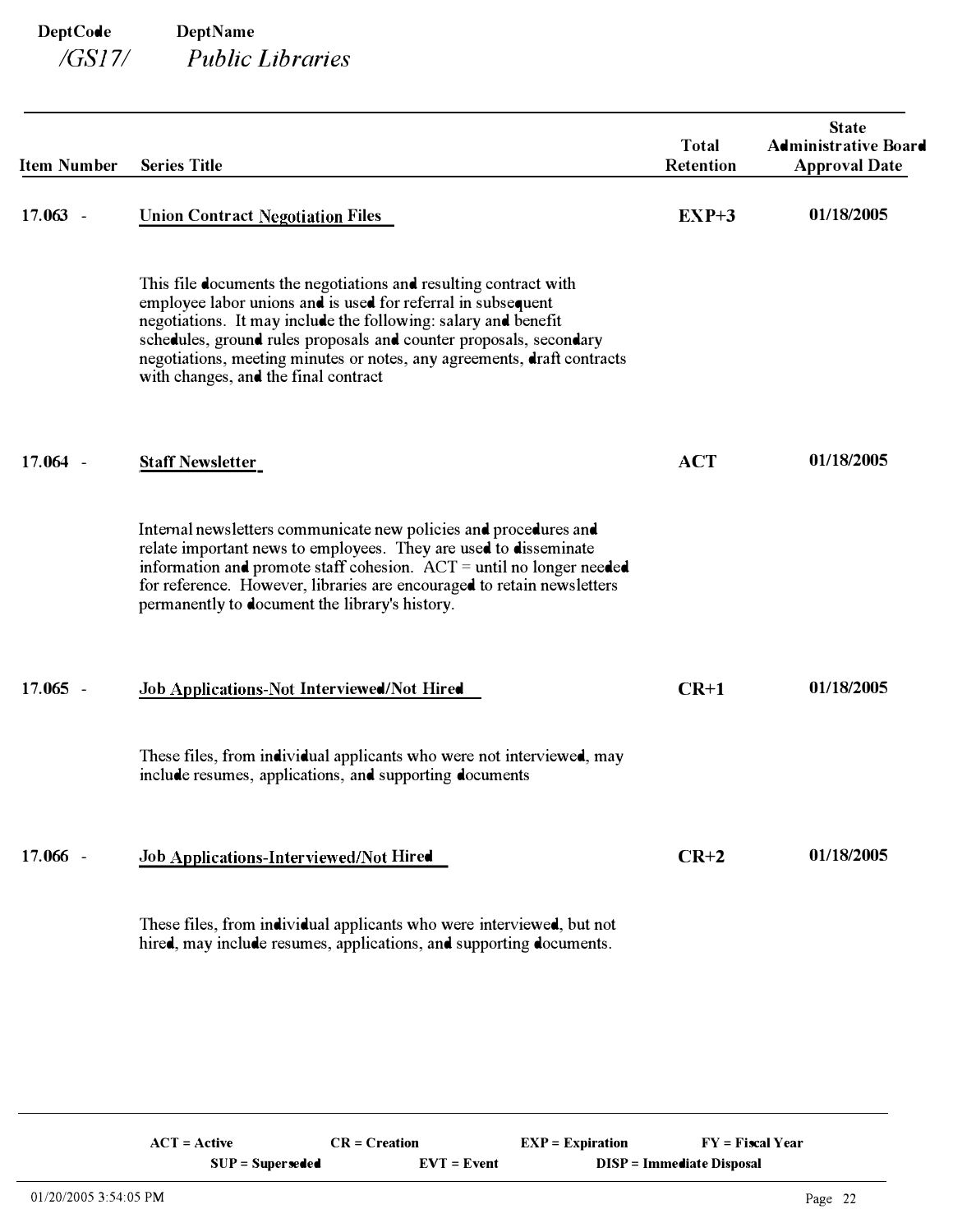**DeptCode** **DeptName**
*/GS17/* *Public Libraries*

| Item Number | Series Title | Total Retention | State Administrative Board Approval Date |
|---|---|---|---|
| 17.063 - | **Union Contract Negotiation Files** | **EXP+3** | **01/18/2005** |
| | This file documents the negotiations and resulting contract with employee labor unions and is used for referral in subsequent negotiations. It may include the following: salary and benefit schedules, ground rules proposals and counter proposals, secondary negotiations, meeting minutes or notes, any agreements, draft contracts with changes, and the final contract | | |
| 17.064 - | **Staff Newsletter** | **ACT** | **01/18/2005** |
| | Internal newsletters communicate new policies and procedures and relate important news to employees. They are used to disseminate information and promote staff cohesion. ACT = until no longer needed for reference. However, libraries are encouraged to retain newsletters permanently to document the library's history. | | |
| 17.065 - | **Job Applications-Not Interviewed/Not Hired** | **CR+1** | **01/18/2005** |
| | These files, from individual applicants who were not interviewed, may include resumes, applications, and supporting documents | | |
| 17.066 - | **Job Applications-Interviewed/Not Hired** | **CR+2** | **01/18/2005** |
| | These files, from individual applicants who were interviewed, but not hired, may include resumes, applications, and supporting documents. | | |

**ACT = Active** **CR = Creation** **EXP = Expiration** **FY = Fiscal Year**
**SUP = Superseded** **EVT = Event** **DISP = Immediate Disposal**

01/20/2005 3:54:05 PM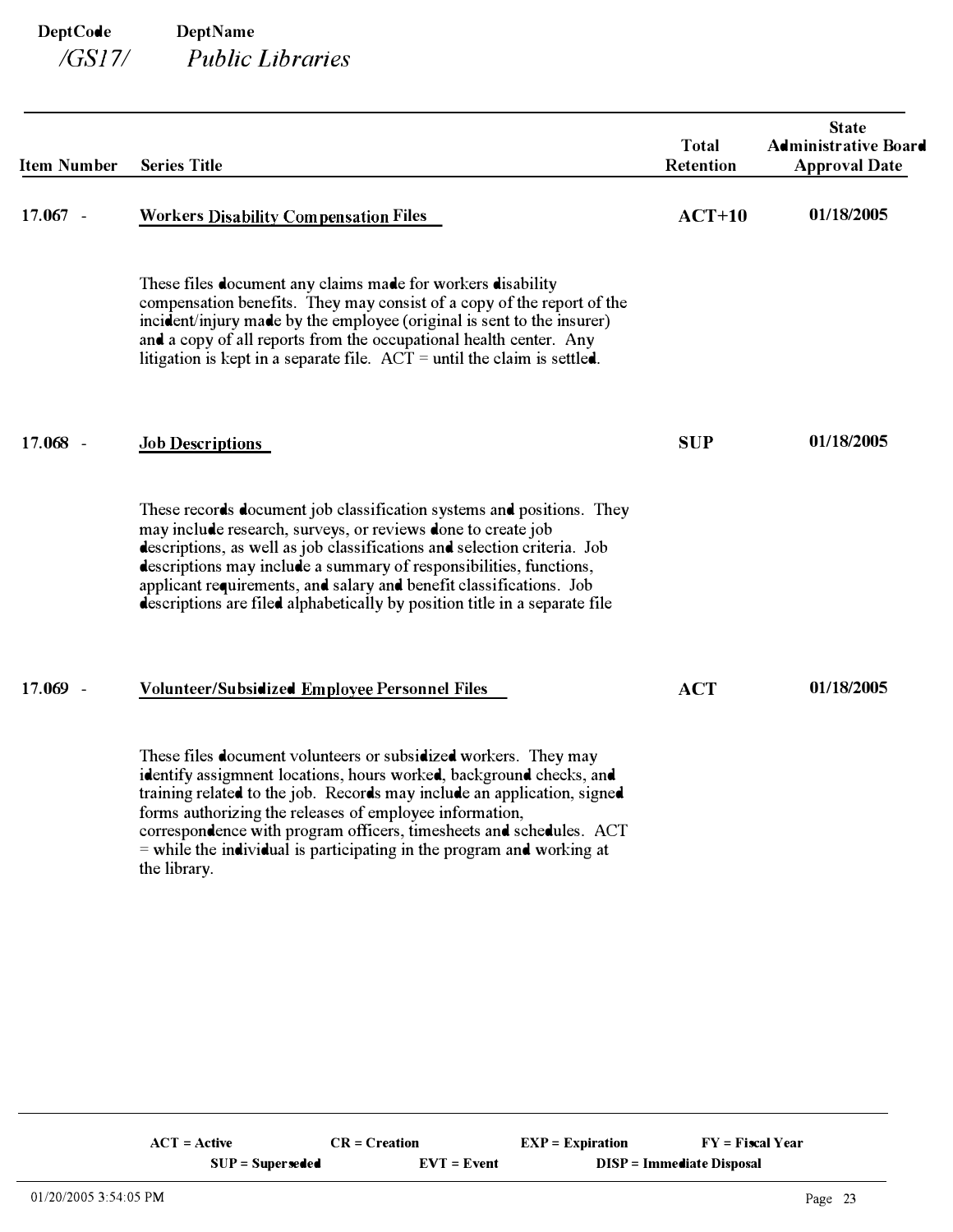**DeptCode** **DeptName**

*/GS17/* *Public Libraries*

| Item Number | Series Title | Total Retention | State Administrative Board Approval Date |
|---|---|---|---|
| 17.067 - | **Workers Disability Compensation Files** | **ACT+10** | **01/18/2005** |
| | These files document any claims made for workers disability compensation benefits. They may consist of a copy of the report of the incident/injury made by the employee (original is sent to the insurer) and a copy of all reports from the occupational health center. Any litigation is kept in a separate file. ACT = until the claim is settled. | | |
| 17.068 - | **Job Descriptions** | **SUP** | **01/18/2005** |
| | These records document job classification systems and positions. They may include research, surveys, or reviews done to create job descriptions, as well as job classifications and selection criteria. Job descriptions may include a summary of responsibilities, functions, applicant requirements, and salary and benefit classifications. Job descriptions are filed alphabetically by position title in a separate file | | |
| 17.069 - | **Volunteer/Subsidized Employee Personnel Files** | **ACT** | **01/18/2005** |
| | These files document volunteers or subsidized workers. They may identify assignment locations, hours worked, background checks, and training related to the job. Records may include an application, signed forms authorizing the releases of employee information, correspondence with program officers, timesheets and schedules. ACT = while the individual is participating in the program and working at the library. | | |

**ACT = Active** **CR = Creation** **EXP = Expiration** **FY = Fiscal Year**
**SUP = Superseded** **EVT = Event** **DISP = Immediate Disposal**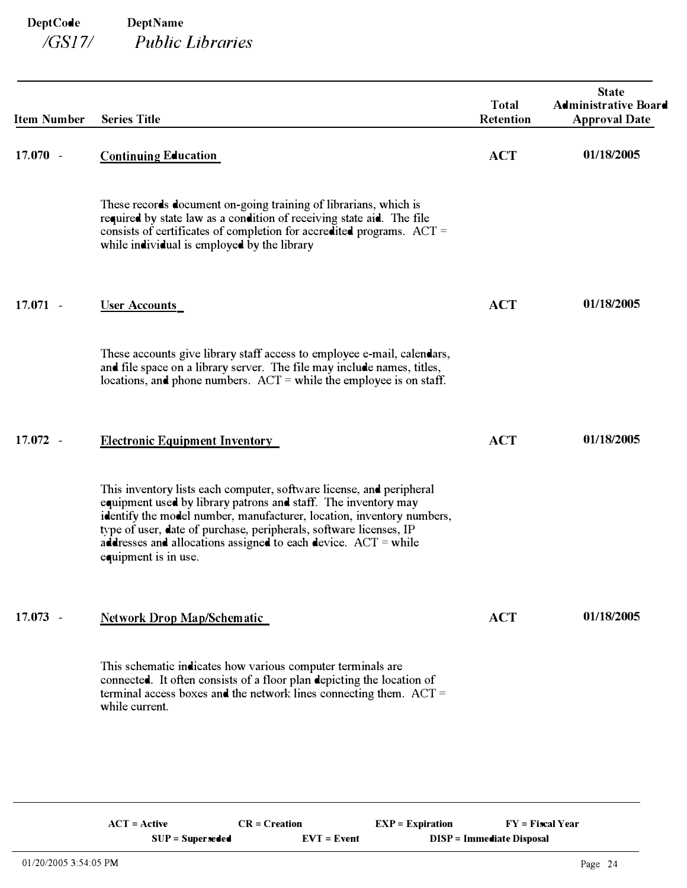**DeptCode** /GS17/ **DeptName** *Public Libraries*

| Item Number | Series Title | Total Retention | State Administrative Board Approval Date |
|---|---|---|---|
| 17.070 - | Continuing Education | ACT | 01/18/2005 |
| | These records document on-going training of librarians, which is required by state law as a condition of receiving state aid. The file consists of certificates of completion for accredited programs. ACT = while individual is employed by the library | | |
| 17.071 - | User Accounts | ACT | 01/18/2005 |
| | These accounts give library staff access to employee e-mail, calendars, and file space on a library server. The file may include names, titles, locations, and phone numbers. ACT = while the employee is on staff. | | |
| 17.072 - | Electronic Equipment Inventory | ACT | 01/18/2005 |
| | This inventory lists each computer, software license, and peripheral equipment used by library patrons and staff. The inventory may identify the model number, manufacturer, location, inventory numbers, type of user, date of purchase, peripherals, software licenses, IP addresses and allocations assigned to each device. ACT = while equipment is in use. | | |
| 17.073 - | Network Drop Map/Schematic | ACT | 01/18/2005 |
| | This schematic indicates how various computer terminals are connected. It often consists of a floor plan depicting the location of terminal access boxes and the network lines connecting them. ACT = while current. | | |

**ACT = Active** **CR = Creation** **EXP = Expiration** **FY = Fiscal Year**
**SUP = Superseded** **EVT = Event** **DISP = Immediate Disposal**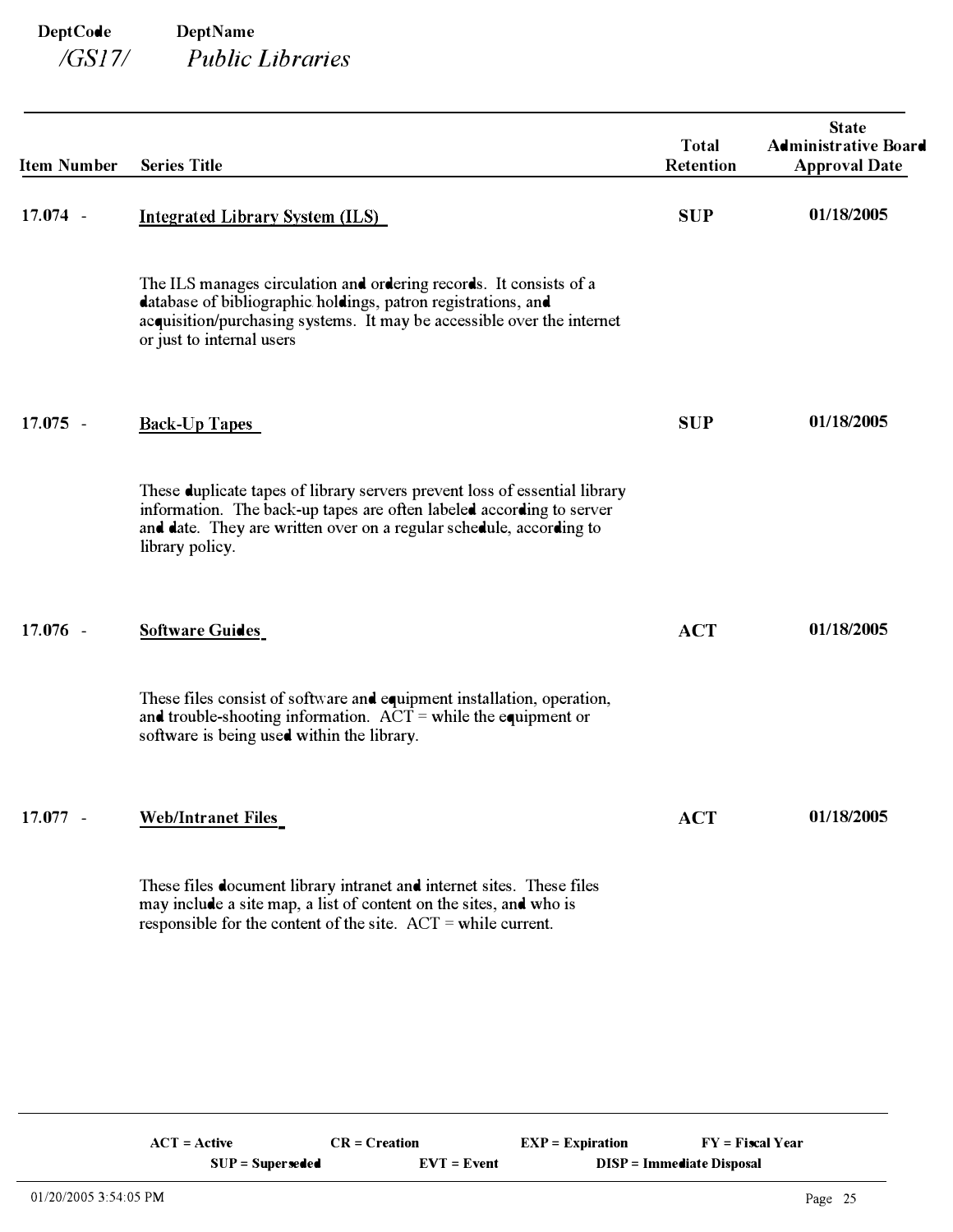**DeptCode** /GS17/ **DeptName** *Public Libraries*

| Item Number | Series Title | Total Retention | State Administrative Board Approval Date |
|---|---|---|---|
| 17.074 - | **Integrated Library System (ILS)** | **SUP** | **01/18/2005** |
| | The ILS manages circulation and ordering records. It consists of a database of bibliographic holdings, patron registrations, and acquisition/purchasing systems. It may be accessible over the internet or just to internal users | | |
| 17.075 - | **Back-Up Tapes** | **SUP** | **01/18/2005** |
| | These duplicate tapes of library servers prevent loss of essential library information. The back-up tapes are often labeled according to server and date. They are written over on a regular schedule, according to library policy. | | |
| 17.076 - | **Software Guides** | **ACT** | **01/18/2005** |
| | These files consist of software and equipment installation, operation, and trouble-shooting information. ACT = while the equipment or software is being used within the library. | | |
| 17.077 - | **Web/Intranet Files** | **ACT** | **01/18/2005** |
| | These files document library intranet and internet sites. These files may include a site map, a list of content on the sites, and who is responsible for the content of the site. ACT = while current. | | |

**ACT = Active** **CR = Creation** **EXP = Expiration** **FY = Fiscal Year** **SUP = Superseded** **EVT = Event** **DISP = Immediate Disposal**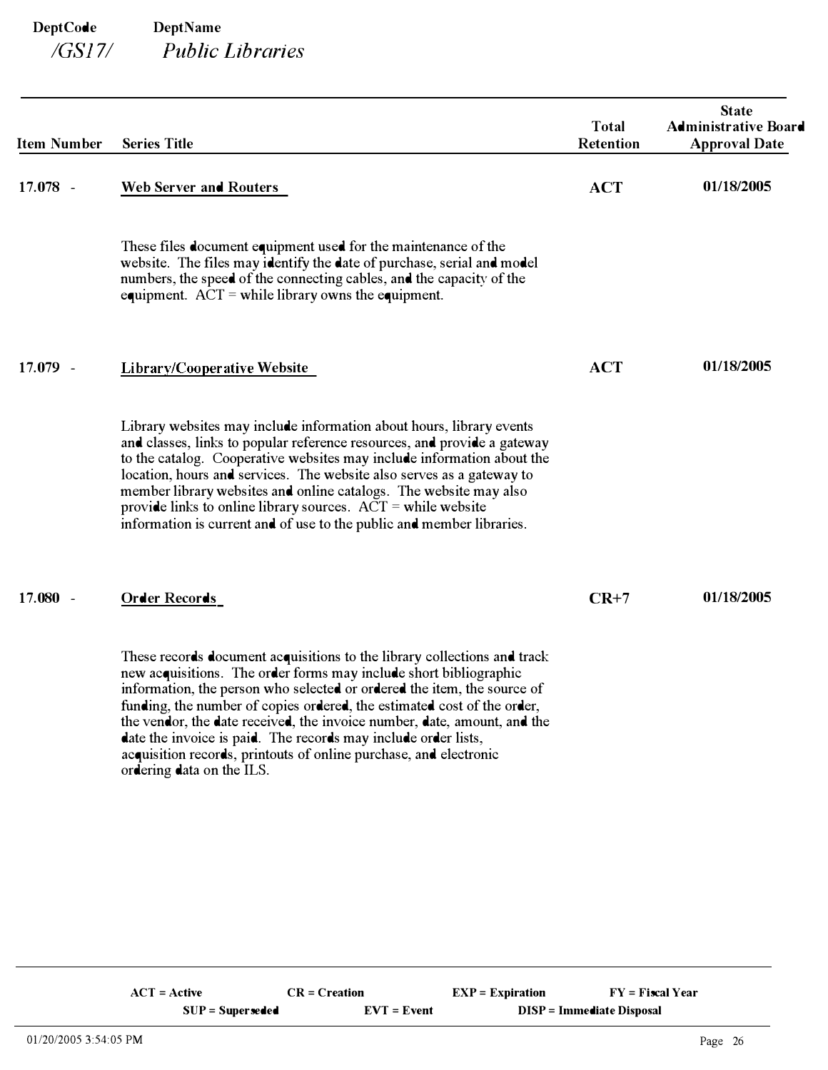**DeptCode** **DeptName**
*/GS17/* *Public Libraries*

| Item Number | Series Title | Total Retention | State Administrative Board Approval Date |
|---|---|---|---|
| 17.078 - | **Web Server and Routers** | **ACT** | **01/18/2005** |
| | These files document equipment used for the maintenance of the website. The files may identify the date of purchase, serial and model numbers, the speed of the connecting cables, and the capacity of the equipment. ACT = while library owns the equipment. | | |
| 17.079 - | **Library/Cooperative Website** | **ACT** | **01/18/2005** |
| | Library websites may include information about hours, library events and classes, links to popular reference resources, and provide a gateway to the catalog. Cooperative websites may include information about the location, hours and services. The website also serves as a gateway to member library websites and online catalogs. The website may also provide links to online library sources. ACT = while website information is current and of use to the public and member libraries. | | |
| 17.080 - | **Order Records** | **CR+7** | **01/18/2005** |
| | These records document acquisitions to the library collections and track new acquisitions. The order forms may include short bibliographic information, the person who selected or ordered the item, the source of funding, the number of copies ordered, the estimated cost of the order, the vendor, the date received, the invoice number, date, amount, and the date the invoice is paid. The records may include order lists, acquisition records, printouts of online purchase, and electronic ordering data on the ILS. | | |

**ACT = Active** **CR = Creation** **EXP = Expiration** **FY = Fiscal Year**
**SUP = Superseded** **EVT = Event** **DISP = Immediate Disposal**

01/20/2005 3:54:05 PM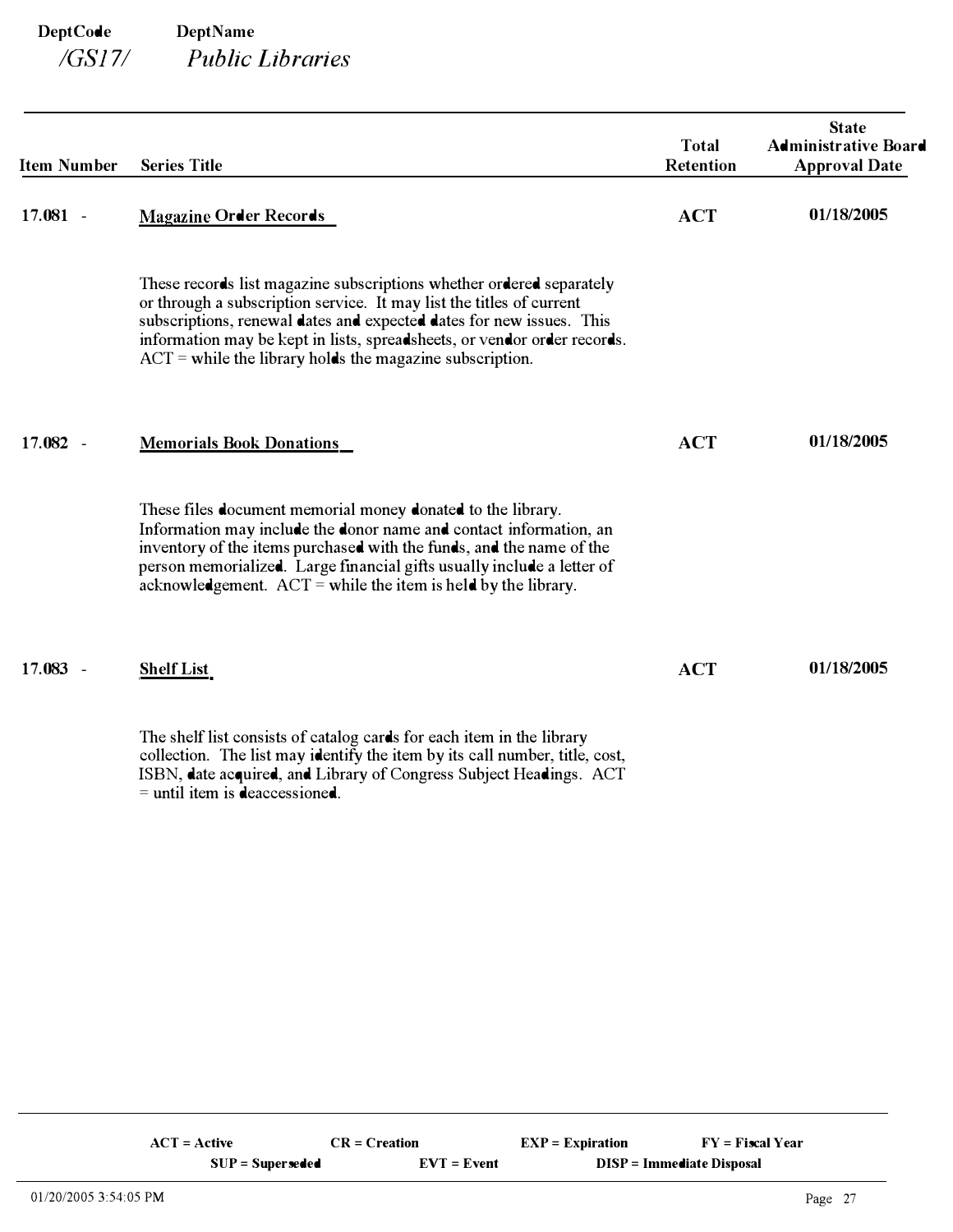**DeptCode** **DeptName**
*/GS17/* *Public Libraries*

| Item Number | Series Title | Total Retention | State Administrative Board Approval Date |
| --- | --- | --- | --- |
| 17.081 - | **Magazine Order Records** | **ACT** | **01/18/2005** |
| | These records list magazine subscriptions whether ordered separately or through a subscription service. It may list the titles of current subscriptions, renewal dates and expected dates for new issues. This information may be kept in lists, spreadsheets, or vendor order records. ACT = while the library holds the magazine subscription. | | |
| 17.082 - | **Memorials Book Donations** | **ACT** | **01/18/2005** |
| | These files document memorial money donated to the library. Information may include the donor name and contact information, an inventory of the items purchased with the funds, and the name of the person memorialized. Large financial gifts usually include a letter of acknowledgement. ACT = while the item is held by the library. | | |
| 17.083 - | **Shelf List** | **ACT** | **01/18/2005** |
| | The shelf list consists of catalog cards for each item in the library collection. The list may identify the item by its call number, title, cost, ISBN, date acquired, and Library of Congress Subject Headings. ACT = until item is deaccessioned. | | |

**ACT = Active** **CR = Creation** **EXP = Expiration** **FY = Fiscal Year**
**SUP = Superseded** **EVT = Event** **DISP = Immediate Disposal**

01/20/2005 3:54:05 PM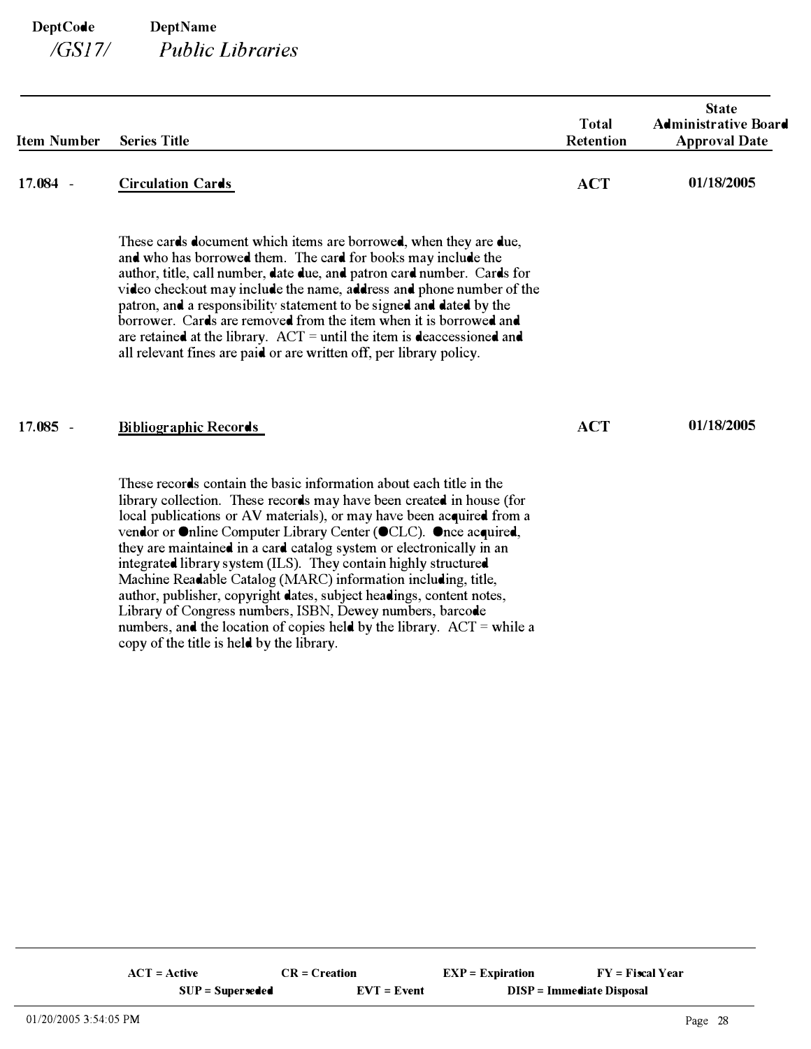**DeptCode** /GS17/ **DeptName** *Public Libraries*

| Item Number | Series Title | Total Retention | State Administrative Board Approval Date |
|---|---|---|---|
| 17.084 - | **Circulation Cards** | **ACT** | **01/18/2005** |
| | These cards document which items are borrowed, when they are due, and who has borrowed them. The card for books may include the author, title, call number, date due, and patron card number. Cards for video checkout may include the name, address and phone number of the patron, and a responsibility statement to be signed and dated by the borrower. Cards are removed from the item when it is borrowed and are retained at the library. ACT = until the item is deaccessioned and all relevant fines are paid or are written off, per library policy. | | |
| 17.085 - | **Bibliographic Records** | **ACT** | **01/18/2005** |
| | These records contain the basic information about each title in the library collection. These records may have been created in house (for local publications or AV materials), or may have been acquired from a vendor or Online Computer Library Center (OCLC). Once acquired, they are maintained in a card catalog system or electronically in an integrated library system (ILS). They contain highly structured Machine Readable Catalog (MARC) information including, title, author, publisher, copyright dates, subject headings, content notes, Library of Congress numbers, ISBN, Dewey numbers, barcode numbers, and the location of copies held by the library. ACT = while a copy of the title is held by the library. | | |

**ACT = Active** **CR = Creation** **EXP = Expiration** **FY = Fiscal Year**
**SUP = Superseded** **EVT = Event** **DISP = Immediate Disposal**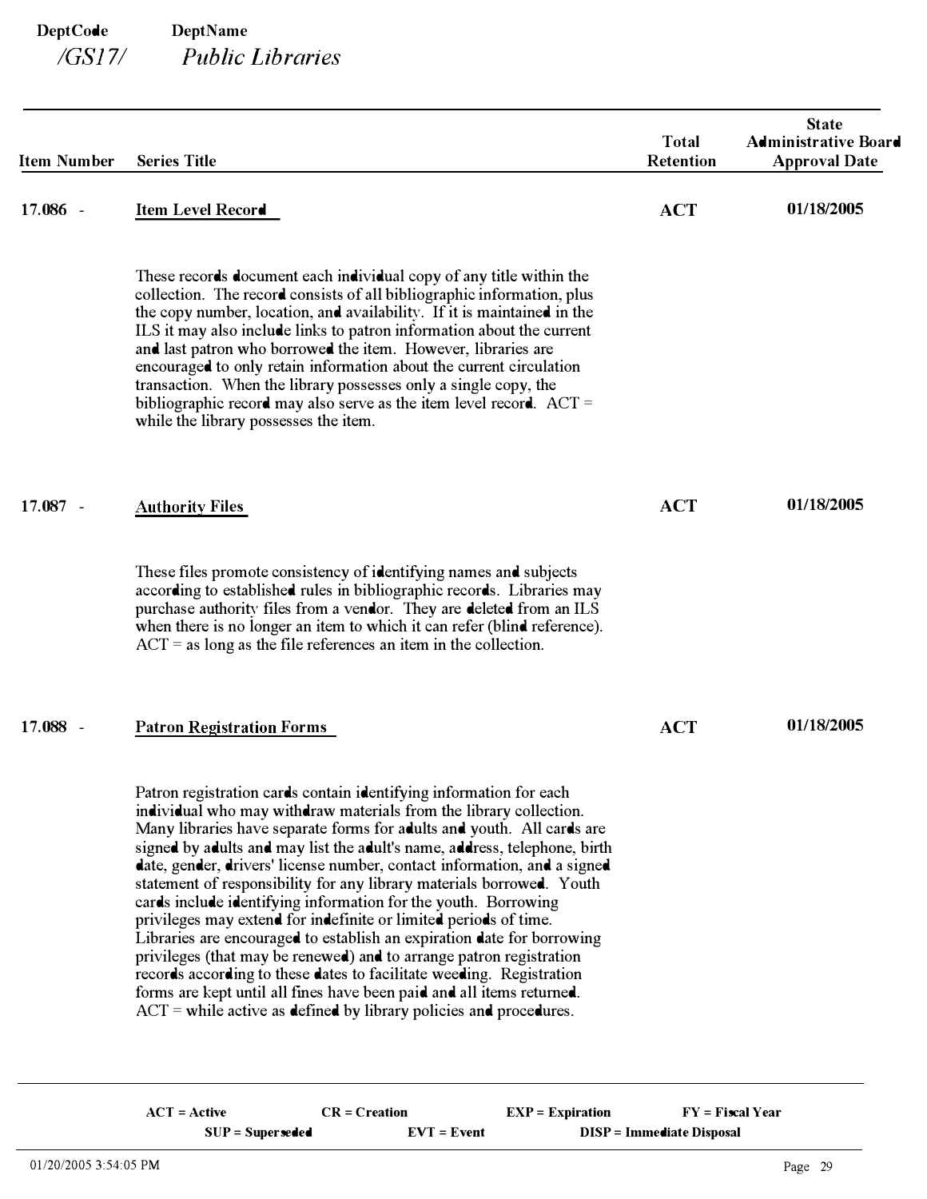**DeptCode** /GS17/ **DeptName** *Public Libraries*

| Item Number | Series Title | Total Retention | State Administrative Board Approval Date |
|---|---|---|---|
| 17.086 - | **Item Level Record** | **ACT** | **01/18/2005** |
| | These records document each individual copy of any title within the collection. The record consists of all bibliographic information, plus the copy number, location, and availability. If it is maintained in the ILS it may also include links to patron information about the current and last patron who borrowed the item. However, libraries are encouraged to only retain information about the current circulation transaction. When the library possesses only a single copy, the bibliographic record may also serve as the item level record. ACT = while the library possesses the item. | | |
| 17.087 - | **Authority Files** | **ACT** | **01/18/2005** |
| | These files promote consistency of identifying names and subjects according to established rules in bibliographic records. Libraries may purchase authority files from a vendor. They are deleted from an ILS when there is no longer an item to which it can refer (blind reference). ACT = as long as the file references an item in the collection. | | |
| 17.088 - | **Patron Registration Forms** | **ACT** | **01/18/2005** |
| | Patron registration cards contain identifying information for each individual who may withdraw materials from the library collection. Many libraries have separate forms for adults and youth. All cards are signed by adults and may list the adult's name, address, telephone, birth date, gender, drivers' license number, contact information, and a signed statement of responsibility for any library materials borrowed. Youth cards include identifying information for the youth. Borrowing privileges may extend for indefinite or limited periods of time. Libraries are encouraged to establish an expiration date for borrowing privileges (that may be renewed) and to arrange patron registration records according to these dates to facilitate weeding. Registration forms are kept until all fines have been paid and all items returned. ACT = while active as defined by library policies and procedures. | | |

**ACT = Active** **CR = Creation** **EXP = Expiration** **FY = Fiscal Year**
**SUP = Superseded** **EVT = Event** **DISP = Immediate Disposal**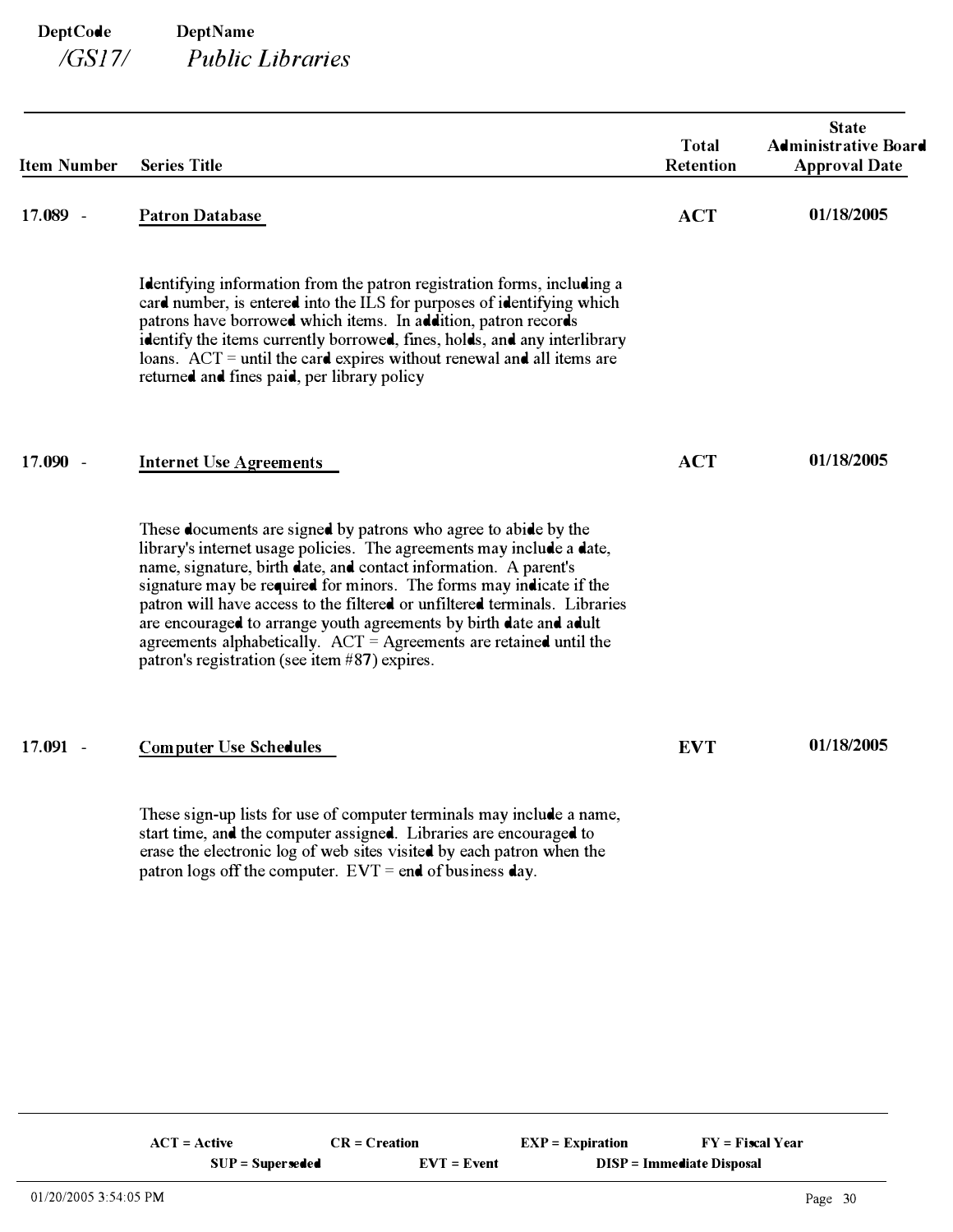**DeptCode** /GS17/ **DeptName** *Public Libraries*

| Item Number | Series Title | Total Retention | State Administrative Board Approval Date |
|---|---|---|---|
| 17.089 - | **Patron Database** | **ACT** | **01/18/2005** |
| | Identifying information from the patron registration forms, including a card number, is entered into the ILS for purposes of identifying which patrons have borrowed which items. In addition, patron records identify the items currently borrowed, fines, holds, and any interlibrary loans. ACT = until the card expires without renewal and all items are returned and fines paid, per library policy | | |
| 17.090 - | **Internet Use Agreements** | **ACT** | **01/18/2005** |
| | These documents are signed by patrons who agree to abide by the library's internet usage policies. The agreements may include a date, name, signature, birth date, and contact information. A parent's signature may be required for minors. The forms may indicate if the patron will have access to the filtered or unfiltered terminals. Libraries are encouraged to arrange youth agreements by birth date and adult agreements alphabetically. ACT = Agreements are retained until the patron's registration (see item #87) expires. | | |
| 17.091 - | **Computer Use Schedules** | **EVT** | **01/18/2005** |
| | These sign-up lists for use of computer terminals may include a name, start time, and the computer assigned. Libraries are encouraged to erase the electronic log of web sites visited by each patron when the patron logs off the computer. EVT = end of business day. | | |

**ACT = Active** **CR = Creation** **EXP = Expiration** **FY = Fiscal Year**
**SUP = Superseded** **EVT = Event** **DISP = Immediate Disposal**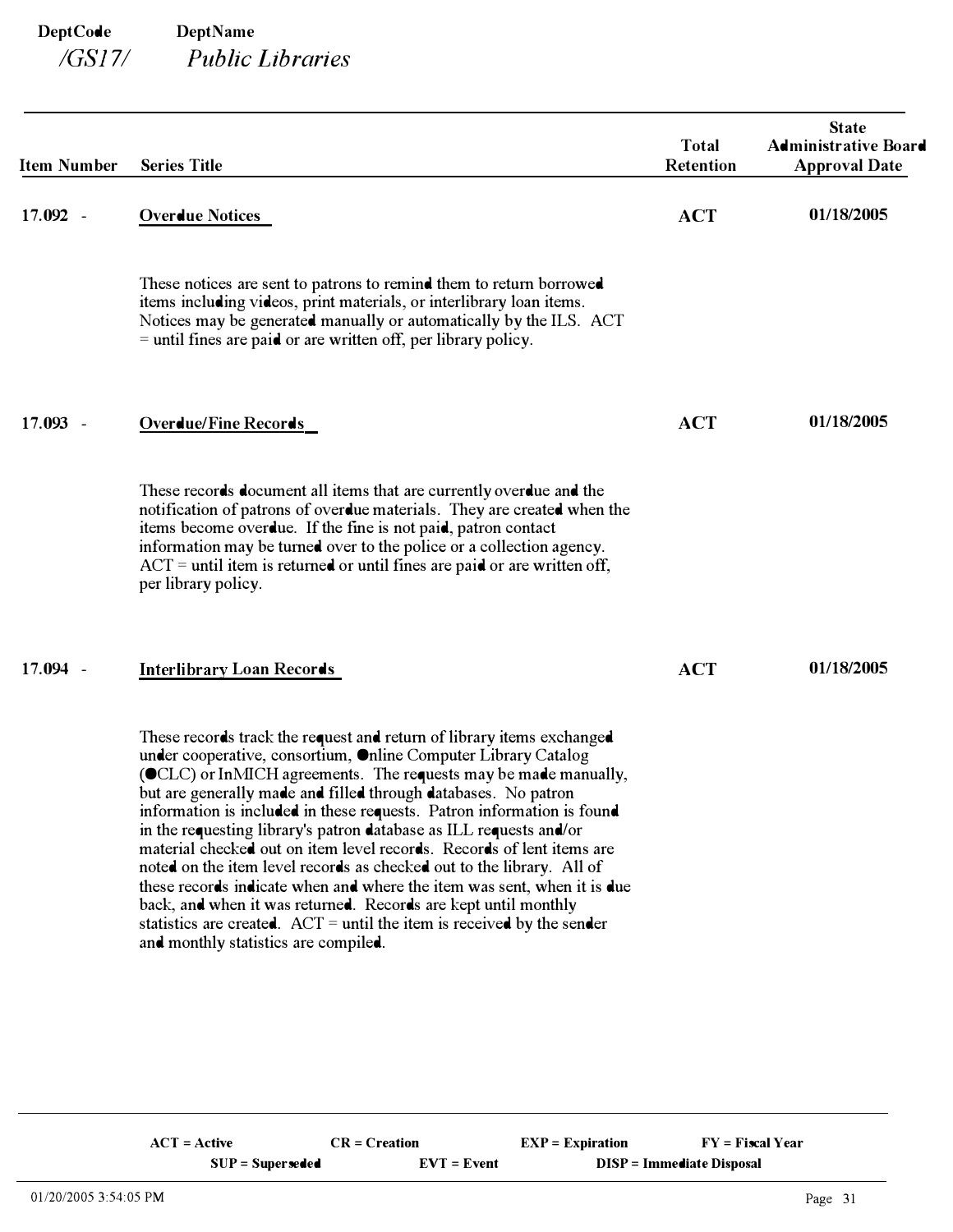**DeptCode** **DeptName**

*/GS17/* *Public Libraries*

| Item Number | Series Title | Total Retention | State Administrative Board Approval Date |
|---|---|---|---|
| 17.092 - | **Overdue Notices** | **ACT** | **01/18/2005** |
| | These notices are sent to patrons to remind them to return borrowed items including videos, print materials, or interlibrary loan items. Notices may be generated manually or automatically by the ILS. ACT = until fines are paid or are written off, per library policy. | | |
| 17.093 - | **Overdue/Fine Records** | **ACT** | **01/18/2005** |
| | These records document all items that are currently overdue and the notification of patrons of overdue materials. They are created when the items become overdue. If the fine is not paid, patron contact information may be turned over to the police or a collection agency. ACT = until item is returned or until fines are paid or are written off, per library policy. | | |
| 17.094 - | **Interlibrary Loan Records** | **ACT** | **01/18/2005** |
| | These records track the request and return of library items exchanged under cooperative, consortium, Online Computer Library Catalog (OCLC) or InMICH agreements. The requests may be made manually, but are generally made and filled through databases. No patron information is included in these requests. Patron information is found in the requesting library's patron database as ILL requests and/or material checked out on item level records. Records of lent items are noted on the item level records as checked out to the library. All of these records indicate when and where the item was sent, when it is due back, and when it was returned. Records are kept until monthly statistics are created. ACT = until the item is received by the sender and monthly statistics are compiled. | | |

**ACT = Active** **CR = Creation** **EXP = Expiration** **FY = Fiscal Year**
**SUP = Superseded** **EVT = Event** **DISP = Immediate Disposal**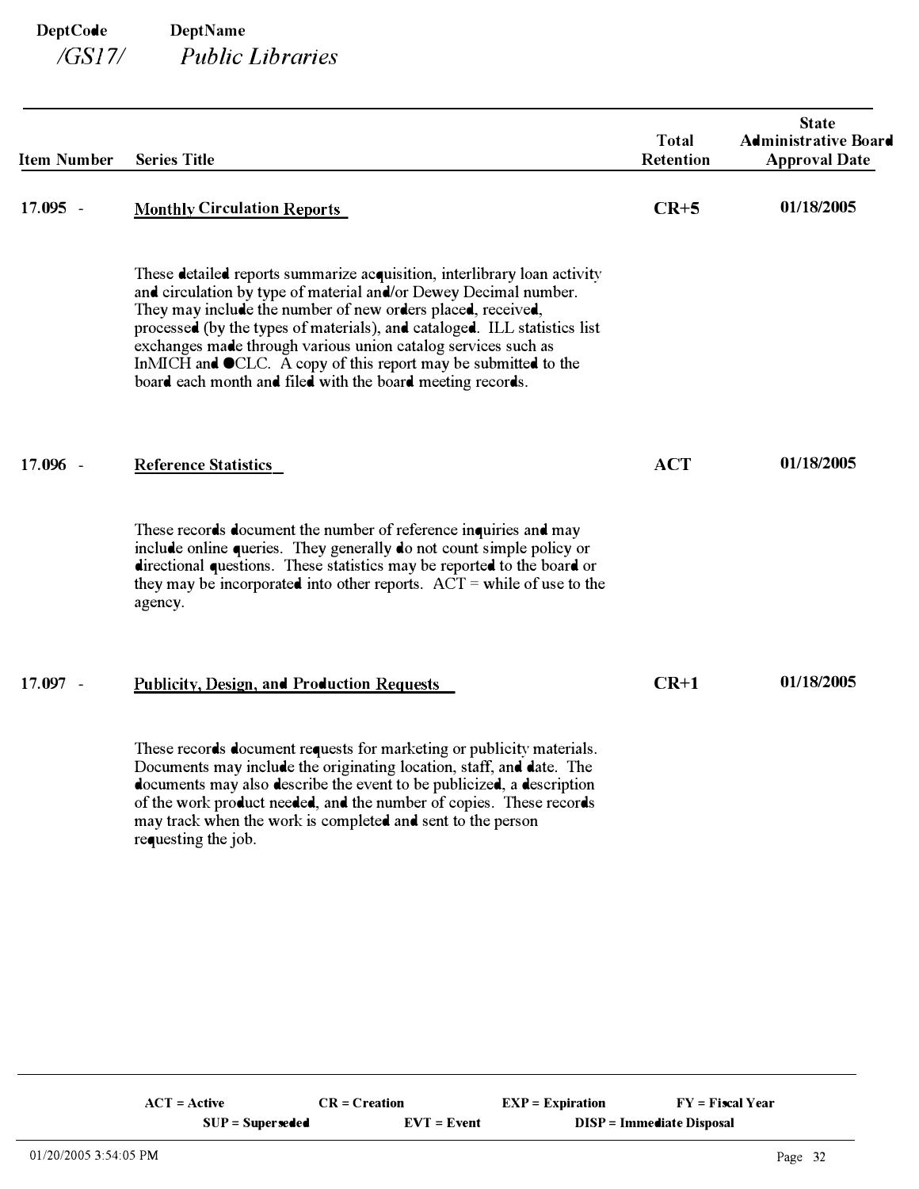**DeptCode** /GS17/ **DeptName** *Public Libraries*

| Item Number | Series Title | Total Retention | State Administrative Board Approval Date |
|---|---|---|---|
| 17.095 - | Monthly Circulation Reports | CR+5 | 01/18/2005 |
| | These detailed reports summarize acquisition, interlibrary loan activity and circulation by type of material and/or Dewey Decimal number. They may include the number of new orders placed, received, processed (by the types of materials), and cataloged. ILL statistics list exchanges made through various union catalog services such as InMICH and ●CLC. A copy of this report may be submitted to the board each month and filed with the board meeting records. | | |
| 17.096 - | Reference Statistics | ACT | 01/18/2005 |
| | These records document the number of reference inquiries and may include online queries. They generally do not count simple policy or directional questions. These statistics may be reported to the board or they may be incorporated into other reports. ACT = while of use to the agency. | | |
| 17.097 - | Publicity, Design, and Production Requests | CR+1 | 01/18/2005 |
| | These records document requests for marketing or publicity materials. Documents may include the originating location, staff, and date. The documents may also describe the event to be publicized, a description of the work product needed, and the number of copies. These records may track when the work is completed and sent to the person requesting the job. | | |

**ACT = Active** **CR = Creation** **EXP = Expiration** **FY = Fiscal Year** **SUP = Superseded** **EVT = Event** **DISP = Immediate Disposal**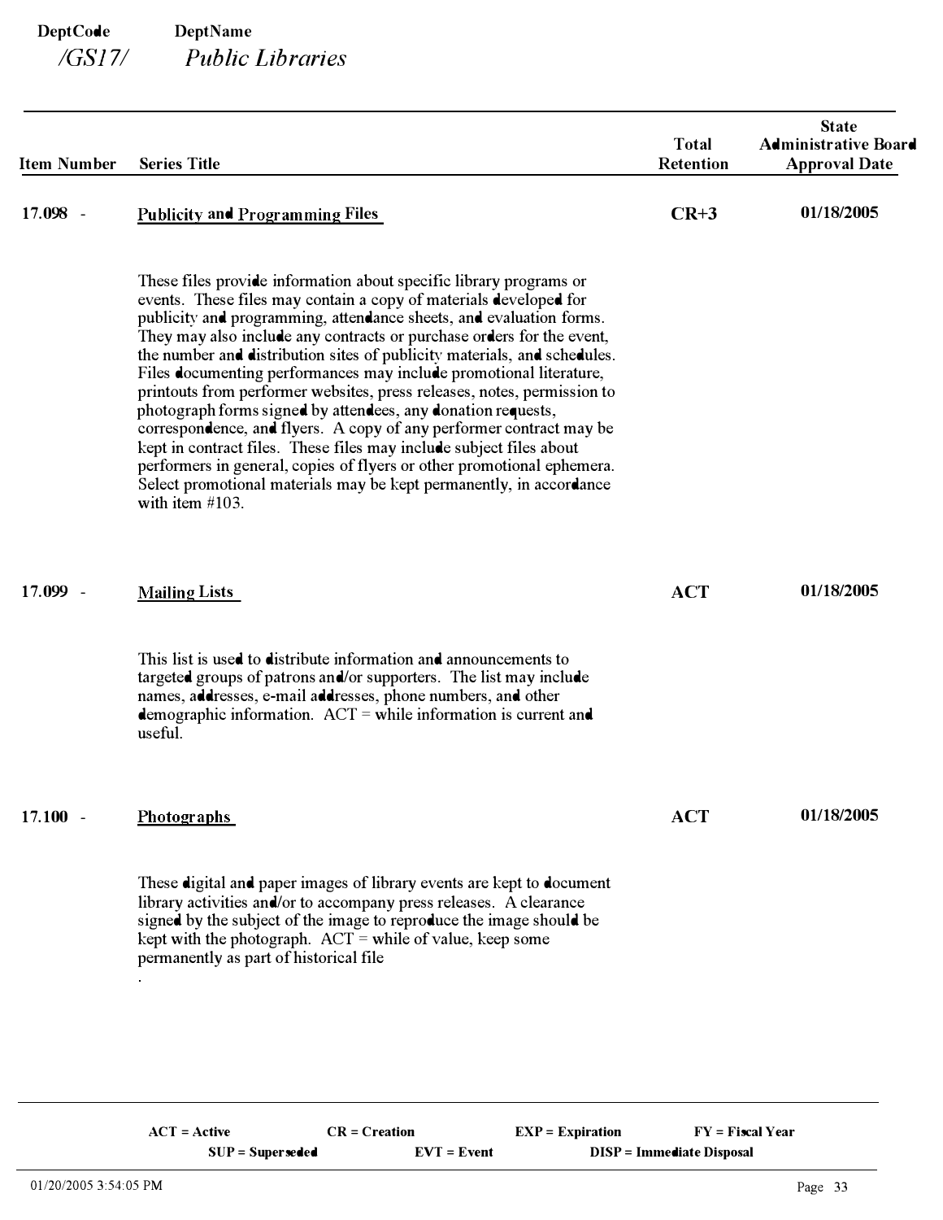**DeptCode** **DeptName**
*/GS17/* *Public Libraries*

| Item Number | Series Title | Total Retention | State Administrative Board Approval Date |
|---|---|---|---|
| 17.098 - | Publicity and Programming Files | CR+3 | 01/18/2005 |
| | These files provide information about specific library programs or events. These files may contain a copy of materials developed for publicity and programming, attendance sheets, and evaluation forms. They may also include any contracts or purchase orders for the event, the number and distribution sites of publicity materials, and schedules. Files documenting performances may include promotional literature, printouts from performer websites, press releases, notes, permission to photograph forms signed by attendees, any donation requests, correspondence, and flyers. A copy of any performer contract may be kept in contract files. These files may include subject files about performers in general, copies of flyers or other promotional ephemera. Select promotional materials may be kept permanently, in accordance with item #103. | | |
| 17.099 - | Mailing Lists | ACT | 01/18/2005 |
| | This list is used to distribute information and announcements to targeted groups of patrons and/or supporters. The list may include names, addresses, e-mail addresses, phone numbers, and other demographic information. ACT = while information is current and useful. | | |
| 17.100 - | Photographs | ACT | 01/18/2005 |
| | These digital and paper images of library events are kept to document library activities and/or to accompany press releases. A clearance signed by the subject of the image to reproduce the image should be kept with the photograph. ACT = while of value, keep some permanently as part of historical file. | | |

**ACT = Active** **CR = Creation** **EXP = Expiration** **FY = Fiscal Year**
**SUP = Superseded** **EVT = Event** **DISP = Immediate Disposal**

01/20/2005 3:54:05 PM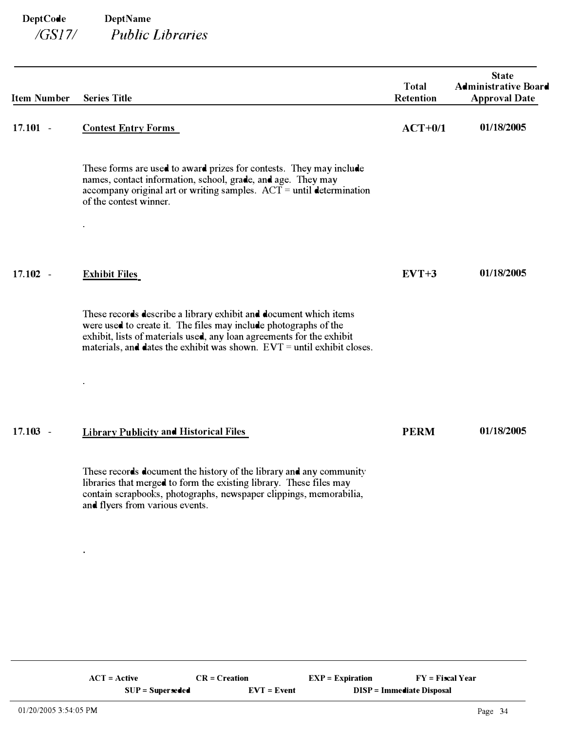**DeptCode** /GS17/ **DeptName** *Public Libraries*

| Item Number | Series Title | Total Retention | State Administrative Board Approval Date |
|---|---|---|---|
| 17.101 - | **Contest Entry Forms** | **ACT+0/1** | **01/18/2005** |
| | These forms are used to award prizes for contests. They may include names, contact information, school, grade, and age. They may accompany original art or writing samples. ACT = until determination of the contest winner. | | |
| 17.102 - | **Exhibit Files** | **EVT+3** | **01/18/2005** |
| | These records describe a library exhibit and document which items were used to create it. The files may include photographs of the exhibit, lists of materials used, any loan agreements for the exhibit materials, and dates the exhibit was shown. EVT = until exhibit closes. | | |
| 17.103 - | **Library Publicity and Historical Files** | **PERM** | **01/18/2005** |
| | These records document the history of the library and any community libraries that merged to form the existing library. These files may contain scrapbooks, photographs, newspaper clippings, memorabilia, and flyers from various events. | | |

**ACT = Active** **CR = Creation** **EXP = Expiration** **FY = Fiscal Year**
**SUP = Superseded** **EVT = Event** **DISP = Immediate Disposal**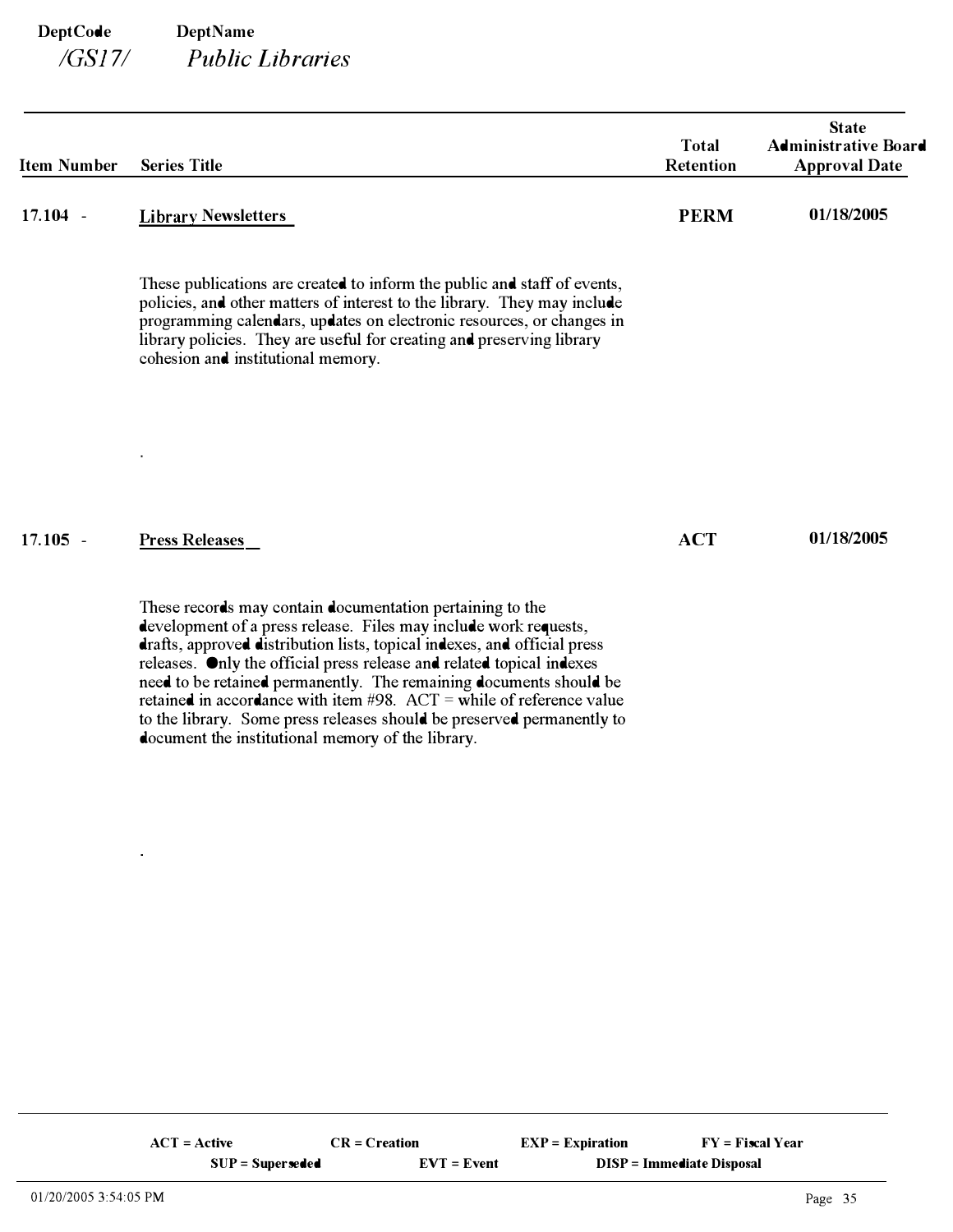**DeptCode** **DeptName**

*/GS17/* *Public Libraries*

| Item Number | Series Title | Total Retention | State Administrative Board Approval Date |
|---|---|---|---|
| 17.104 - | **Library Newsletters** | **PERM** | **01/18/2005** |
| 17.105 - | **Press Releases** | **ACT** | **01/18/2005** |

**17.104 - Library Newsletters** — PERM — 01/18/2005

These publications are created to inform the public and staff of events, policies, and other matters of interest to the library. They may include programming calendars, updates on electronic resources, or changes in library policies. They are useful for creating and preserving library cohesion and institutional memory.

.

**17.105 - Press Releases** — ACT — 01/18/2005

These records may contain documentation pertaining to the development of a press release. Files may include work requests, drafts, approved distribution lists, topical indexes, and official press releases. Only the official press release and related topical indexes need to be retained permanently. The remaining documents should be retained in accordance with item #98. ACT = while of reference value to the library. Some press releases should be preserved permanently to document the institutional memory of the library.

.

**ACT = Active** **CR = Creation** **EXP = Expiration** **FY = Fiscal Year**
**SUP = Superseded** **EVT = Event** **DISP = Immediate Disposal**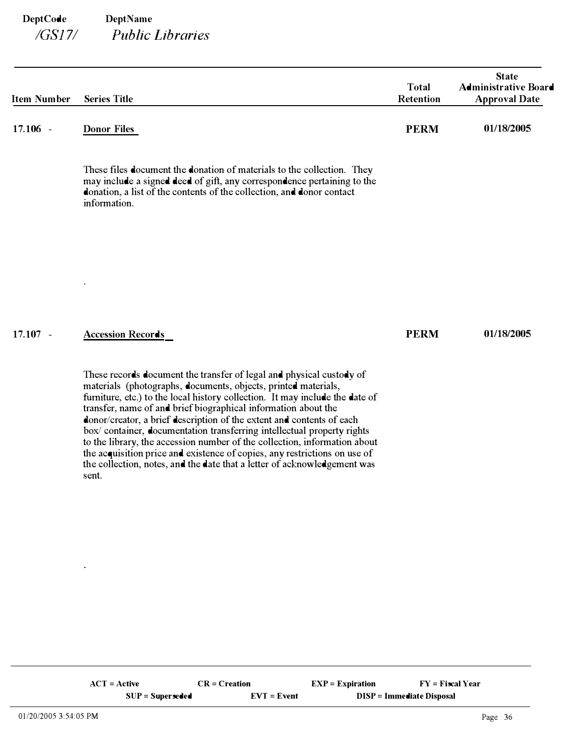**DeptCode** /GS17/ **DeptName** *Public Libraries*

| Item Number | Series Title | Total Retention | State Administrative Board Approval Date |
|---|---|---|---|
| 17.106 - | **Donor Files** | **PERM** | **01/18/2005** |
| | These files document the donation of materials to the collection. They may include a signed deed of gift, any correspondence pertaining to the donation, a list of the contents of the collection, and donor contact information. | | |
| 17.107 - | **Accession Records** | **PERM** | **01/18/2005** |
| | These records document the transfer of legal and physical custody of materials (photographs, documents, objects, printed materials, furniture, etc.) to the local history collection. It may include the date of transfer, name of and brief biographical information about the donor/creator, a brief description of the extent and contents of each box/ container, documentation transferring intellectual property rights to the library, the accession number of the collection, information about the acquisition price and existence of copies, any restrictions on use of the collection, notes, and the date that a letter of acknowledgement was sent. | | |

ACT = Active CR = Creation EXP = Expiration FY = Fiscal Year SUP = Superseded EVT = Event DISP = Immediate Disposal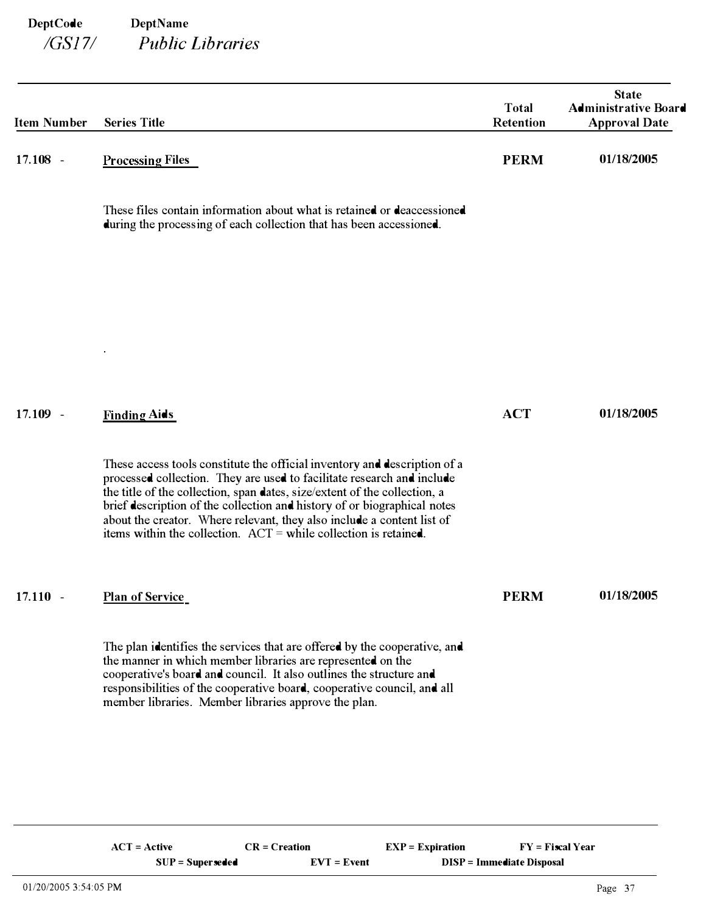**DeptCode** /GS17/ **DeptName** *Public Libraries*

| Item Number | Series Title | Total Retention | State Administrative Board Approval Date |
|---|---|---|---|
| 17.108 - | <u>Processing Files</u><br><br>These files contain information about what is retained or deaccessioned during the processing of each collection that has been accessioned.<br><br>. | **PERM** | **01/18/2005** |
| 17.109 - | <u>Finding Aids</u><br><br>These access tools constitute the official inventory and description of a processed collection. They are used to facilitate research and include the title of the collection, span dates, size/extent of the collection, a brief description of the collection and history of or biographical notes about the creator. Where relevant, they also include a content list of items within the collection. ACT = while collection is retained. | **ACT** | **01/18/2005** |
| 17.110 - | <u>Plan of Service</u><br><br>The plan identifies the services that are offered by the cooperative, and the manner in which member libraries are represented on the cooperative's board and council. It also outlines the structure and responsibilities of the cooperative board, cooperative council, and all member libraries. Member libraries approve the plan. | **PERM** | **01/18/2005** |

**ACT = Active** **CR = Creation** **EXP = Expiration** **FY = Fiscal Year**
**SUP = Superseded** **EVT = Event** **DISP = Immediate Disposal**

01/20/2005 3:54:05 PM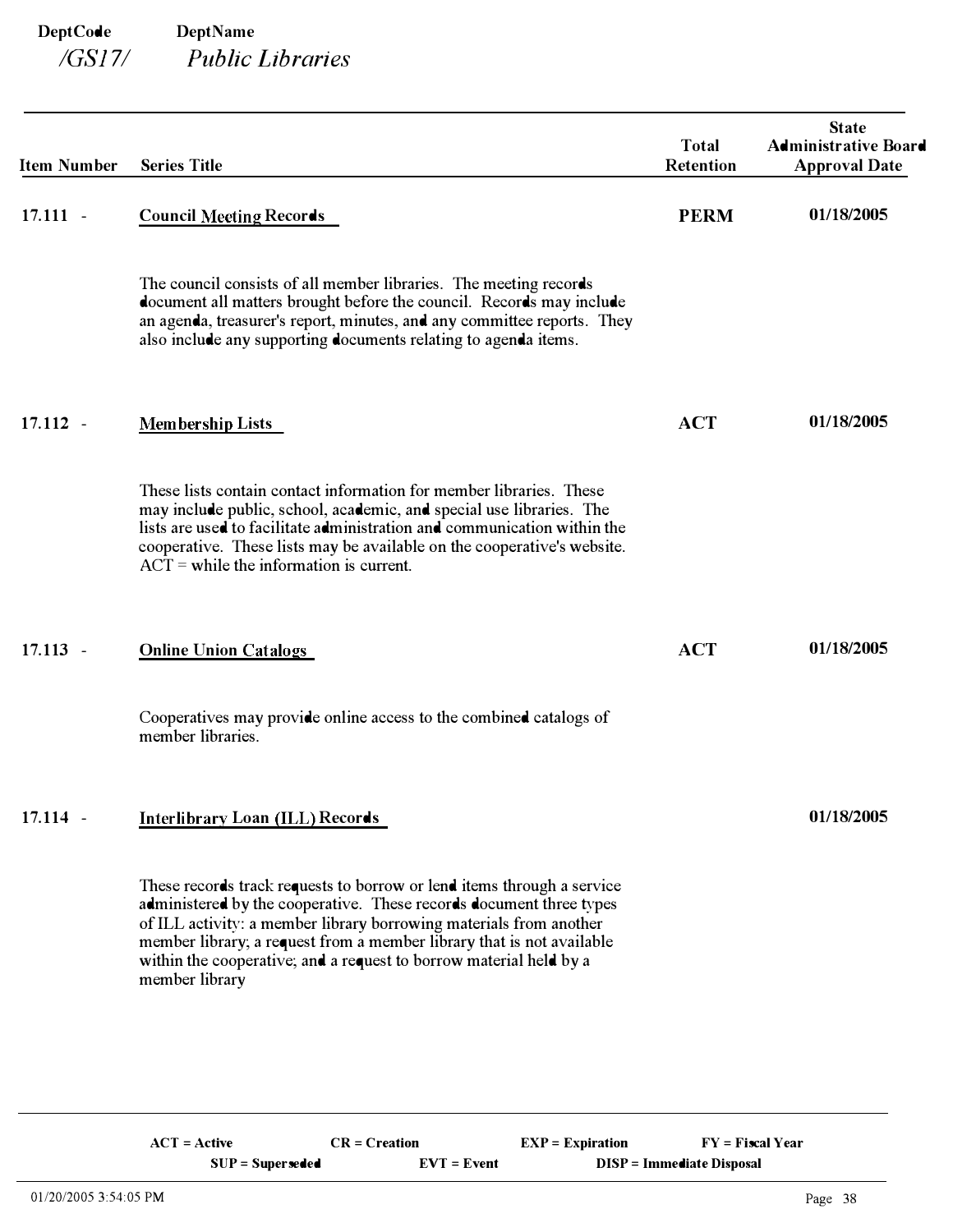**DeptCode** /GS17/ **DeptName** *Public Libraries*

| Item Number | Series Title | Total Retention | State Administrative Board Approval Date |
|---|---|---|---|
| 17.111 - | **Council Meeting Records** | **PERM** | **01/18/2005** |
| | The council consists of all member libraries. The meeting records document all matters brought before the council. Records may include an agenda, treasurer's report, minutes, and any committee reports. They also include any supporting documents relating to agenda items. | | |
| 17.112 - | **Membership Lists** | **ACT** | **01/18/2005** |
| | These lists contain contact information for member libraries. These may include public, school, academic, and special use libraries. The lists are used to facilitate administration and communication within the cooperative. These lists may be available on the cooperative's website. ACT = while the information is current. | | |
| 17.113 - | **Online Union Catalogs** | **ACT** | **01/18/2005** |
| | Cooperatives may provide online access to the combined catalogs of member libraries. | | |
| 17.114 - | **Interlibrary Loan (ILL) Records** | | **01/18/2005** |
| | These records track requests to borrow or lend items through a service administered by the cooperative. These records document three types of ILL activity: a member library borrowing materials from another member library; a request from a member library that is not available within the cooperative; and a request to borrow material held by a member library | | |

**ACT = Active** **CR = Creation** **EXP = Expiration** **FY = Fiscal Year** **SUP = Superseded** **EVT = Event** **DISP = Immediate Disposal**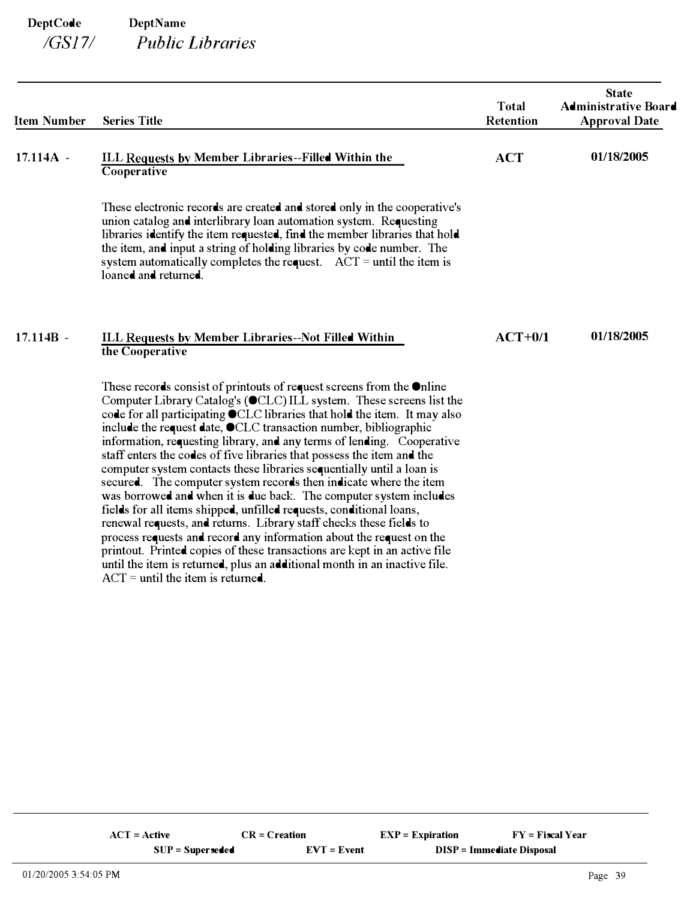DeptCode DeptName
*/GS17/* *Public Libraries*

| Item Number | Series Title | Total Retention | State Administrative Board Approval Date |
|---|---|---|---|
| 17.114A - | **ILL Requests by Member Libraries--Filled Within the Cooperative** | **ACT** | **01/18/2005** |
| | These electronic records are created and stored only in the cooperative's union catalog and interlibrary loan automation system. Requesting libraries identify the item requested, find the member libraries that hold the item, and input a string of holding libraries by code number. The system automatically completes the request. ACT = until the item is loaned and returned. | | |
| 17.114B - | **ILL Requests by Member Libraries--Not Filled Within the Cooperative** | **ACT+0/1** | **01/18/2005** |
| | These records consist of printouts of request screens from the Online Computer Library Catalog's (OCLC) ILL system. These screens list the code for all participating OCLC libraries that hold the item. It may also include the request date, OCLC transaction number, bibliographic information, requesting library, and any terms of lending. Cooperative staff enters the codes of five libraries that possess the item and the computer system contacts these libraries sequentially until a loan is secured. The computer system records then indicate where the item was borrowed and when it is due back. The computer system includes fields for all items shipped, unfilled requests, conditional loans, renewal requests, and returns. Library staff checks these fields to process requests and record any information about the request on the printout. Printed copies of these transactions are kept in an active file until the item is returned, plus an additional month in an inactive file. ACT = until the item is returned. | | |

**ACT = Active** **CR = Creation** **EXP = Expiration** **FY = Fiscal Year**
**SUP = Superseded** **EVT = Event** **DISP = Immediate Disposal**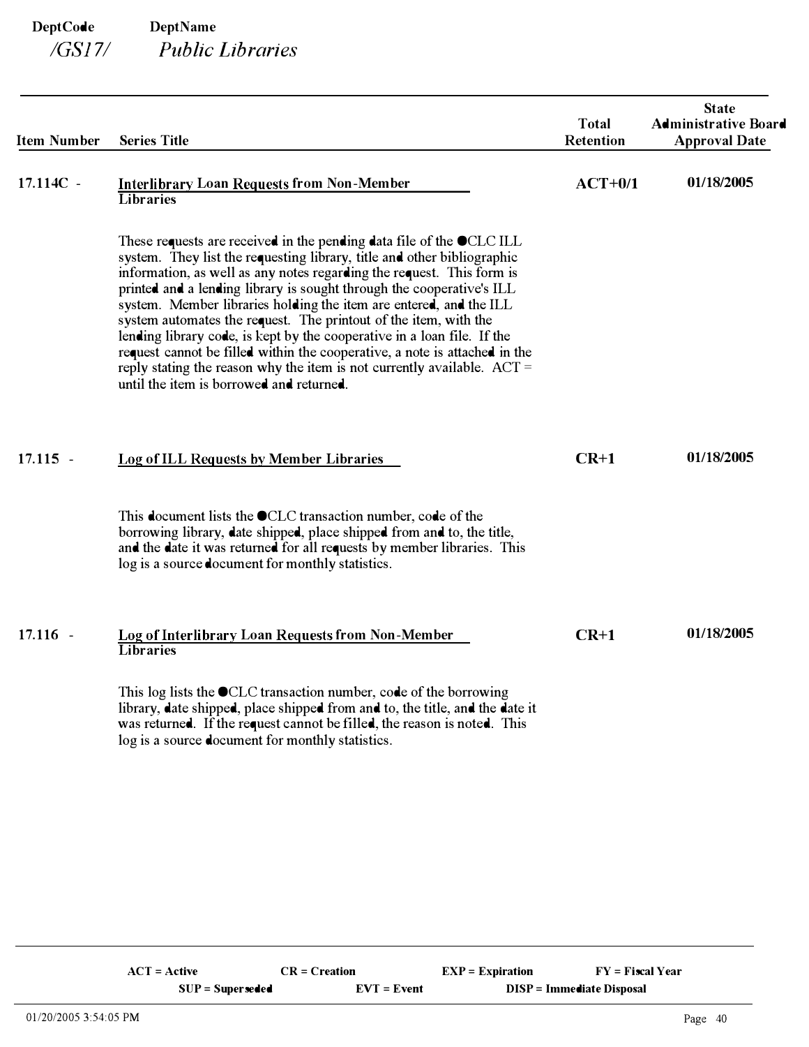**DeptCode** /GS17/ **DeptName** *Public Libraries*

| Item Number | Series Title | Total Retention | State Administrative Board Approval Date |
|---|---|---|---|
| 17.114C - | Interlibrary Loan Requests from Non-Member Libraries | ACT+0/1 | 01/18/2005 |
| | These requests are received in the pending data file of the OCLC ILL system. They list the requesting library, title and other bibliographic information, as well as any notes regarding the request. This form is printed and a lending library is sought through the cooperative's ILL system. Member libraries holding the item are entered, and the ILL system automates the request. The printout of the item, with the lending library code, is kept by the cooperative in a loan file. If the request cannot be filled within the cooperative, a note is attached in the reply stating the reason why the item is not currently available. ACT = until the item is borrowed and returned. | | |
| 17.115 - | Log of ILL Requests by Member Libraries | CR+1 | 01/18/2005 |
| | This document lists the OCLC transaction number, code of the borrowing library, date shipped, place shipped from and to, the title, and the date it was returned for all requests by member libraries. This log is a source document for monthly statistics. | | |
| 17.116 - | Log of Interlibrary Loan Requests from Non-Member Libraries | CR+1 | 01/18/2005 |
| | This log lists the OCLC transaction number, code of the borrowing library, date shipped, place shipped from and to, the title, and the date it was returned. If the request cannot be filled, the reason is noted. This log is a source document for monthly statistics. | | |

**ACT = Active** **CR = Creation** **EXP = Expiration** **FY = Fiscal Year**
**SUP = Superseded** **EVT = Event** **DISP = Immediate Disposal**

01/20/2005 3:54:05 PM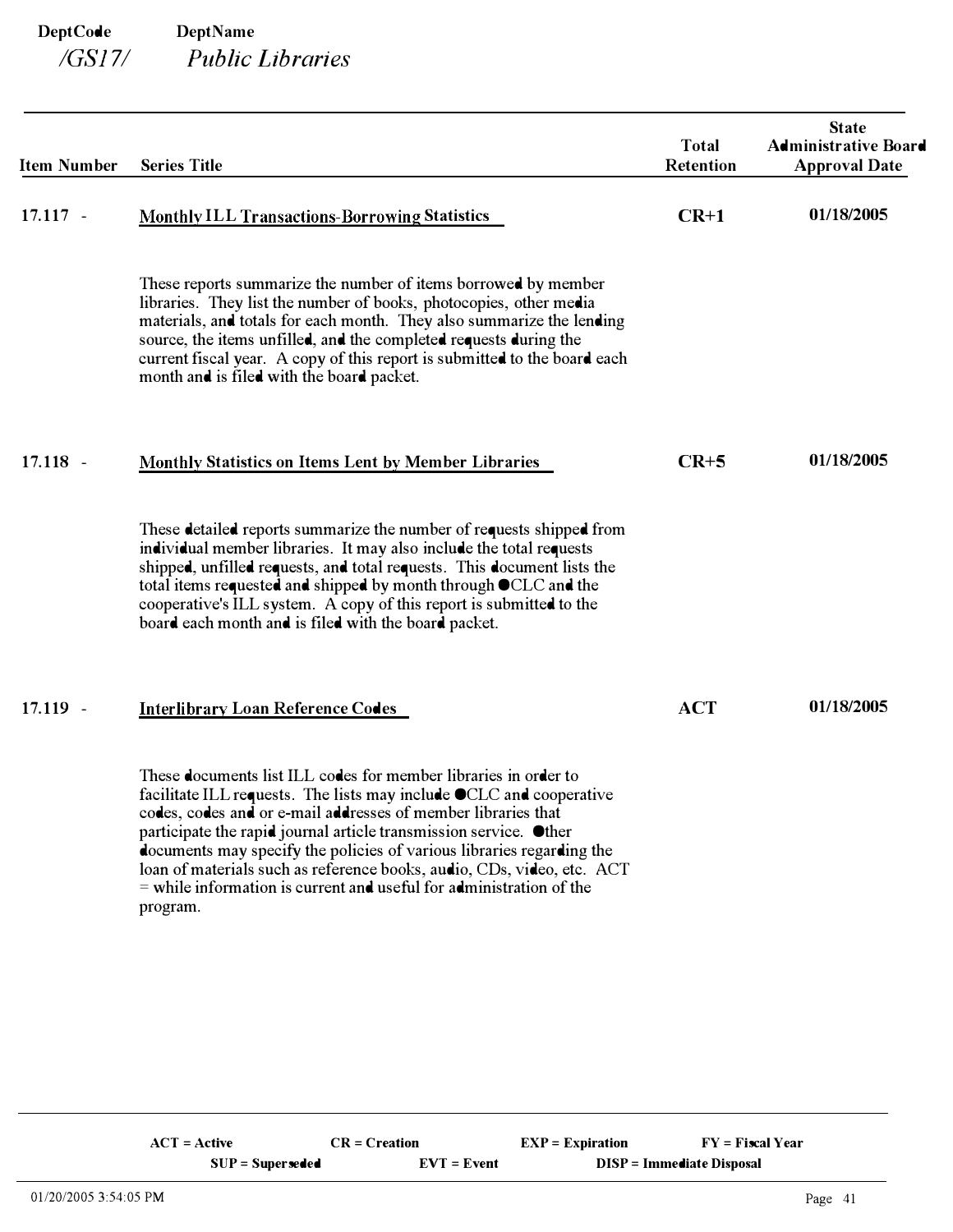**DeptCode** **DeptName**
*/GS17/* *Public Libraries*

| Item Number | Series Title | Total Retention | State Administrative Board Approval Date |
|---|---|---|---|
| 17.117 - | **Monthly ILL Transactions-Borrowing Statistics** | **CR+1** | **01/18/2005** |
| | These reports summarize the number of items borrowed by member libraries. They list the number of books, photocopies, other media materials, and totals for each month. They also summarize the lending source, the items unfilled, and the completed requests during the current fiscal year. A copy of this report is submitted to the board each month and is filed with the board packet. | | |
| 17.118 - | **Monthly Statistics on Items Lent by Member Libraries** | **CR+5** | **01/18/2005** |
| | These detailed reports summarize the number of requests shipped from individual member libraries. It may also include the total requests shipped, unfilled requests, and total requests. This document lists the total items requested and shipped by month through OCLC and the cooperative's ILL system. A copy of this report is submitted to the board each month and is filed with the board packet. | | |
| 17.119 - | **Interlibrary Loan Reference Codes** | **ACT** | **01/18/2005** |
| | These documents list ILL codes for member libraries in order to facilitate ILL requests. The lists may include OCLC and cooperative codes, codes and or e-mail addresses of member libraries that participate the rapid journal article transmission service. Other documents may specify the policies of various libraries regarding the loan of materials such as reference books, audio, CDs, video, etc. ACT = while information is current and useful for administration of the program. | | |

**ACT = Active** **CR = Creation** **EXP = Expiration** **FY = Fiscal Year**
**SUP = Superseded** **EVT = Event** **DISP = Immediate Disposal**

01/20/2005 3:54:05 PM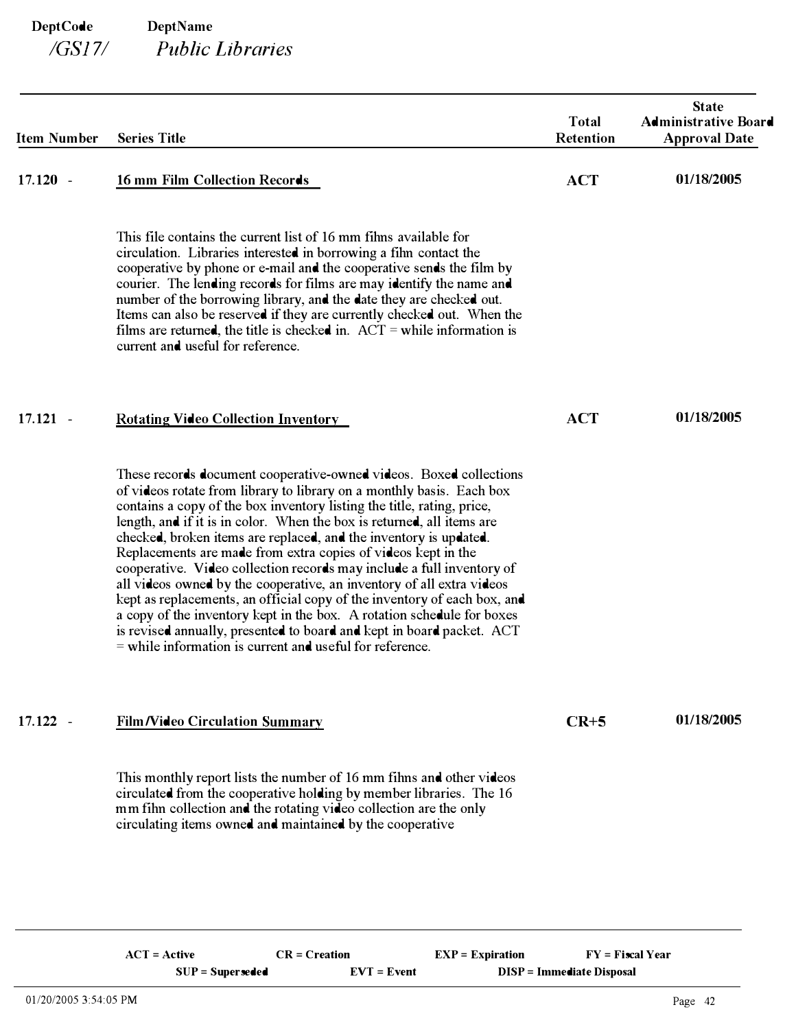**DeptCode** **DeptName**

*/GS17/* *Public Libraries*

| Item Number | Series Title | Total Retention | State Administrative Board Approval Date |
|---|---|---|---|
| 17.120 - | 16 mm Film Collection Records | ACT | 01/18/2005 |
| | This file contains the current list of 16 mm films available for circulation. Libraries interested in borrowing a film contact the cooperative by phone or e-mail and the cooperative sends the film by courier. The lending records for films are may identify the name and number of the borrowing library, and the date they are checked out. Items can also be reserved if they are currently checked out. When the films are returned, the title is checked in. ACT = while information is current and useful for reference. | | |
| 17.121 - | Rotating Video Collection Inventory | ACT | 01/18/2005 |
| | These records document cooperative-owned videos. Boxed collections of videos rotate from library to library on a monthly basis. Each box contains a copy of the box inventory listing the title, rating, price, length, and if it is in color. When the box is returned, all items are checked, broken items are replaced, and the inventory is updated. Replacements are made from extra copies of videos kept in the cooperative. Video collection records may include a full inventory of all videos owned by the cooperative, an inventory of all extra videos kept as replacements, an official copy of the inventory of each box, and a copy of the inventory kept in the box. A rotation schedule for boxes is revised annually, presented to board and kept in board packet. ACT = while information is current and useful for reference. | | |
| 17.122 - | Film/Video Circulation Summary | CR+5 | 01/18/2005 |
| | This monthly report lists the number of 16 mm films and other videos circulated from the cooperative holding by member libraries. The 16 mm film collection and the rotating video collection are the only circulating items owned and maintained by the cooperative | | |

ACT = Active CR = Creation EXP = Expiration FY = Fiscal Year
SUP = Superseded EVT = Event DISP = Immediate Disposal

01/20/2005 3:54:05 PM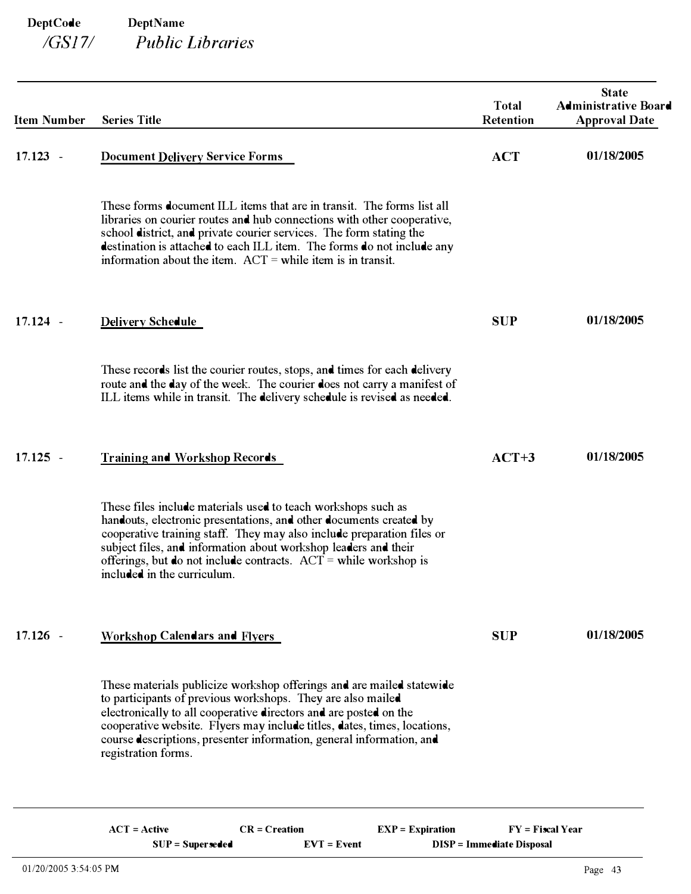**DeptCode** **DeptName**
*/GS17/* *Public Libraries*

| Item Number | Series Title | Total Retention | State Administrative Board Approval Date |
|---|---|---|---|
| 17.123 - | **Document Delivery Service Forms** | **ACT** | **01/18/2005** |
| | These forms document ILL items that are in transit. The forms list all libraries on courier routes and hub connections with other cooperative, school district, and private courier services. The form stating the destination is attached to each ILL item. The forms do not include any information about the item. ACT = while item is in transit. | | |
| 17.124 - | **Delivery Schedule** | **SUP** | **01/18/2005** |
| | These records list the courier routes, stops, and times for each delivery route and the day of the week. The courier does not carry a manifest of ILL items while in transit. The delivery schedule is revised as needed. | | |
| 17.125 - | **Training and Workshop Records** | **ACT+3** | **01/18/2005** |
| | These files include materials used to teach workshops such as handouts, electronic presentations, and other documents created by cooperative training staff. They may also include preparation files or subject files, and information about workshop leaders and their offerings, but do not include contracts. ACT = while workshop is included in the curriculum. | | |
| 17.126 - | **Workshop Calendars and Flyers** | **SUP** | **01/18/2005** |
| | These materials publicize workshop offerings and are mailed statewide to participants of previous workshops. They are also mailed electronically to all cooperative directors and are posted on the cooperative website. Flyers may include titles, dates, times, locations, course descriptions, presenter information, general information, and registration forms. | | |

**ACT = Active** **CR = Creation** **EXP = Expiration** **FY = Fiscal Year**
**SUP = Superseded** **EVT = Event** **DISP = Immediate Disposal**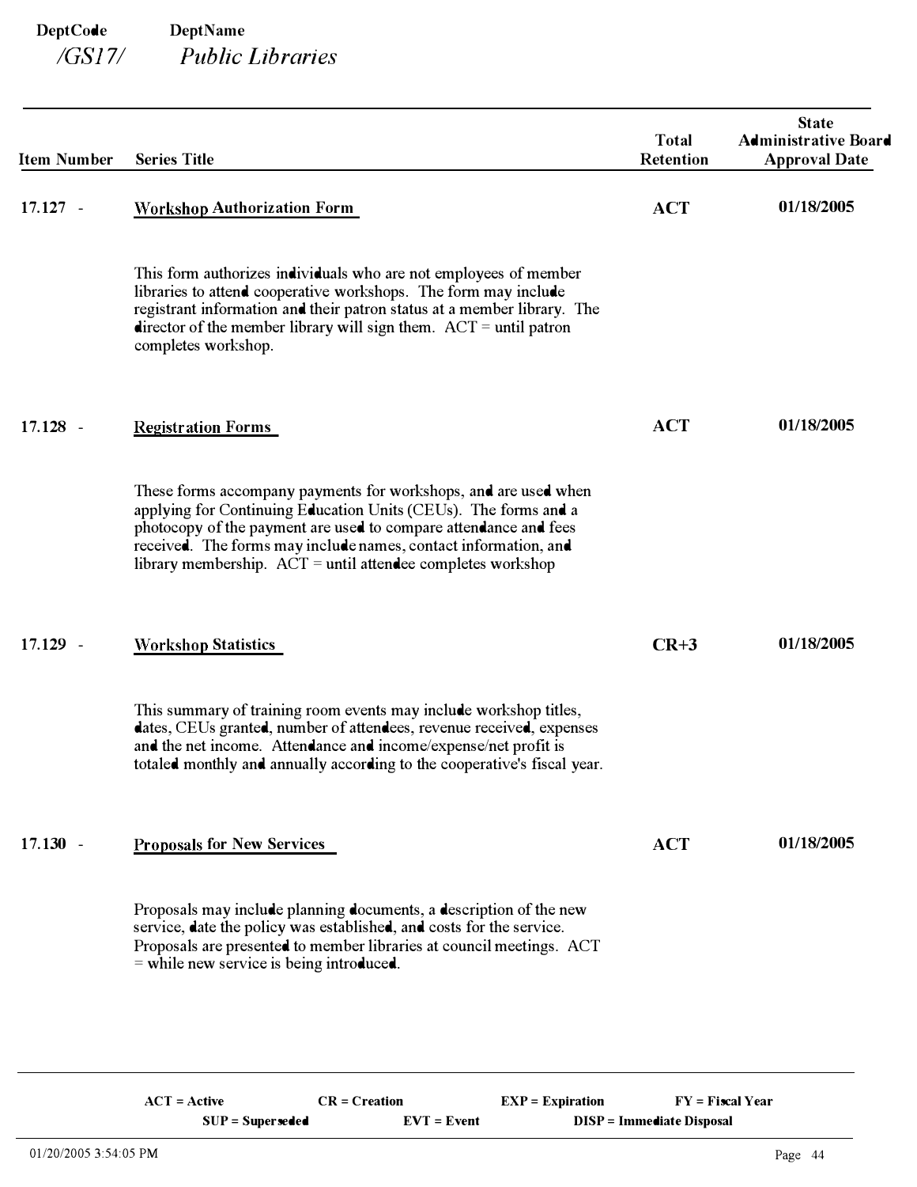**DeptCode** | **DeptName**
*/GS17/* | *Public Libraries*

| Item Number | Series Title | Total Retention | State Administrative Board Approval Date |
|---|---|---|---|
| 17.127 - | **Workshop Authorization Form** | **ACT** | **01/18/2005** |
| | This form authorizes individuals who are not employees of member libraries to attend cooperative workshops. The form may include registrant information and their patron status at a member library. The director of the member library will sign them. ACT = until patron completes workshop. | | |
| 17.128 - | **Registration Forms** | **ACT** | **01/18/2005** |
| | These forms accompany payments for workshops, and are used when applying for Continuing Education Units (CEUs). The forms and a photocopy of the payment are used to compare attendance and fees received. The forms may include names, contact information, and library membership. ACT = until attendee completes workshop | | |
| 17.129 - | **Workshop Statistics** | **CR+3** | **01/18/2005** |
| | This summary of training room events may include workshop titles, dates, CEUs granted, number of attendees, revenue received, expenses and the net income. Attendance and income/expense/net profit is totaled monthly and annually according to the cooperative's fiscal year. | | |
| 17.130 - | **Proposals for New Services** | **ACT** | **01/18/2005** |
| | Proposals may include planning documents, a description of the new service, date the policy was established, and costs for the service. Proposals are presented to member libraries at council meetings. ACT = while new service is being introduced. | | |

**ACT = Active** | **CR = Creation** | **EXP = Expiration** | **FY = Fiscal Year**
**SUP = Superseded** | **EVT = Event** | **DISP = Immediate Disposal**

01/20/2005 3:54:05 PM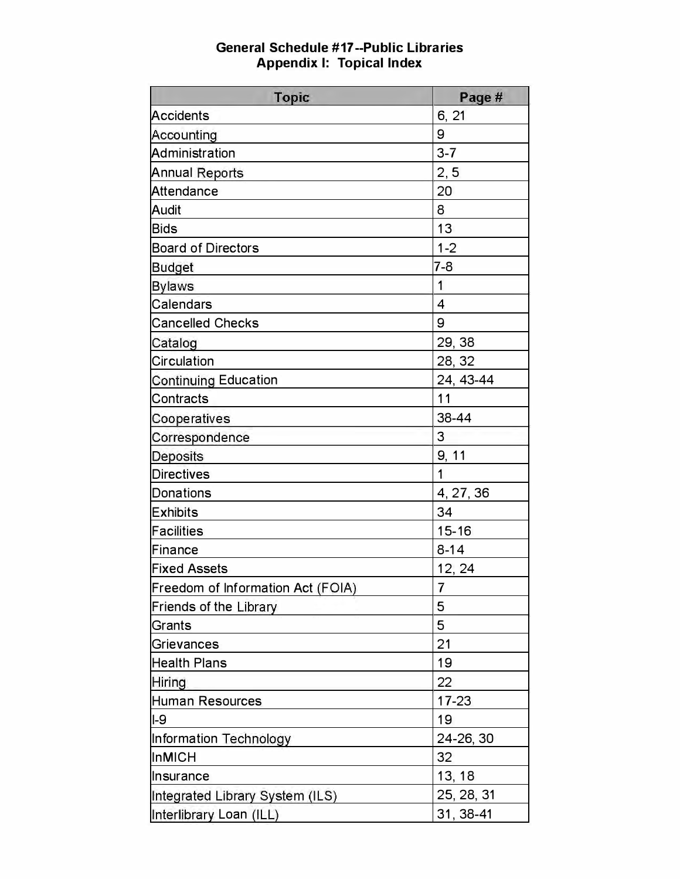# General Schedule #17--Public Libraries
## Appendix I: Topical Index

| Topic | Page # |
|---|---|
| Accidents | 6, 21 |
| Accounting | 9 |
| Administration | 3-7 |
| Annual Reports | 2, 5 |
| Attendance | 20 |
| Audit | 8 |
| Bids | 13 |
| Board of Directors | 1-2 |
| Budget | 7-8 |
| Bylaws | 1 |
| Calendars | 4 |
| Cancelled Checks | 9 |
| Catalog | 29, 38 |
| Circulation | 28, 32 |
| Continuing Education | 24, 43-44 |
| Contracts | 11 |
| Cooperatives | 38-44 |
| Correspondence | 3 |
| Deposits | 9, 11 |
| Directives | 1 |
| Donations | 4, 27, 36 |
| Exhibits | 34 |
| Facilities | 15-16 |
| Finance | 8-14 |
| Fixed Assets | 12, 24 |
| Freedom of Information Act (FOIA) | 7 |
| Friends of the Library | 5 |
| Grants | 5 |
| Grievances | 21 |
| Health Plans | 19 |
| Hiring | 22 |
| Human Resources | 17-23 |
| I-9 | 19 |
| Information Technology | 24-26, 30 |
| InMICH | 32 |
| Insurance | 13, 18 |
| Integrated Library System (ILS) | 25, 28, 31 |
| Interlibrary Loan (ILL) | 31, 38-41 |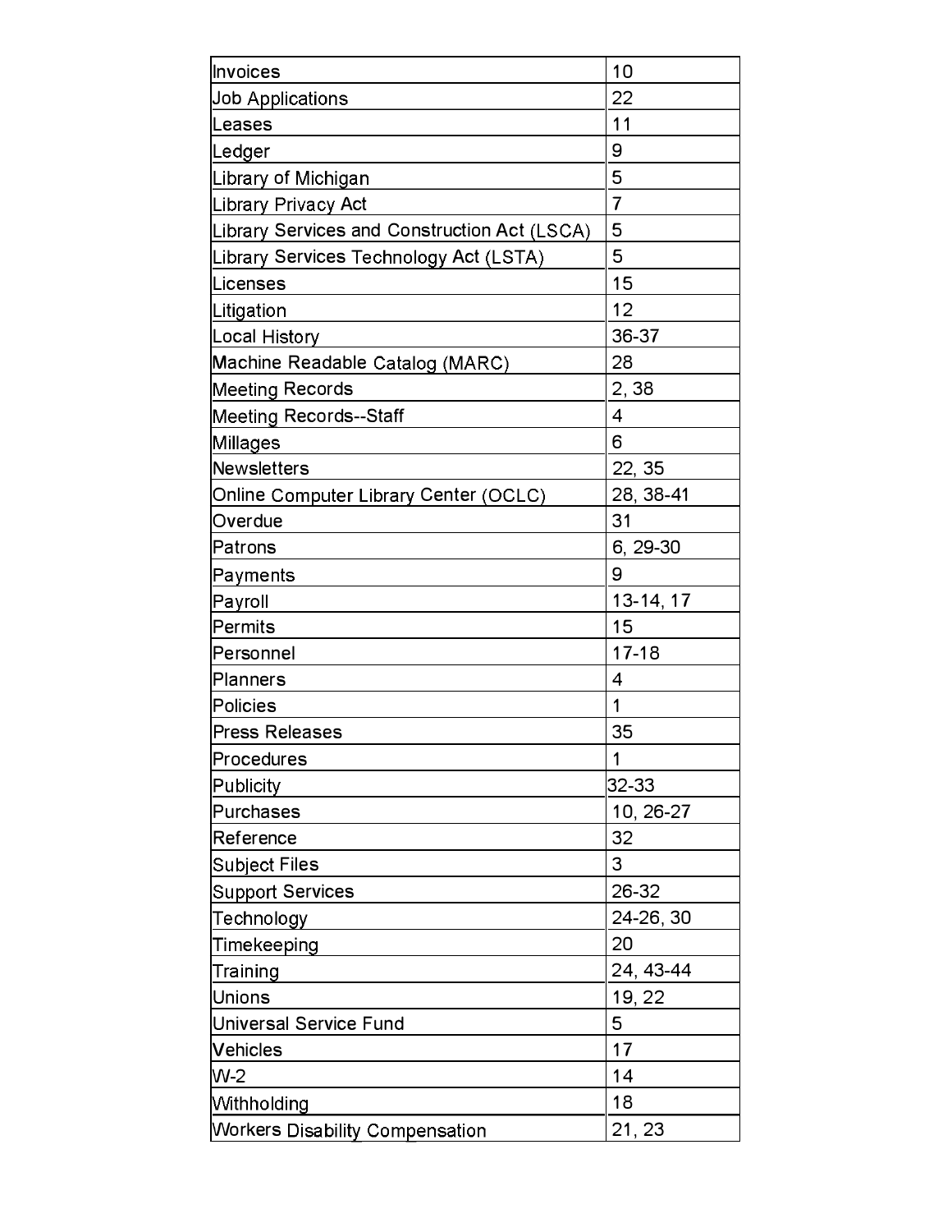| Invoices | 10 |
|---|---|
| Job Applications | 22 |
| Leases | 11 |
| Ledger | 9 |
| Library of Michigan | 5 |
| Library Privacy Act | 7 |
| Library Services and Construction Act (LSCA) | 5 |
| Library Services Technology Act (LSTA) | 5 |
| Licenses | 15 |
| Litigation | 12 |
| Local History | 36-37 |
| Machine Readable Catalog (MARC) | 28 |
| Meeting Records | 2, 38 |
| Meeting Records--Staff | 4 |
| Millages | 6 |
| Newsletters | 22, 35 |
| Online Computer Library Center (OCLC) | 28, 38-41 |
| Overdue | 31 |
| Patrons | 6, 29-30 |
| Payments | 9 |
| Payroll | 13-14, 17 |
| Permits | 15 |
| Personnel | 17-18 |
| Planners | 4 |
| Policies | 1 |
| Press Releases | 35 |
| Procedures | 1 |
| Publicity | 32-33 |
| Purchases | 10, 26-27 |
| Reference | 32 |
| Subject Files | 3 |
| Support Services | 26-32 |
| Technology | 24-26, 30 |
| Timekeeping | 20 |
| Training | 24, 43-44 |
| Unions | 19, 22 |
| Universal Service Fund | 5 |
| Vehicles | 17 |
| W-2 | 14 |
| Withholding | 18 |
| Workers Disability Compensation | 21, 23 |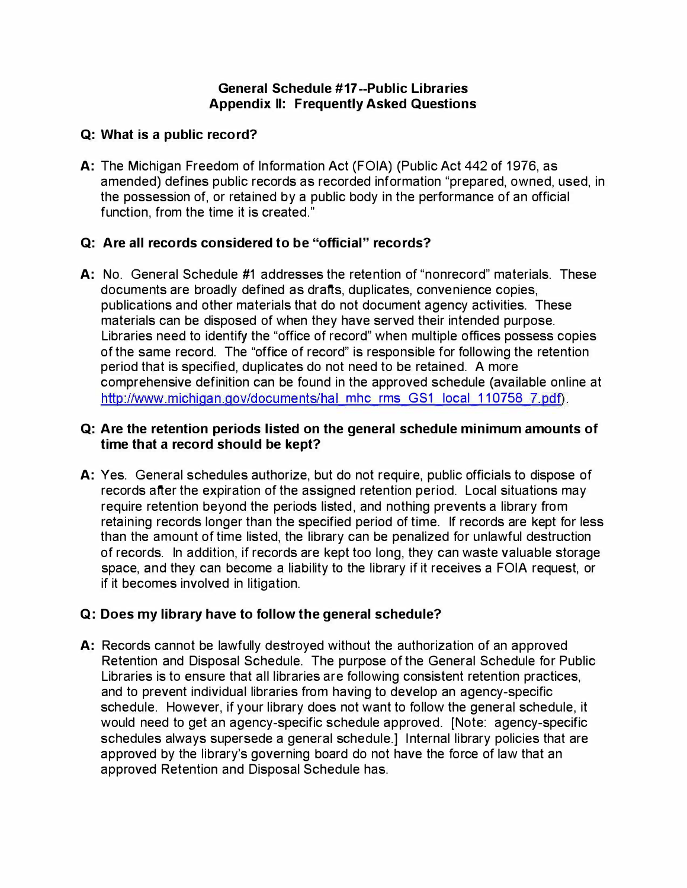## General Schedule #17--Public Libraries
## Appendix II: Frequently Asked Questions

**Q: What is a public record?**

**A:** The Michigan Freedom of Information Act (FOIA) (Public Act 442 of 1976, as amended) defines public records as recorded information "prepared, owned, used, in the possession of, or retained by a public body in the performance of an official function, from the time it is created."

**Q: Are all records considered to be "official" records?**

**A:** No. General Schedule #1 addresses the retention of "nonrecord" materials. These documents are broadly defined as drafts, duplicates, convenience copies, publications and other materials that do not document agency activities. These materials can be disposed of when they have served their intended purpose. Libraries need to identify the "office of record" when multiple offices possess copies of the same record. The "office of record" is responsible for following the retention period that is specified, duplicates do not need to be retained. A more comprehensive definition can be found in the approved schedule (available online at http://www.michigan.gov/documents/hal_mhc_rms_GS1_local_110758_7.pdf).

**Q: Are the retention periods listed on the general schedule minimum amounts of time that a record should be kept?**

**A:** Yes. General schedules authorize, but do not require, public officials to dispose of records after the expiration of the assigned retention period. Local situations may require retention beyond the periods listed, and nothing prevents a library from retaining records longer than the specified period of time. If records are kept for less than the amount of time listed, the library can be penalized for unlawful destruction of records. In addition, if records are kept too long, they can waste valuable storage space, and they can become a liability to the library if it receives a FOIA request, or if it becomes involved in litigation.

**Q: Does my library have to follow the general schedule?**

**A:** Records cannot be lawfully destroyed without the authorization of an approved Retention and Disposal Schedule. The purpose of the General Schedule for Public Libraries is to ensure that all libraries are following consistent retention practices, and to prevent individual libraries from having to develop an agency-specific schedule. However, if your library does not want to follow the general schedule, it would need to get an agency-specific schedule approved. [Note: agency-specific schedules always supersede a general schedule.] Internal library policies that are approved by the library's governing board do not have the force of law that an approved Retention and Disposal Schedule has.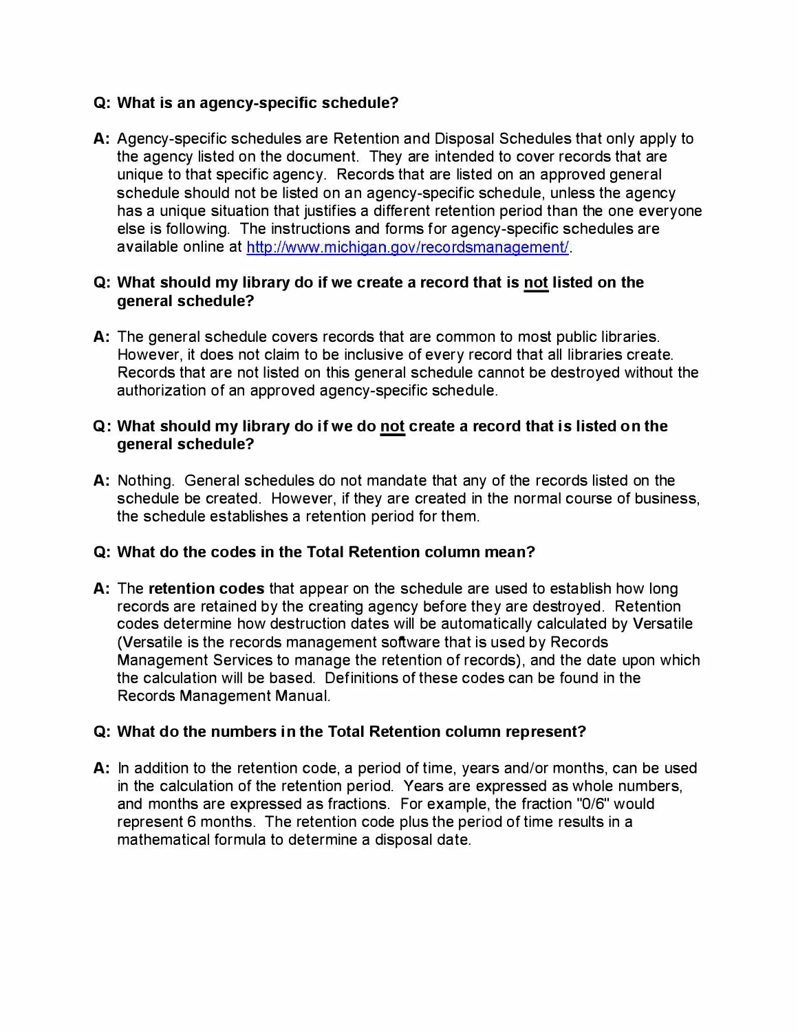**Q: What is an agency-specific schedule?**

**A:** Agency-specific schedules are Retention and Disposal Schedules that only apply to the agency listed on the document. They are intended to cover records that are unique to that specific agency. Records that are listed on an approved general schedule should not be listed on an agency-specific schedule, unless the agency has a unique situation that justifies a different retention period than the one everyone else is following. The instructions and forms for agency-specific schedules are available online at http://www.michigan.gov/recordsmanagement/.

**Q: What should my library do if we create a record that is <u>not</u> listed on the general schedule?**

**A:** The general schedule covers records that are common to most public libraries. However, it does not claim to be inclusive of every record that all libraries create. Records that are not listed on this general schedule cannot be destroyed without the authorization of an approved agency-specific schedule.

**Q: What should my library do if we do <u>not</u> create a record that is listed on the general schedule?**

**A:** Nothing. General schedules do not mandate that any of the records listed on the schedule be created. However, if they are created in the normal course of business, the schedule establishes a retention period for them.

**Q: What do the codes in the Total Retention column mean?**

**A:** The **retention codes** that appear on the schedule are used to establish how long records are retained by the creating agency before they are destroyed. Retention codes determine how destruction dates will be automatically calculated by Versatile (Versatile is the records management software that is used by Records Management Services to manage the retention of records), and the date upon which the calculation will be based. Definitions of these codes can be found in the Records Management Manual.

**Q: What do the numbers in the Total Retention column represent?**

**A:** In addition to the retention code, a period of time, years and/or months, can be used in the calculation of the retention period. Years are expressed as whole numbers, and months are expressed as fractions. For example, the fraction "0/6" would represent 6 months. The retention code plus the period of time results in a mathematical formula to determine a disposal date.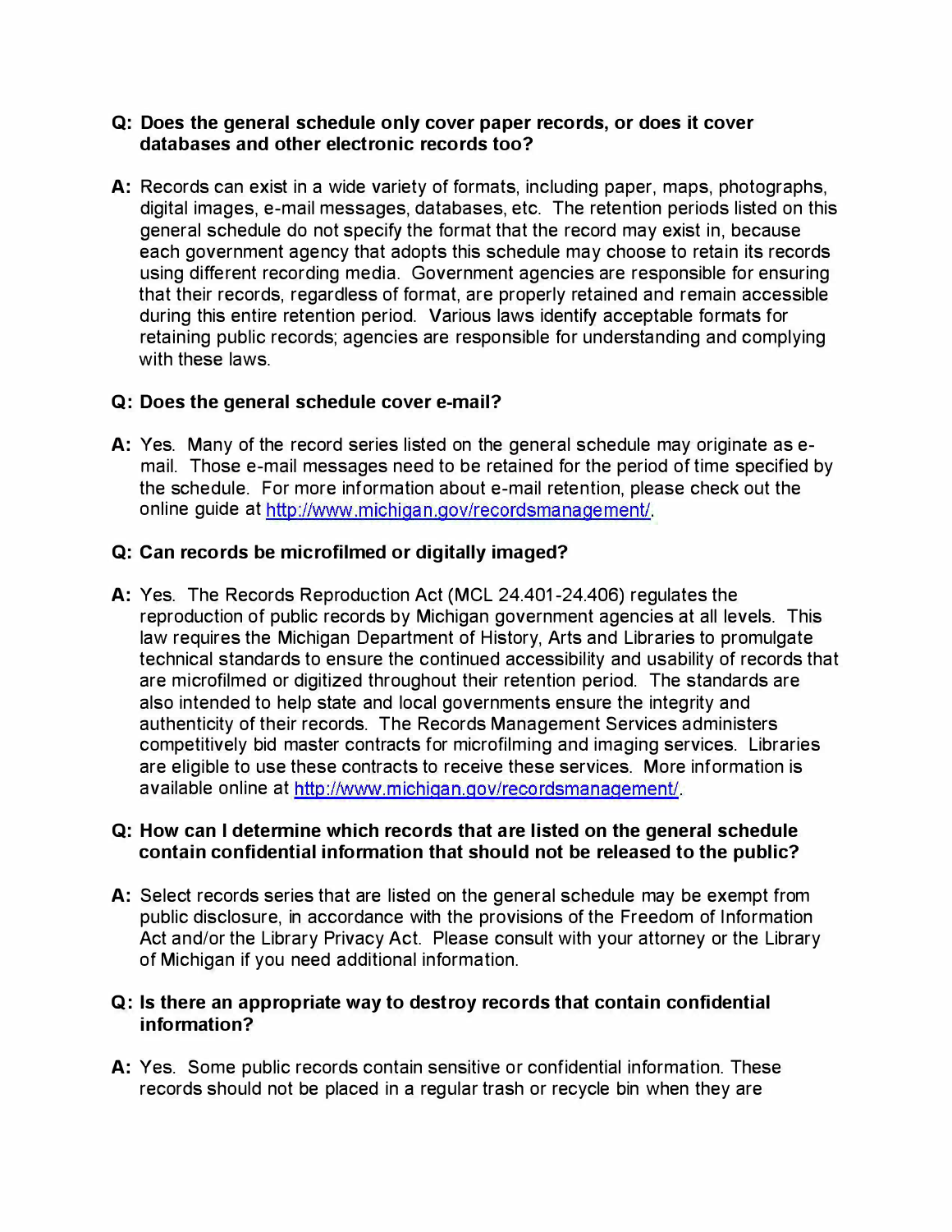**Q: Does the general schedule only cover paper records, or does it cover databases and other electronic records too?**

**A:** Records can exist in a wide variety of formats, including paper, maps, photographs, digital images, e-mail messages, databases, etc. The retention periods listed on this general schedule do not specify the format that the record may exist in, because each government agency that adopts this schedule may choose to retain its records using different recording media. Government agencies are responsible for ensuring that their records, regardless of format, are properly retained and remain accessible during this entire retention period. Various laws identify acceptable formats for retaining public records; agencies are responsible for understanding and complying with these laws.

**Q: Does the general schedule cover e-mail?**

**A:** Yes. Many of the record series listed on the general schedule may originate as e-mail. Those e-mail messages need to be retained for the period of time specified by the schedule. For more information about e-mail retention, please check out the online guide at http://www.michigan.gov/recordsmanagement/.

**Q: Can records be microfilmed or digitally imaged?**

**A:** Yes. The Records Reproduction Act (MCL 24.401-24.406) regulates the reproduction of public records by Michigan government agencies at all levels. This law requires the Michigan Department of History, Arts and Libraries to promulgate technical standards to ensure the continued accessibility and usability of records that are microfilmed or digitized throughout their retention period. The standards are also intended to help state and local governments ensure the integrity and authenticity of their records. The Records Management Services administers competitively bid master contracts for microfilming and imaging services. Libraries are eligible to use these contracts to receive these services. More information is available online at http://www.michigan.gov/recordsmanagement/.

**Q: How can I determine which records that are listed on the general schedule contain confidential information that should not be released to the public?**

**A:** Select records series that are listed on the general schedule may be exempt from public disclosure, in accordance with the provisions of the Freedom of Information Act and/or the Library Privacy Act. Please consult with your attorney or the Library of Michigan if you need additional information.

**Q: Is there an appropriate way to destroy records that contain confidential information?**

**A:** Yes. Some public records contain sensitive or confidential information. These records should not be placed in a regular trash or recycle bin when they are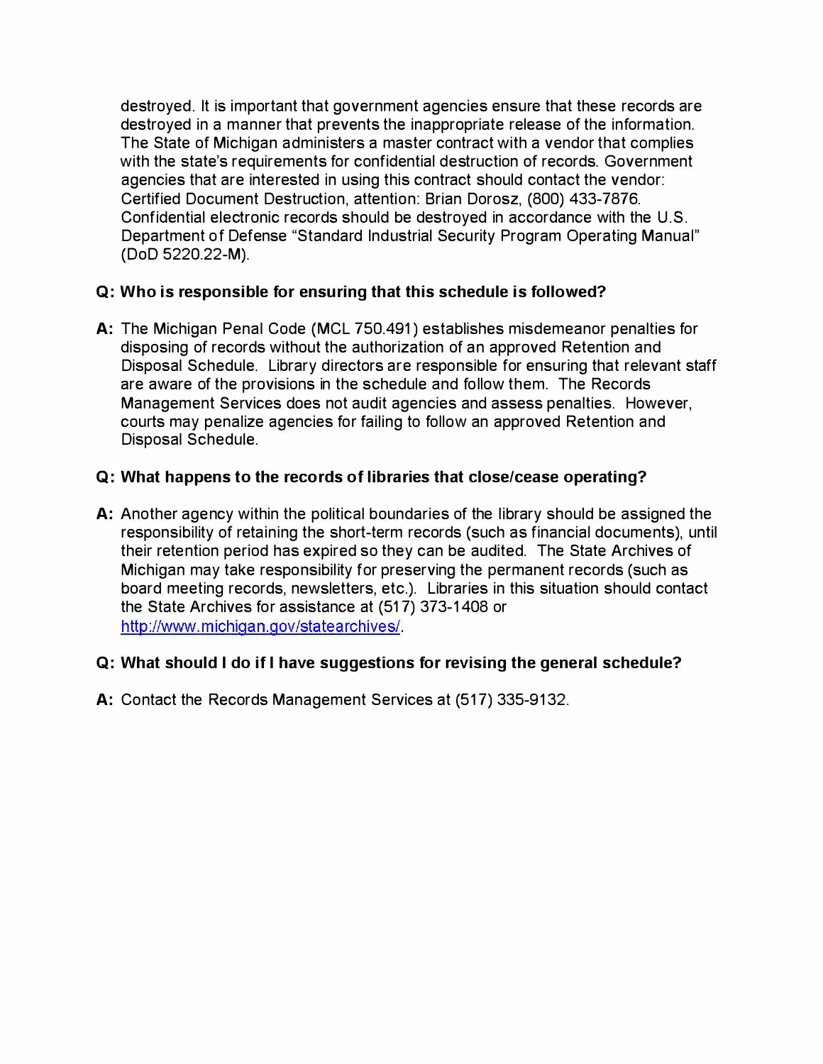destroyed. It is important that government agencies ensure that these records are destroyed in a manner that prevents the inappropriate release of the information. The State of Michigan administers a master contract with a vendor that complies with the state's requirements for confidential destruction of records. Government agencies that are interested in using this contract should contact the vendor: Certified Document Destruction, attention: Brian Dorosz, (800) 433-7876. Confidential electronic records should be destroyed in accordance with the U.S. Department of Defense "Standard Industrial Security Program Operating Manual" (DoD 5220.22-M).

**Q: Who is responsible for ensuring that this schedule is followed?**

**A:** The Michigan Penal Code (MCL 750.491) establishes misdemeanor penalties for disposing of records without the authorization of an approved Retention and Disposal Schedule. Library directors are responsible for ensuring that relevant staff are aware of the provisions in the schedule and follow them. The Records Management Services does not audit agencies and assess penalties. However, courts may penalize agencies for failing to follow an approved Retention and Disposal Schedule.

**Q: What happens to the records of libraries that close/cease operating?**

**A:** Another agency within the political boundaries of the library should be assigned the responsibility of retaining the short-term records (such as financial documents), until their retention period has expired so they can be audited. The State Archives of Michigan may take responsibility for preserving the permanent records (such as board meeting records, newsletters, etc.). Libraries in this situation should contact the State Archives for assistance at (517) 373-1408 or http://www.michigan.gov/statearchives/.

**Q: What should I do if I have suggestions for revising the general schedule?**

**A:** Contact the Records Management Services at (517) 335-9132.